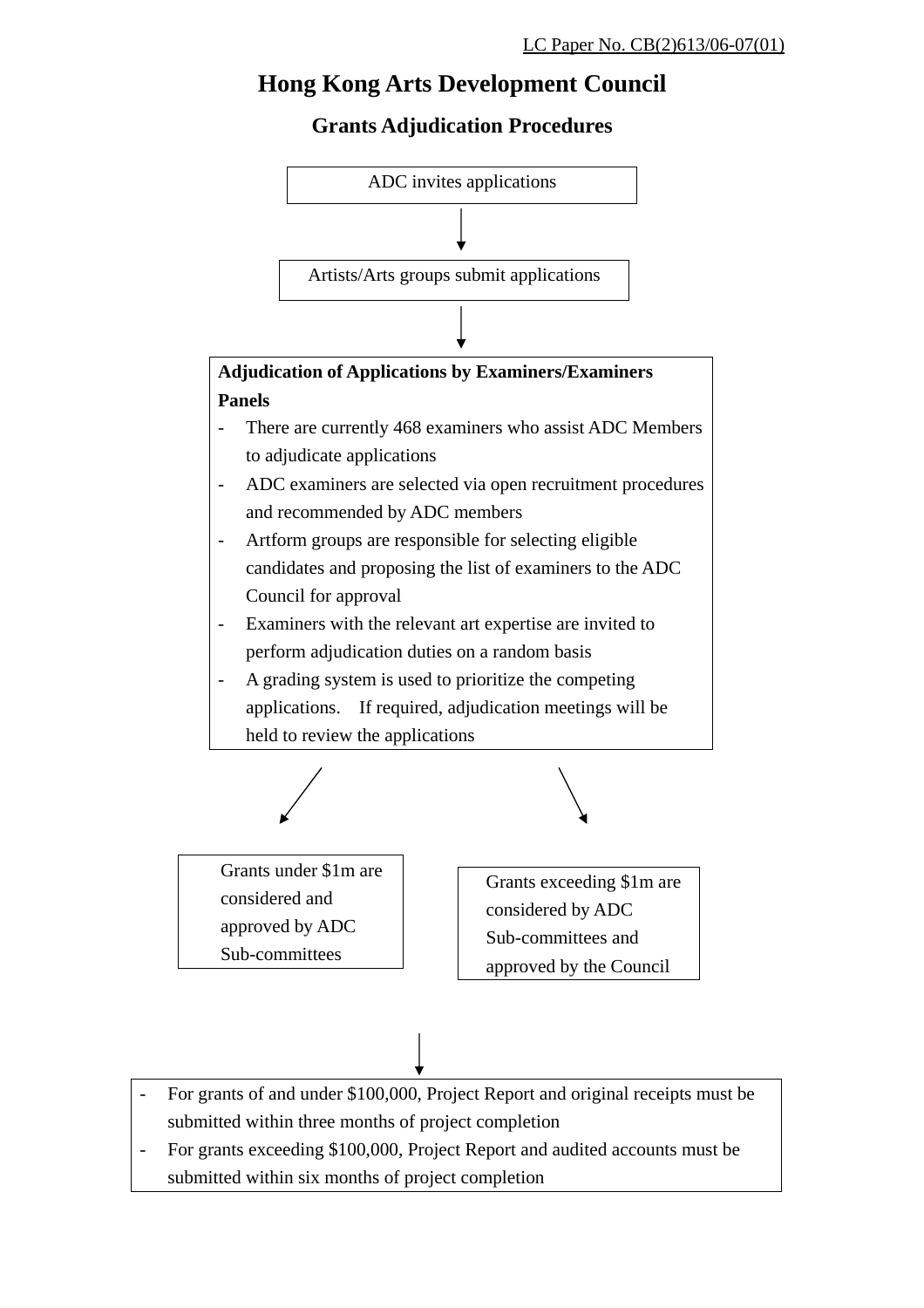LC Paper No. CB(2)613/06-07(01)

# Hong Kong Arts Development Council

## Grants Adjudication Procedures

ADC invites applications

↓

Artists/Arts groups submit applications

↓

**Adjudication of Applications by Examiners/Examiners Panels**

- There are currently 468 examiners who assist ADC Members to adjudicate applications
- ADC examiners are selected via open recruitment procedures and recommended by ADC members
- Artform groups are responsible for selecting eligible candidates and proposing the list of examiners to the ADC Council for approval
- Examiners with the relevant art expertise are invited to perform adjudication duties on a random basis
- A grading system is used to prioritize the competing applications. If required, adjudication meetings will be held to review the applications

↙ ↘

Grants under $1m are considered and approved by ADC Sub-committees

Grants exceeding $1m are considered by ADC Sub-committees and approved by the Council

↓

- For grants of and under $100,000, Project Report and original receipts must be submitted within three months of project completion
- For grants exceeding $100,000, Project Report and audited accounts must be submitted within six months of project completion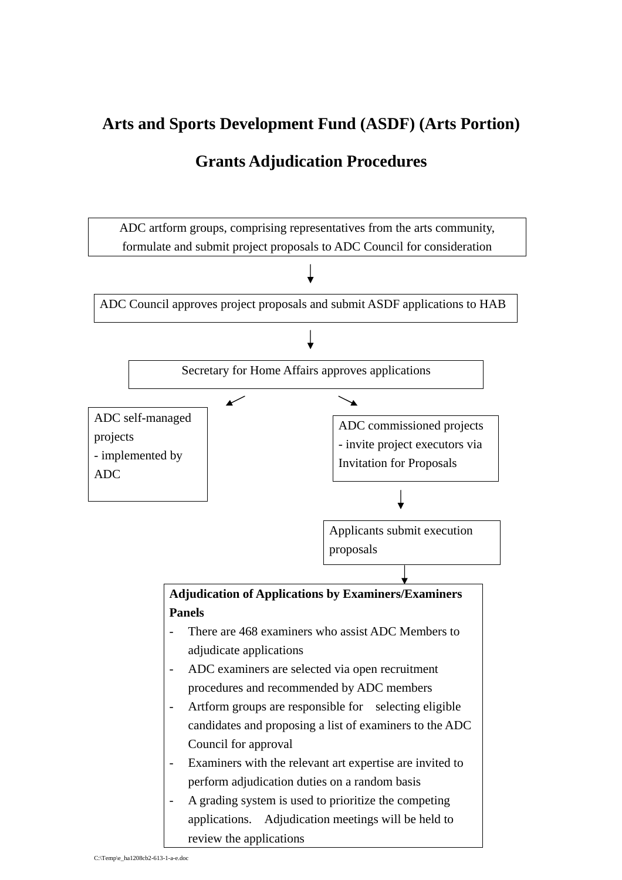# Arts and Sports Development Fund (ASDF) (Arts Portion)

## Grants Adjudication Procedures

ADC artform groups, comprising representatives from the arts community, formulate and submit project proposals to ADC Council for consideration

↓

ADC Council approves project proposals and submit ASDF applications to HAB

↓

Secretary for Home Affairs approves applications

↙ ↘

ADC self-managed projects
- implemented by ADC

ADC commissioned projects
- invite project executors via Invitation for Proposals

↓

Applicants submit execution proposals

↓

**Adjudication of Applications by Examiners/Examiners Panels**

- There are 468 examiners who assist ADC Members to adjudicate applications
- ADC examiners are selected via open recruitment procedures and recommended by ADC members
- Artform groups are responsible for selecting eligible candidates and proposing a list of examiners to the ADC Council for approval
- Examiners with the relevant art expertise are invited to perform adjudication duties on a random basis
- A grading system is used to prioritize the competing applications. Adjudication meetings will be held to review the applications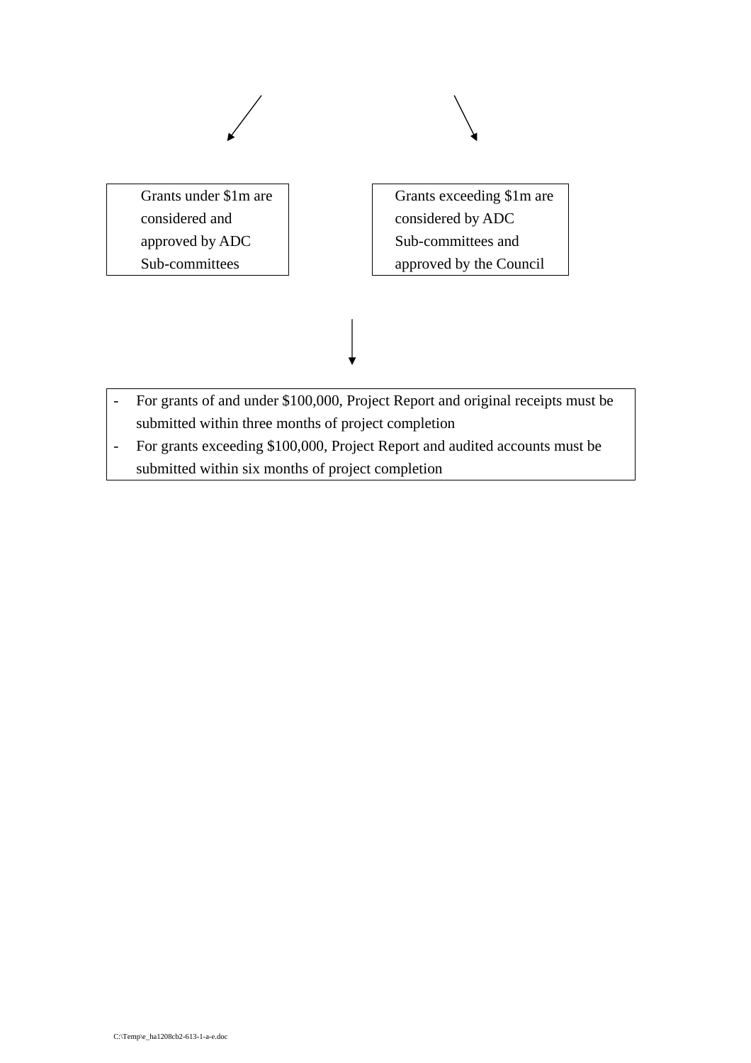Grants under $1m are considered and approved by ADC Sub-committees

Grants exceeding $1m are considered by ADC Sub-committees and approved by the Council

- For grants of and under $100,000, Project Report and original receipts must be submitted within three months of project completion
- For grants exceeding $100,000, Project Report and audited accounts must be submitted within six months of project completion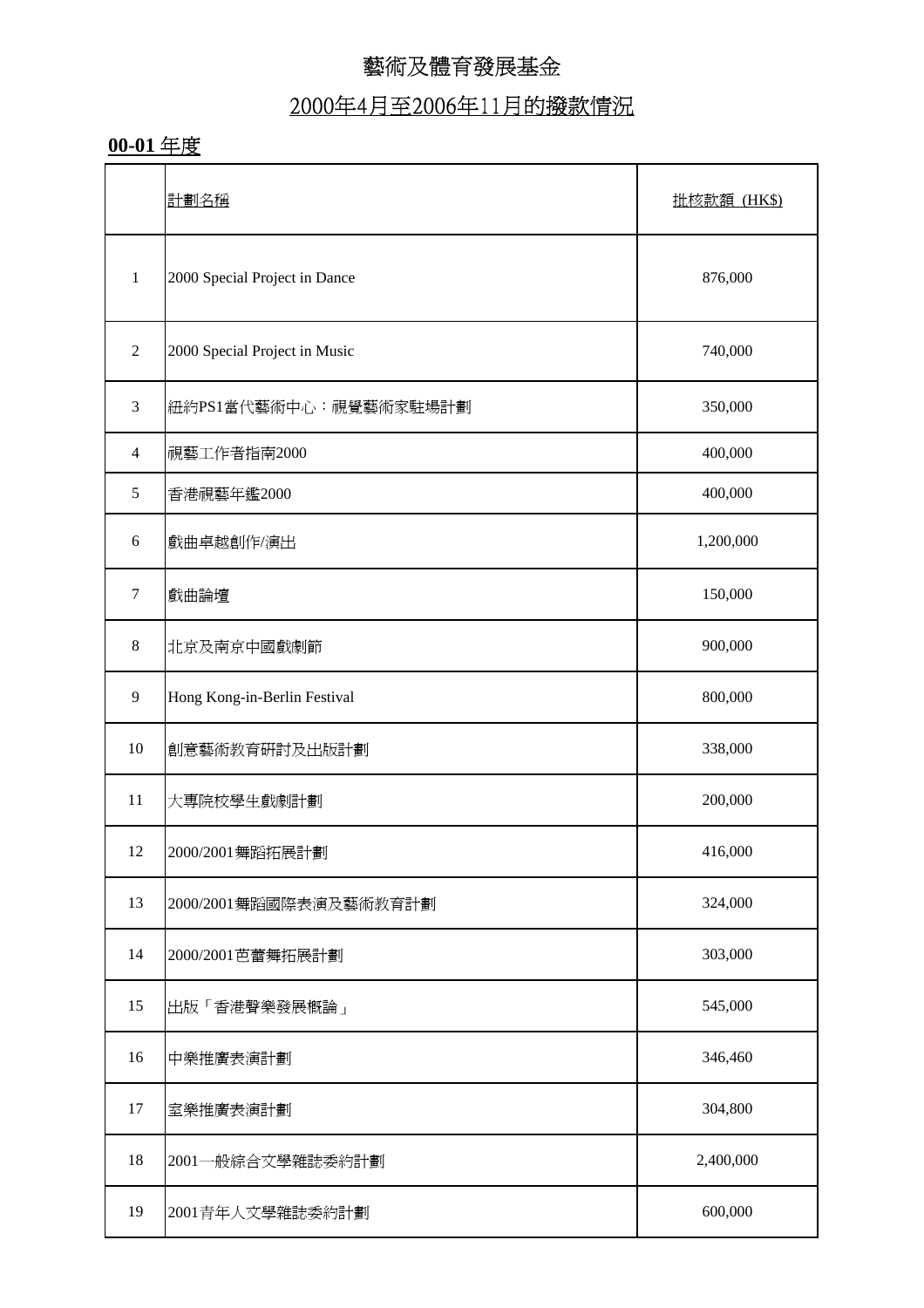# 藝術及體育發展基金

## 2000年4月至2006年11月的撥款情況

### **00-01** 年度

| | 計劃名稱 | 批核款額 (HK$) |
|---|---|---|
| 1 | 2000 Special Project in Dance | 876,000 |
| 2 | 2000 Special Project in Music | 740,000 |
| 3 | 紐約PS1當代藝術中心：視覺藝術家駐場計劃 | 350,000 |
| 4 | 視藝工作者指南2000 | 400,000 |
| 5 | 香港視藝年鑑2000 | 400,000 |
| 6 | 戲曲卓越創作/演出 | 1,200,000 |
| 7 | 戲曲論壇 | 150,000 |
| 8 | 北京及南京中國戲劇節 | 900,000 |
| 9 | Hong Kong-in-Berlin Festival | 800,000 |
| 10 | 創意藝術教育研討及出版計劃 | 338,000 |
| 11 | 大專院校學生戲劇計劃 | 200,000 |
| 12 | 2000/2001舞蹈拓展計劃 | 416,000 |
| 13 | 2000/2001舞蹈國際表演及藝術教育計劃 | 324,000 |
| 14 | 2000/2001芭蕾舞拓展計劃 | 303,000 |
| 15 | 出版「香港聲樂發展概論」 | 545,000 |
| 16 | 中樂推廣表演計劃 | 346,460 |
| 17 | 室樂推廣表演計劃 | 304,800 |
| 18 | 2001一般綜合文學雜誌委約計劃 | 2,400,000 |
| 19 | 2001青年人文學雜誌委約計劃 | 600,000 |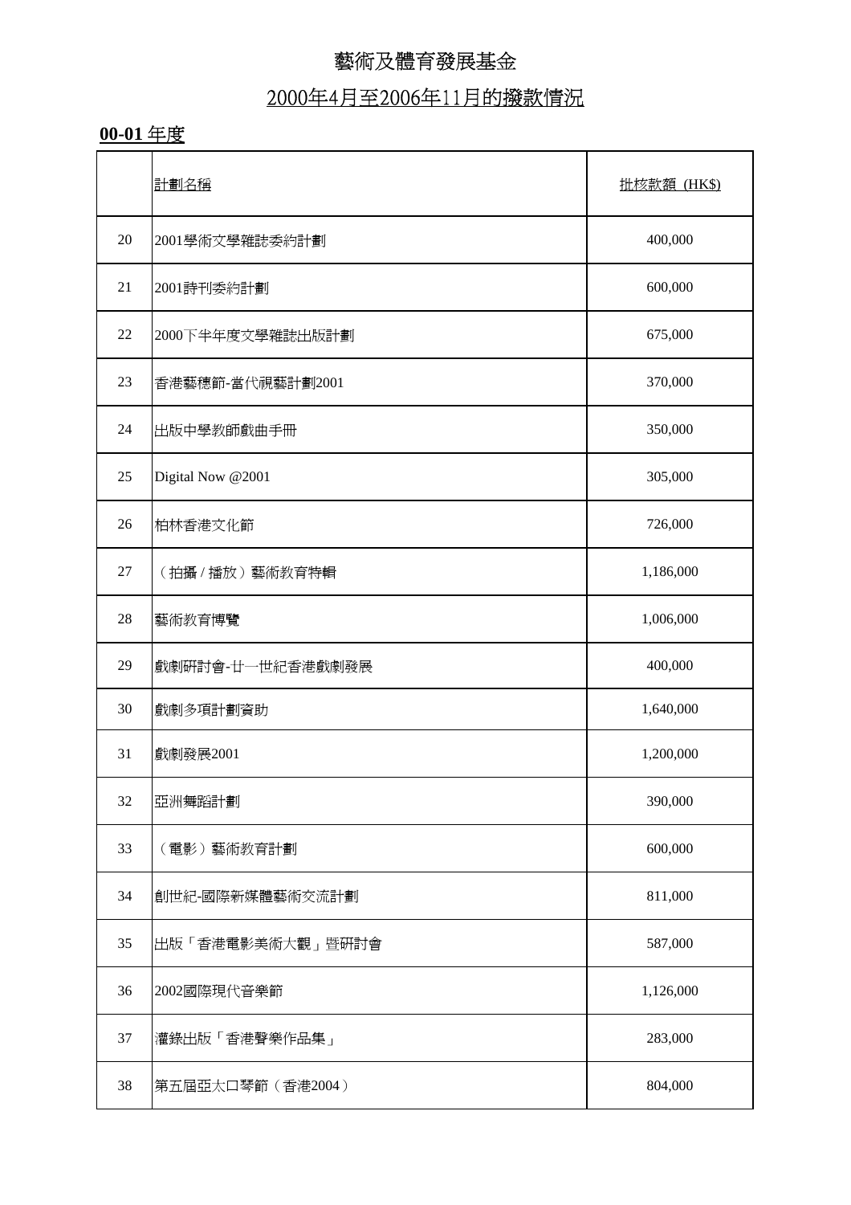# 藝術及體育發展基金

## 2000年4月至2006年11月的撥款情況

### **00-01** 年度

| | 計劃名稱 | 批核款額 (HK$) |
|---|---|---|
| 20 | 2001學術文學雜誌委約計劃 | 400,000 |
| 21 | 2001詩刊委約計劃 | 600,000 |
| 22 | 2000下半年度文學雜誌出版計劃 | 675,000 |
| 23 | 香港藝穗節-當代視藝計劃2001 | 370,000 |
| 24 | 出版中學教師戲曲手冊 | 350,000 |
| 25 | Digital Now @2001 | 305,000 |
| 26 | 柏林香港文化節 | 726,000 |
| 27 | （拍攝 / 播放）藝術教育特輯 | 1,186,000 |
| 28 | 藝術教育博覽 | 1,006,000 |
| 29 | 戲劇研討會-廿一世紀香港戲劇發展 | 400,000 |
| 30 | 戲劇多項計劃資助 | 1,640,000 |
| 31 | 戲劇發展2001 | 1,200,000 |
| 32 | 亞洲舞蹈計劃 | 390,000 |
| 33 | （電影）藝術教育計劃 | 600,000 |
| 34 | 創世紀-國際新媒體藝術交流計劃 | 811,000 |
| 35 | 出版「香港電影美術大觀」暨研討會 | 587,000 |
| 36 | 2002國際現代音樂節 | 1,126,000 |
| 37 | 灌錄出版「香港聲樂作品集」 | 283,000 |
| 38 | 第五屆亞太口琴節（香港2004） | 804,000 |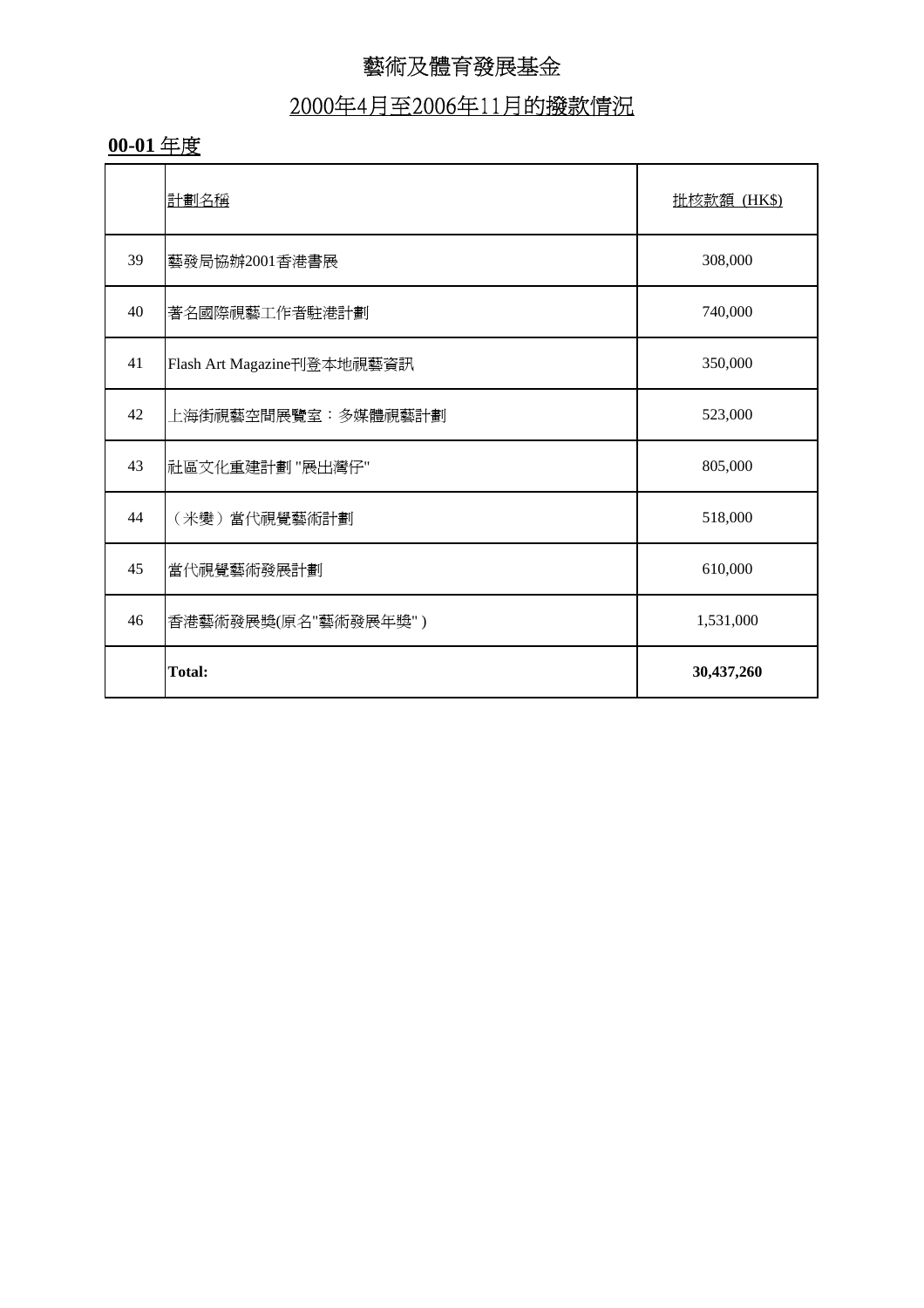# 藝術及體育發展基金

## 2000年4月至2006年11月的撥款情況

### 00-01 年度

| | 計劃名稱 | 批核款額 (HK$) |
|---|---|---|
| 39 | 藝發局協辦2001香港書展 | 308,000 |
| 40 | 著名國際視藝工作者駐港計劃 | 740,000 |
| 41 | Flash Art Magazine刊登本地視藝資訊 | 350,000 |
| 42 | 上海街視藝空間展覽室：多媒體視藝計劃 | 523,000 |
| 43 | 社區文化重建計劃 "展出灣仔" | 805,000 |
| 44 | （米變）當代視覺藝術計劃 | 518,000 |
| 45 | 當代視覺藝術發展計劃 | 610,000 |
| 46 | 香港藝術發展獎(原名"藝術發展年獎" ) | 1,531,000 |
| | **Total:** | **30,437,260** |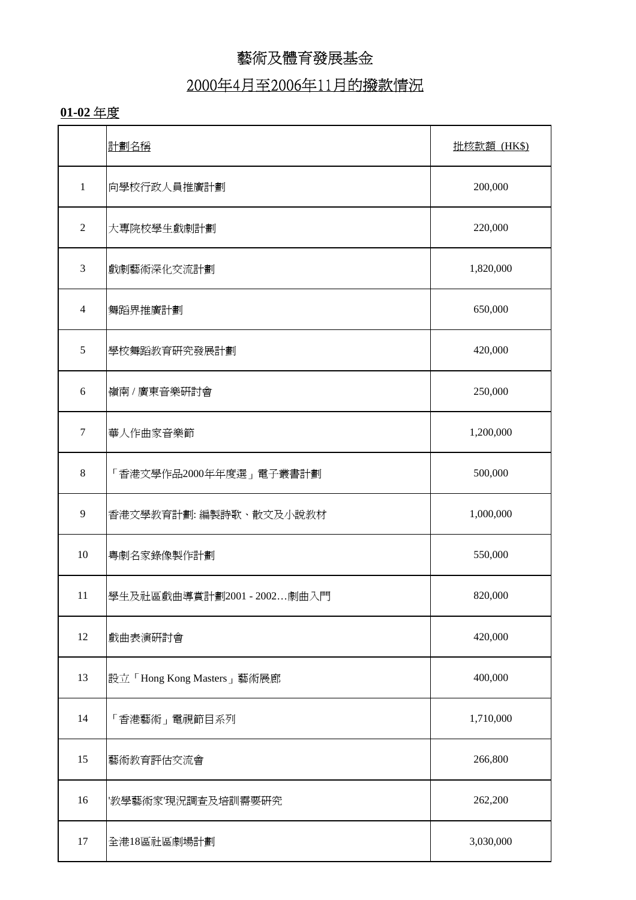# 藝術及體育發展基金

## 2000年4月至2006年11月的撥款情況

**01-02** 年度

| | 計劃名稱 | 批核款額 (HK$) |
|---|---|---|
| 1 | 向學校行政人員推廣計劃 | 200,000 |
| 2 | 大專院校學生戲劇計劃 | 220,000 |
| 3 | 戲劇藝術深化交流計劃 | 1,820,000 |
| 4 | 舞蹈界推廣計劃 | 650,000 |
| 5 | 學校舞蹈教育研究發展計劃 | 420,000 |
| 6 | 嶺南 / 廣東音樂研討會 | 250,000 |
| 7 | 華人作曲家音樂節 | 1,200,000 |
| 8 | 「香港文學作品2000年年度選」電子叢書計劃 | 500,000 |
| 9 | 香港文學教育計劃: 編製詩歌、散文及小說教材 | 1,000,000 |
| 10 | 粵劇名家錄像製作計劃 | 550,000 |
| 11 | 學生及社區戲曲導賞計劃2001 - 2002…劇曲入門 | 820,000 |
| 12 | 戲曲表演研討會 | 420,000 |
| 13 | 設立「Hong Kong Masters」藝術展廊 | 400,000 |
| 14 | 「香港藝術」電視節目系列 | 1,710,000 |
| 15 | 藝術教育評估交流會 | 266,800 |
| 16 | '教學藝術家'現況調查及培訓需要研究 | 262,200 |
| 17 | 全港18區社區劇場計劃 | 3,030,000 |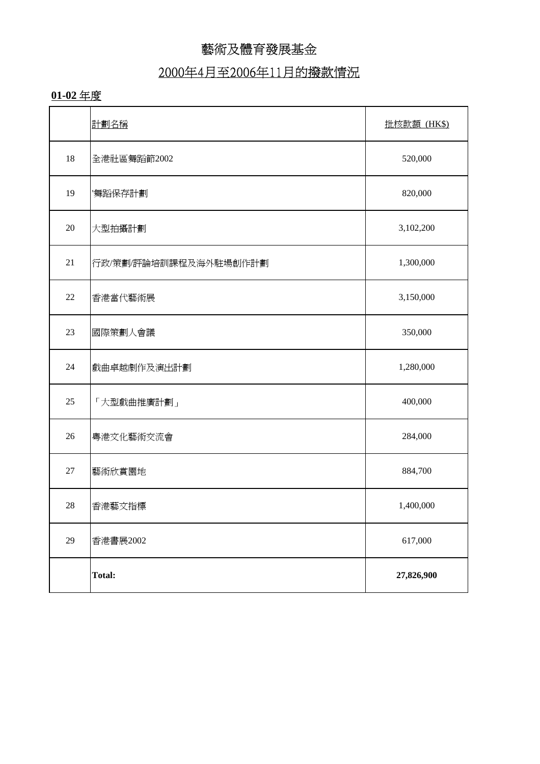# 藝術及體育發展基金

## 2000年4月至2006年11月的撥款情況

**01-02** 年度

| | 計劃名稱 | 批核款額 (HK$) |
|---|---|---|
| 18 | 全港社區舞蹈節2002 | 520,000 |
| 19 | '舞蹈保存計劃 | 820,000 |
| 20 | 大型拍攝計劃 | 3,102,200 |
| 21 | 行政/策劃/評論培訓課程及海外駐場創作計劃 | 1,300,000 |
| 22 | 香港當代藝術展 | 3,150,000 |
| 23 | 國際策劃人會議 | 350,000 |
| 24 | 戲曲卓越劇作及演出計劃 | 1,280,000 |
| 25 | 「大型戲曲推廣計劃」 | 400,000 |
| 26 | 粵港文化藝術交流會 | 284,000 |
| 27 | 藝術欣賞園地 | 884,700 |
| 28 | 香港藝文指標 | 1,400,000 |
| 29 | 香港書展2002 | 617,000 |
| | **Total:** | **27,826,900** |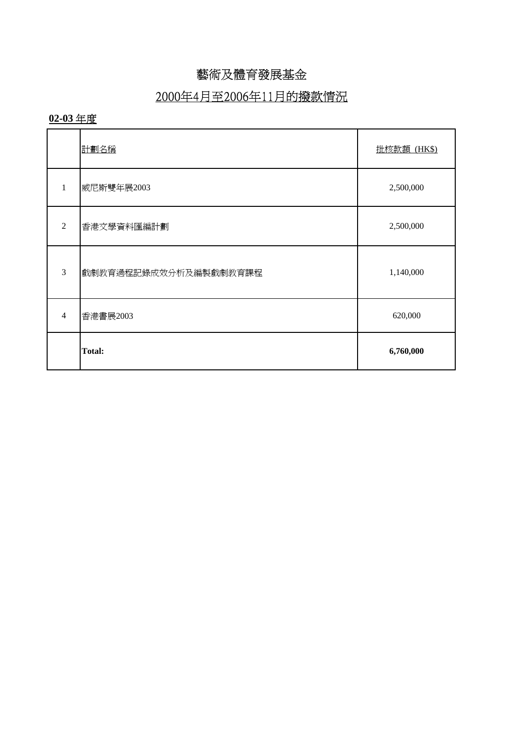# 藝術及體育發展基金

## 2000年4月至2006年11月的撥款情況

**02-03 年度**

| | 計劃名稱 | 批核款額 (HK$) |
|---|---|---|
| 1 | 威尼斯雙年展2003 | 2,500,000 |
| 2 | 香港文學資料匯編計劃 | 2,500,000 |
| 3 | 戲劇教育過程記錄成效分析及編製戲劇教育課程 | 1,140,000 |
| 4 | 香港書展2003 | 620,000 |
| | **Total:** | **6,760,000** |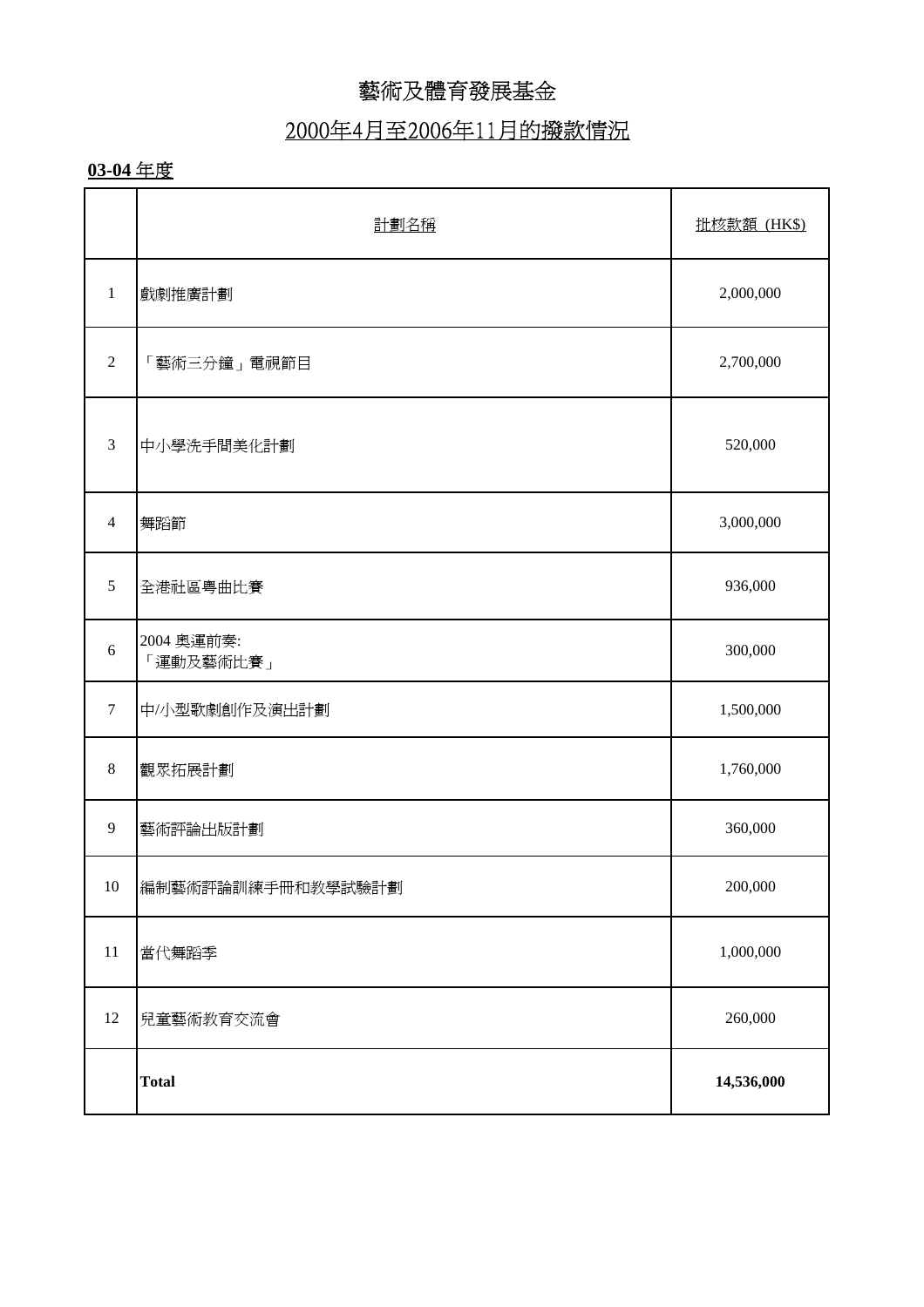# 藝術及體育發展基金

## 2000年4月至2006年11月的撥款情況

**03-04** 年度

| | 計劃名稱 | 批核款額 (HK$) |
|---|---|---|
| 1 | 戲劇推廣計劃 | 2,000,000 |
| 2 | 「藝術三分鐘」電視節目 | 2,700,000 |
| 3 | 中小學洗手間美化計劃 | 520,000 |
| 4 | 舞蹈節 | 3,000,000 |
| 5 | 全港社區粵曲比賽 | 936,000 |
| 6 | 2004 奧運前奏:<br>「運動及藝術比賽」 | 300,000 |
| 7 | 中/小型歌劇創作及演出計劃 | 1,500,000 |
| 8 | 觀眾拓展計劃 | 1,760,000 |
| 9 | 藝術評論出版計劃 | 360,000 |
| 10 | 編制藝術評論訓練手冊和教學試驗計劃 | 200,000 |
| 11 | 當代舞蹈季 | 1,000,000 |
| 12 | 兒童藝術教育交流會 | 260,000 |
| | **Total** | **14,536,000** |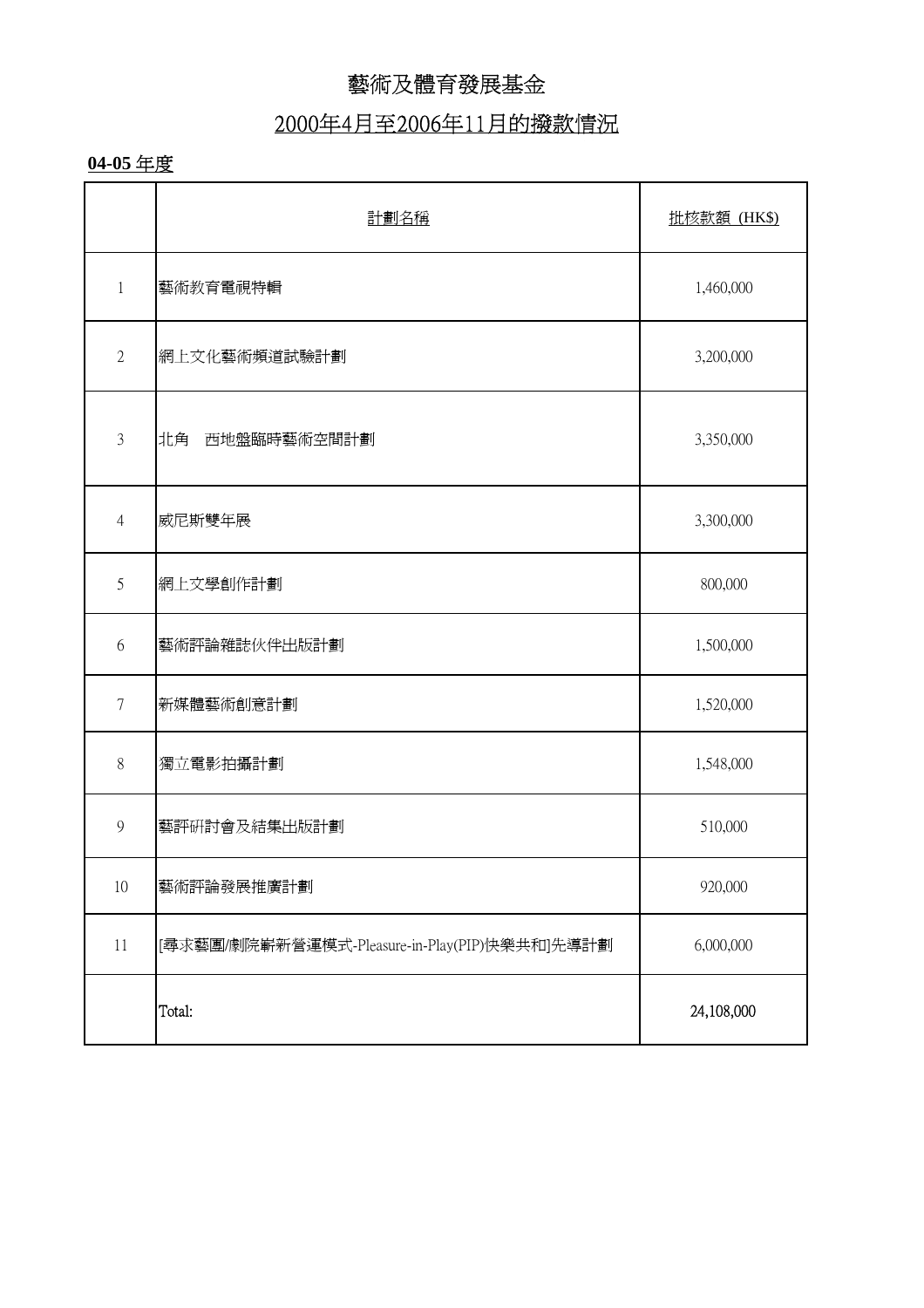# 藝術及體育發展基金

## 2000年4月至2006年11月的撥款情況

**04-05** 年度

| | 計劃名稱 | 批核款額 (HK$) |
|---|---|---|
| 1 | 藝術教育電視特輯 | 1,460,000 |
| 2 | 網上文化藝術頻道試驗計劃 | 3,200,000 |
| 3 | 北角　西地盤臨時藝術空間計劃 | 3,350,000 |
| 4 | 威尼斯雙年展 | 3,300,000 |
| 5 | 網上文學創作計劃 | 800,000 |
| 6 | 藝術評論雜誌伙伴出版計劃 | 1,500,000 |
| 7 | 新媒體藝術創意計劃 | 1,520,000 |
| 8 | 獨立電影拍攝計劃 | 1,548,000 |
| 9 | 藝評研討會及結集出版計劃 | 510,000 |
| 10 | 藝術評論發展推廣計劃 | 920,000 |
| 11 | [尋求藝團/劇院嶄新營運模式-Pleasure-in-Play(PIP)快樂共和]先導計劃 | 6,000,000 |
| | Total: | 24,108,000 |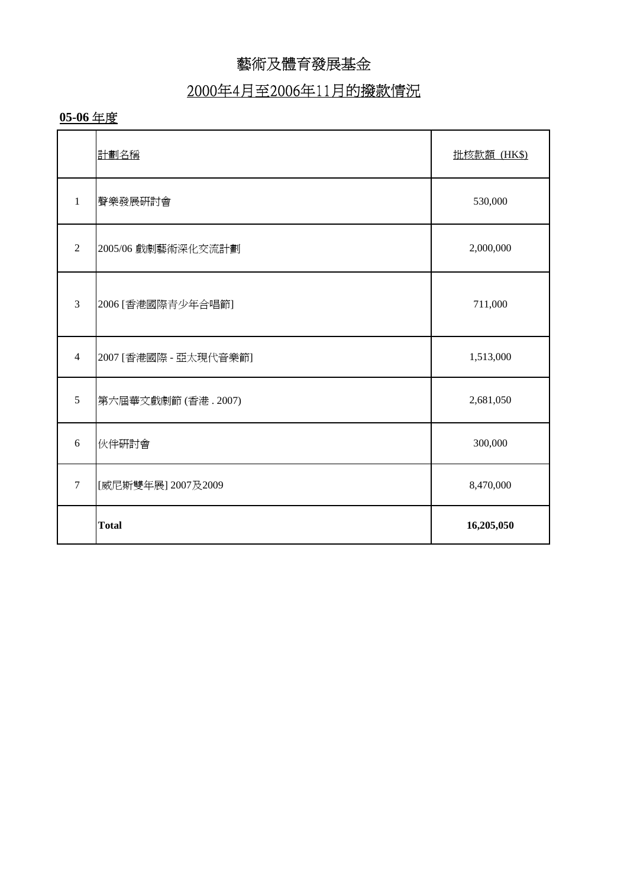# 藝術及體育發展基金

## 2000年4月至2006年11月的撥款情況

**05-06** 年度

| | 計劃名稱 | 批核款額 (HK$) |
|---|---|---|
| 1 | 聲樂發展研討會 | 530,000 |
| 2 | 2005/06 戲劇藝術深化交流計劃 | 2,000,000 |
| 3 | 2006 [香港國際青少年合唱節] | 711,000 |
| 4 | 2007 [香港國際 - 亞太現代音樂節] | 1,513,000 |
| 5 | 第六屆華文戲劇節 (香港 . 2007) | 2,681,050 |
| 6 | 伙伴研討會 | 300,000 |
| 7 | [威尼斯雙年展] 2007及2009 | 8,470,000 |
| | **Total** | **16,205,050** |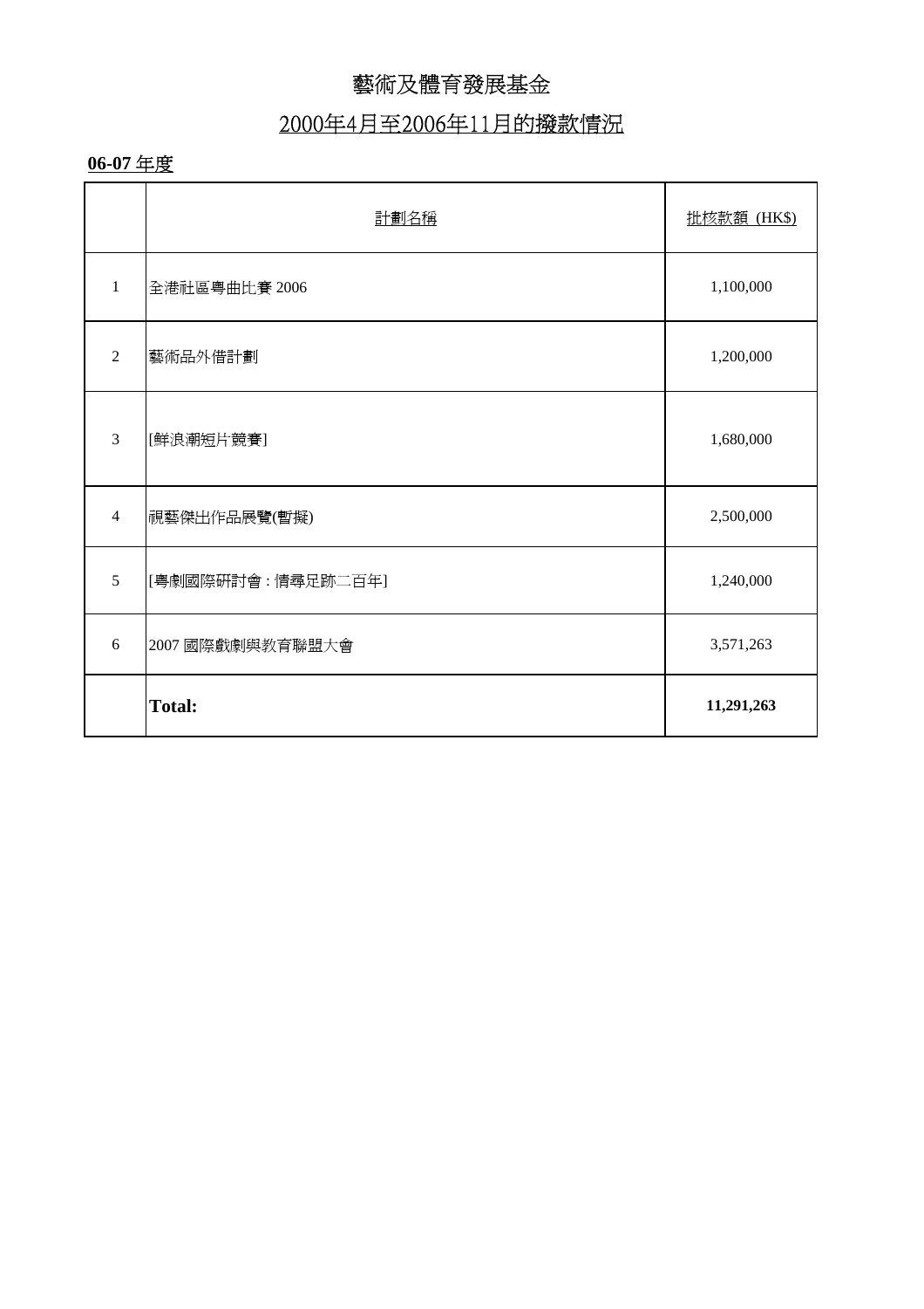# 藝術及體育發展基金

## 2000年4月至2006年11月的撥款情況

**06-07** 年度

| | 計劃名稱 | 批核款額 (HK$) |
|---|---|---|
| 1 | 全港社區粵曲比賽 2006 | 1,100,000 |
| 2 | 藝術品外借計劃 | 1,200,000 |
| 3 | [鮮浪潮短片競賽] | 1,680,000 |
| 4 | 視藝傑出作品展覽(暫擬) | 2,500,000 |
| 5 | [粵劇國際研討會 : 情尋足跡二百年] | 1,240,000 |
| 6 | 2007 國際戲劇與教育聯盟大會 | 3,571,263 |
| | **Total:** | **11,291,263** |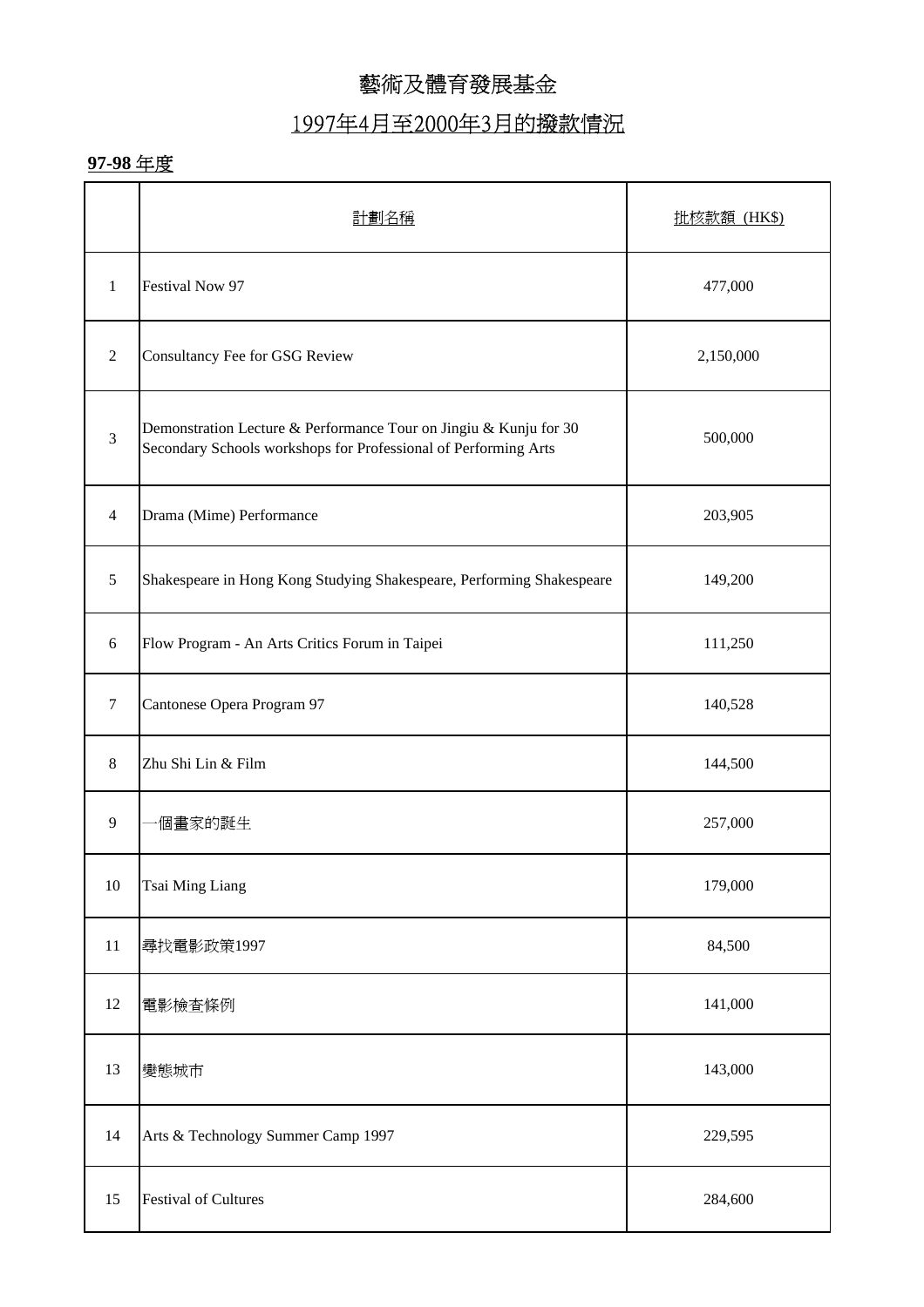# 藝術及體育發展基金

## 1997年4月至2000年3月的撥款情況

**97-98** 年度

| | 計劃名稱 | 批核款額 (HK$) |
|---|---|---|
| 1 | Festival Now 97 | 477,000 |
| 2 | Consultancy Fee for GSG Review | 2,150,000 |
| 3 | Demonstration Lecture & Performance Tour on Jingiu & Kunju for 30 Secondary Schools workshops for Professional of Performing Arts | 500,000 |
| 4 | Drama (Mime) Performance | 203,905 |
| 5 | Shakespeare in Hong Kong Studying Shakespeare, Performing Shakespeare | 149,200 |
| 6 | Flow Program - An Arts Critics Forum in Taipei | 111,250 |
| 7 | Cantonese Opera Program 97 | 140,528 |
| 8 | Zhu Shi Lin & Film | 144,500 |
| 9 | 一個畫家的誕生 | 257,000 |
| 10 | Tsai Ming Liang | 179,000 |
| 11 | 尋找電影政策1997 | 84,500 |
| 12 | 電影檢查條例 | 141,000 |
| 13 | 變態城市 | 143,000 |
| 14 | Arts & Technology Summer Camp 1997 | 229,595 |
| 15 | Festival of Cultures | 284,600 |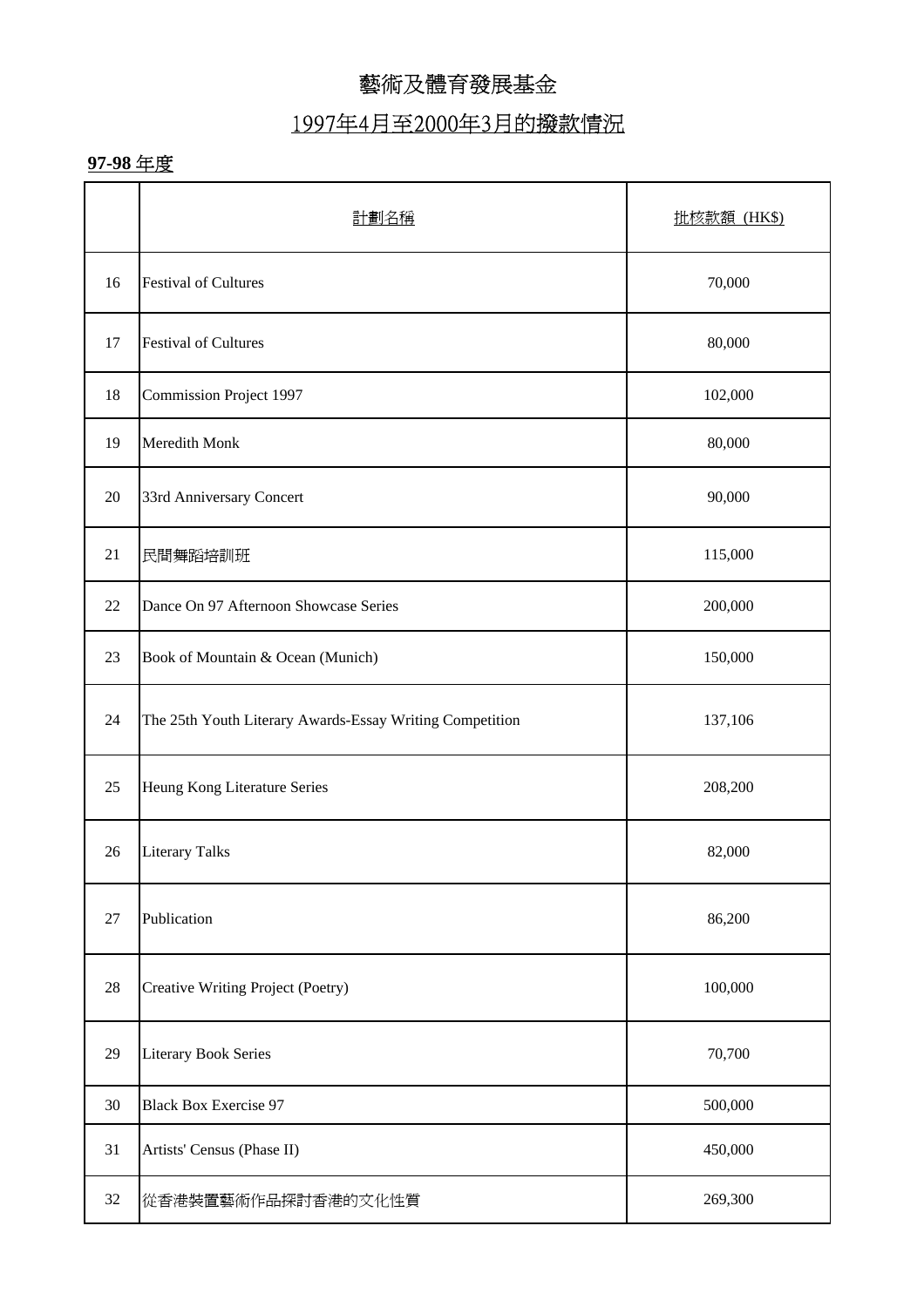# 藝術及體育發展基金

## 1997年4月至2000年3月的撥款情況

**97-98** 年度

| | 計劃名稱 | 批核款額 (HK$) |
|---|---|---|
| 16 | Festival of Cultures | 70,000 |
| 17 | Festival of Cultures | 80,000 |
| 18 | Commission Project 1997 | 102,000 |
| 19 | Meredith Monk | 80,000 |
| 20 | 33rd Anniversary Concert | 90,000 |
| 21 | 民間舞蹈培訓班 | 115,000 |
| 22 | Dance On 97 Afternoon Showcase Series | 200,000 |
| 23 | Book of Mountain & Ocean (Munich) | 150,000 |
| 24 | The 25th Youth Literary Awards-Essay Writing Competition | 137,106 |
| 25 | Heung Kong Literature Series | 208,200 |
| 26 | Literary Talks | 82,000 |
| 27 | Publication | 86,200 |
| 28 | Creative Writing Project (Poetry) | 100,000 |
| 29 | Literary Book Series | 70,700 |
| 30 | Black Box Exercise 97 | 500,000 |
| 31 | Artists' Census (Phase II) | 450,000 |
| 32 | 從香港裝置藝術作品探討香港的文化性質 | 269,300 |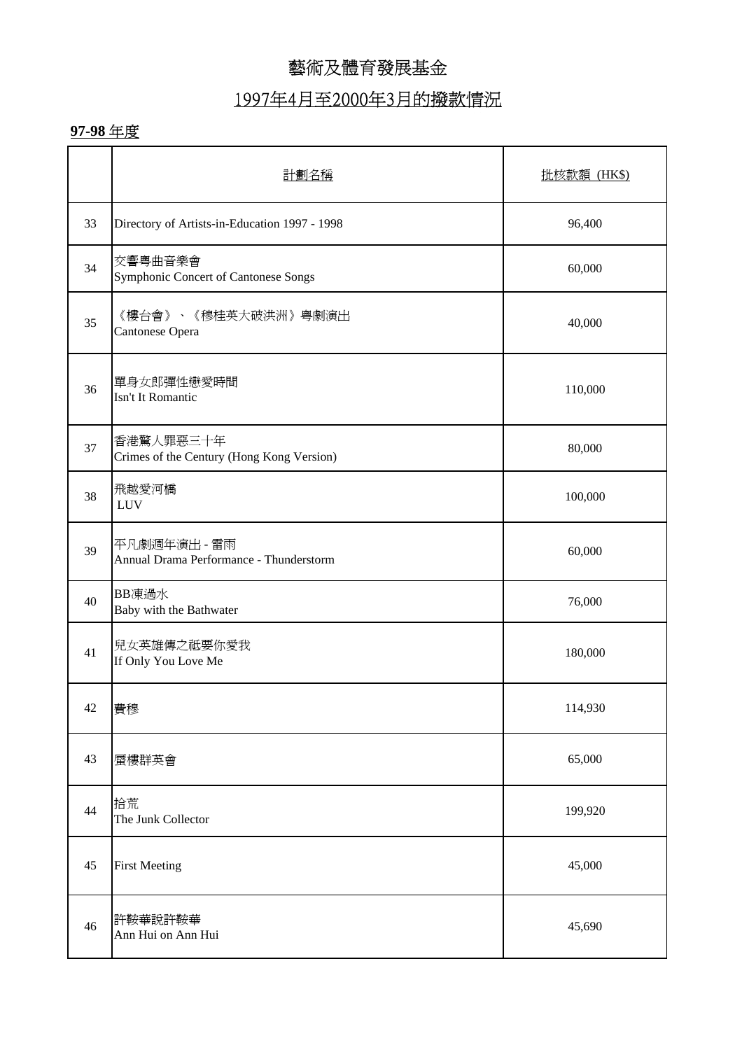# 藝術及體育發展基金

## 1997年4月至2000年3月的撥款情況

**97-98** 年度

| | 計劃名稱 | 批核款額 (HK$) |
|---|---|---|
| 33 | Directory of Artists-in-Education 1997 - 1998 | 96,400 |
| 34 | 交響粵曲音樂會<br>Symphonic Concert of Cantonese Songs | 60,000 |
| 35 | 《樓台會》、《穆桂英大破洪洲》粵劇演出<br>Cantonese Opera | 40,000 |
| 36 | 單身女郎彈性戀愛時間<br>Isn't It Romantic | 110,000 |
| 37 | 香港驚人罪惡三十年<br>Crimes of the Century (Hong Kong Version) | 80,000 |
| 38 | 飛越愛河橋<br>LUV | 100,000 |
| 39 | 平凡劇週年演出 - 雷雨<br>Annual Drama Performance - Thunderstorm | 60,000 |
| 40 | BB凍過水<br>Baby with the Bathwater | 76,000 |
| 41 | 兒女英雄傳之祗要你愛我<br>If Only You Love Me | 180,000 |
| 42 | 費穆 | 114,930 |
| 43 | 蜃樓群英會 | 65,000 |
| 44 | 拾荒<br>The Junk Collector | 199,920 |
| 45 | First Meeting | 45,000 |
| 46 | 許鞍華說許鞍華<br>Ann Hui on Ann Hui | 45,690 |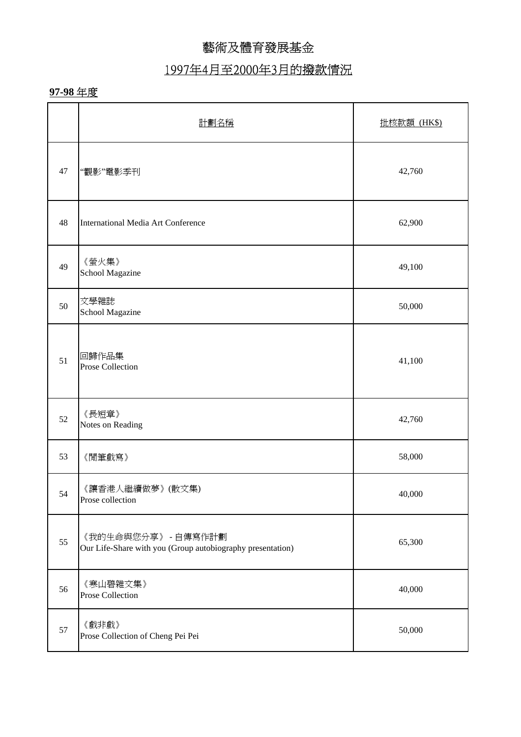# 藝術及體育發展基金

## 1997年4月至2000年3月的撥款情況

**97-98** 年度

| | 計劃名稱 | 批核款額 (HK$) |
|---|---|---|
| 47 | "觀影"電影季刊 | 42,760 |
| 48 | International Media Art Conference | 62,900 |
| 49 | 《螢火集》<br>School Magazine | 49,100 |
| 50 | 文學雜誌<br>School Magazine | 50,000 |
| 51 | 回歸作品集<br>Prose Collection | 41,100 |
| 52 | 《長短章》<br>Notes on Reading | 42,760 |
| 53 | 《閒筆戲寫》 | 58,000 |
| 54 | 《讓香港人繼續做夢》(散文集)<br>Prose collection | 40,000 |
| 55 | 《我的生命與您分享》 - 自傳寫作計劃<br>Our Life-Share with you (Group autobiography presentation) | 65,300 |
| 56 | 《寒山碧雜文集》<br>Prose Collection | 40,000 |
| 57 | 《戲非戲》<br>Prose Collection of Cheng Pei Pei | 50,000 |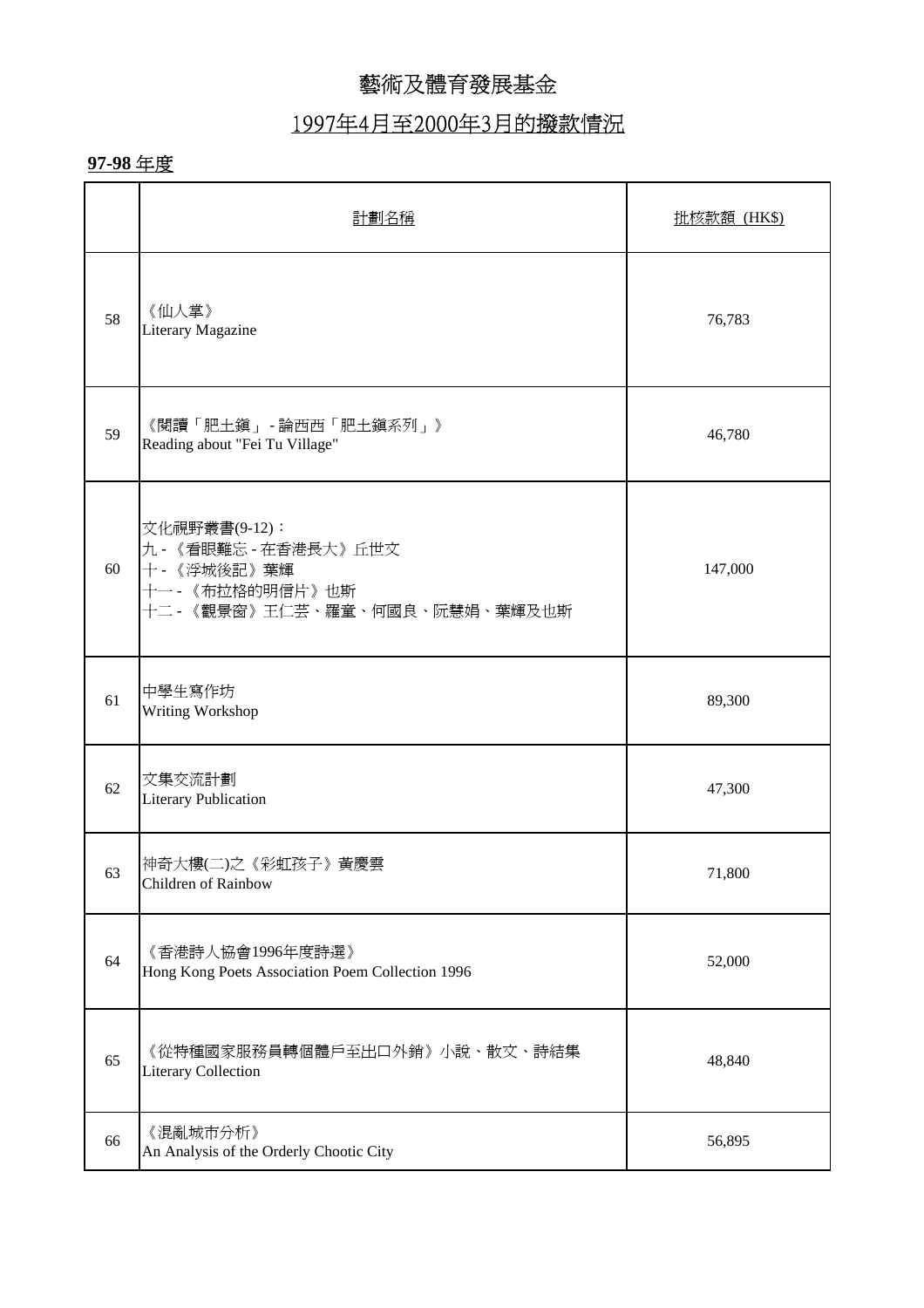# 藝術及體育發展基金

## 1997年4月至2000年3月的撥款情況

**97-98** 年度

| | 計劃名稱 | 批核款額 (HK$) |
|---|---|---|
| 58 | 《仙人掌》<br>Literary Magazine | 76,783 |
| 59 | 《閱讀「肥土鎮」 - 論西西「肥土鎮系列」》<br>Reading about "Fei Tu Village" | 46,780 |
| 60 | 文化視野叢書(9-12)：<br>九 - 《看眼難忘 - 在香港長大》丘世文<br>十 - 《浮城後記》葉輝<br>十一 - 《布拉格的明信片》也斯<br>十二 - 《觀景窗》王仁芸、羅童、何國良、阮慧娟、葉輝及也斯 | 147,000 |
| 61 | 中學生寫作坊<br>Writing Workshop | 89,300 |
| 62 | 文集交流計劃<br>Literary Publication | 47,300 |
| 63 | 神奇大樓(二)之《彩虹孩子》黃慶雲<br>Children of Rainbow | 71,800 |
| 64 | 《香港詩人協會1996年度詩選》<br>Hong Kong Poets Association Poem Collection 1996 | 52,000 |
| 65 | 《從特種國家服務員轉個體戶至出口外銷》小說、散文、詩結集<br>Literary Collection | 48,840 |
| 66 | 《混亂城市分析》<br>An Analysis of the Orderly Chootic City | 56,895 |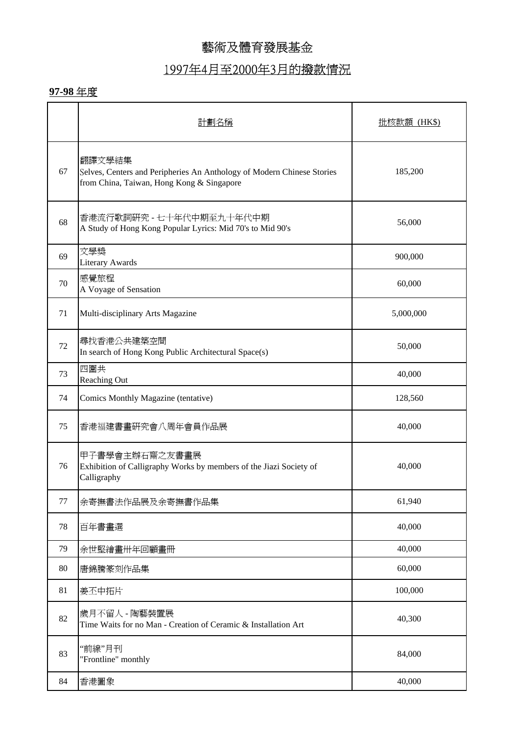# 藝術及體育發展基金

## 1997年4月至2000年3月的撥款情況

### 97-98 年度

| | 計劃名稱 | 批核款額 (HK$) |
|---|---|---|
| 67 | 翻譯文學結集<br>Selves, Centers and Peripheries An Anthology of Modern Chinese Stories from China, Taiwan, Hong Kong & Singapore | 185,200 |
| 68 | 香港流行歌詞研究 - 七十年代中期至九十年代中期<br>A Study of Hong Kong Popular Lyrics: Mid 70's to Mid 90's | 56,000 |
| 69 | 文學獎<br>Literary Awards | 900,000 |
| 70 | 感覺旅程<br>A Voyage of Sensation | 60,000 |
| 71 | Multi-disciplinary Arts Magazine | 5,000,000 |
| 72 | 尋找香港公共建築空間<br>In search of Hong Kong Public Architectural Space(s) | 50,000 |
| 73 | 四圍共<br>Reaching Out | 40,000 |
| 74 | Comics Monthly Magazine (tentative) | 128,560 |
| 75 | 香港福建書畫研究會八周年會員作品展 | 40,000 |
| 76 | 甲子書學會主辦石齋之友書畫展<br>Exhibition of Calligraphy Works by members of the Jiazi Society of Calligraphy | 40,000 |
| 77 | 余寄撫書法作品展及余寄撫書作品集 | 61,940 |
| 78 | 百年書畫選 | 40,000 |
| 79 | 余世堅繪畫卅年回顧畫冊 | 40,000 |
| 80 | 唐錦騰篆刻作品集 | 60,000 |
| 81 | 姜丕中拓片 | 100,000 |
| 82 | 歲月不留人 - 陶藝裝置展<br>Time Waits for no Man - Creation of Ceramic & Installation Art | 40,300 |
| 83 | "前線"月刊<br>"Frontline" monthly | 84,000 |
| 84 | 香港圖象 | 40,000 |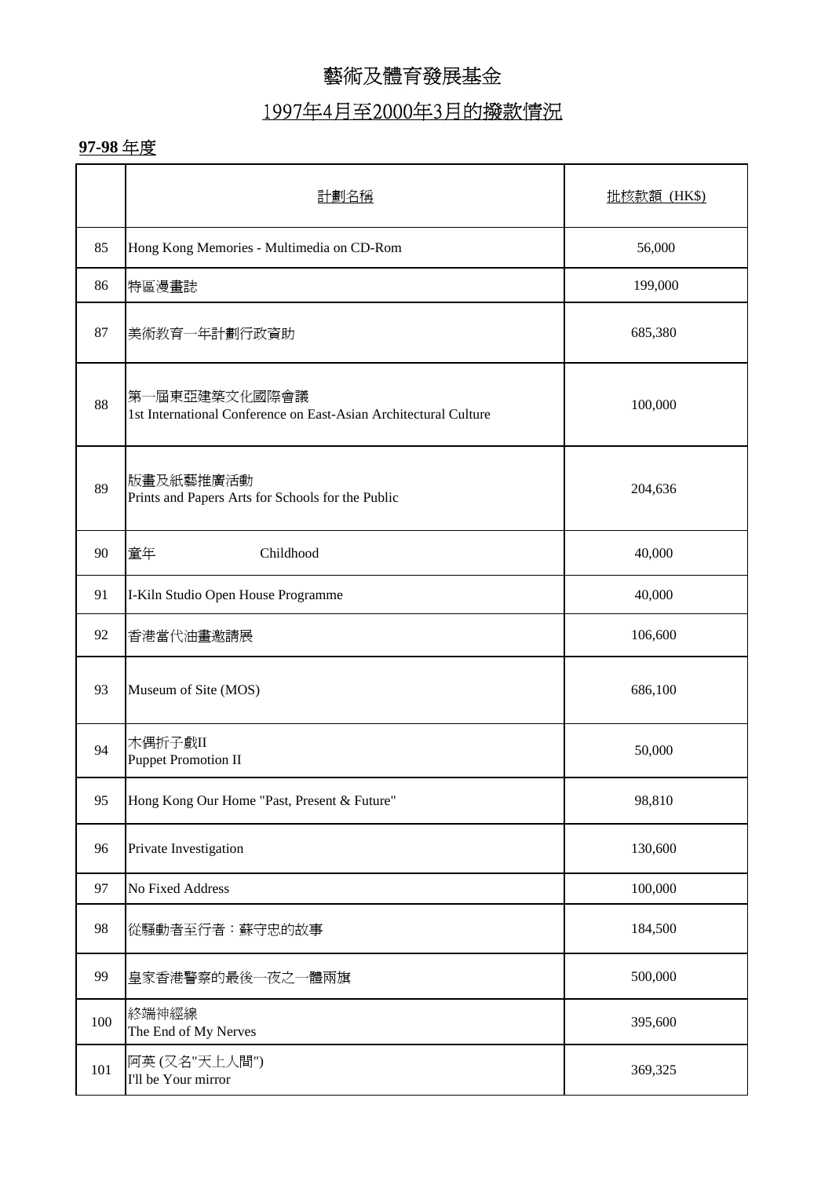# 藝術及體育發展基金

## 1997年4月至2000年3月的撥款情況

**97-98** 年度

| | 計劃名稱 | 批核款額 (HK$) |
|---|---|---|
| 85 | Hong Kong Memories - Multimedia on CD-Rom | 56,000 |
| 86 | 特區漫畫誌 | 199,000 |
| 87 | 美術教育一年計劃行政資助 | 685,380 |
| 88 | 第一屆東亞建築文化國際會議<br>1st International Conference on East-Asian Architectural Culture | 100,000 |
| 89 | 版畫及紙藝推廣活動<br>Prints and Papers Arts for Schools for the Public | 204,636 |
| 90 | 童年 Childhood | 40,000 |
| 91 | I-Kiln Studio Open House Programme | 40,000 |
| 92 | 香港當代油畫邀請展 | 106,600 |
| 93 | Museum of Site (MOS) | 686,100 |
| 94 | 木偶折子戲II<br>Puppet Promotion II | 50,000 |
| 95 | Hong Kong Our Home "Past, Present & Future" | 98,810 |
| 96 | Private Investigation | 130,600 |
| 97 | No Fixed Address | 100,000 |
| 98 | 從騷動者至行者：蘇守忠的故事 | 184,500 |
| 99 | 皇家香港警察的最後一夜之一體兩旗 | 500,000 |
| 100 | 終端神經線<br>The End of My Nerves | 395,600 |
| 101 | 阿英 (又名"天上人間")<br>I'll be Your mirror | 369,325 |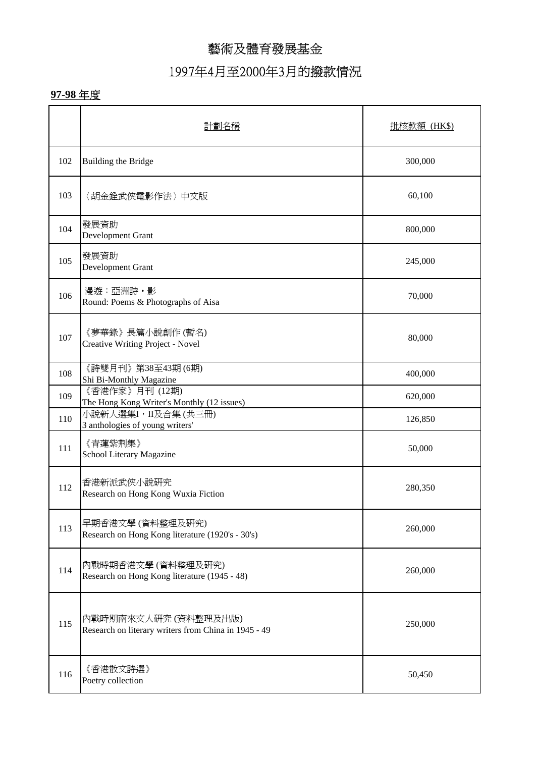# 藝術及體育發展基金

## 1997年4月至2000年3月的撥款情況

### 97-98 年度

| | 計劃名稱 | 批核款額 (HK$) |
|---|---|---|
| 102 | Building the Bridge | 300,000 |
| 103 | 〈胡金銓武俠電影作法〉中文版 | 60,100 |
| 104 | 發展資助<br>Development Grant | 800,000 |
| 105 | 發展資助<br>Development Grant | 245,000 |
| 106 | 漫遊：亞洲詩・影<br>Round: Poems & Photographs of Aisa | 70,000 |
| 107 | 《夢華錄》長篇小說創作 (暫名)<br>Creative Writing Project - Novel | 80,000 |
| 108 | 《詩雙月刊》第38至43期 (6期)<br>Shi Bi-Monthly Magazine | 400,000 |
| 109 | 《香港作家》月刊 (12期)<br>The Hong Kong Writer's Monthly (12 issues) | 620,000 |
| 110 | 小說新人選集I，II及合集 (共三冊)<br>3 anthologies of young writers' | 126,850 |
| 111 | 《青蓮紫荊集》<br>School Literary Magazine | 50,000 |
| 112 | 香港新派武俠小說研究<br>Research on Hong Kong Wuxia Fiction | 280,350 |
| 113 | 早期香港文學 (資料整理及研究)<br>Research on Hong Kong literature (1920's - 30's) | 260,000 |
| 114 | 內戰時期香港文學 (資料整理及研究)<br>Research on Hong Kong literature (1945 - 48) | 260,000 |
| 115 | 內戰時期南來文人研究 (資料整理及出版)<br>Research on literary writers from China in 1945 - 49 | 250,000 |
| 116 | 《香港散文詩選》<br>Poetry collection | 50,450 |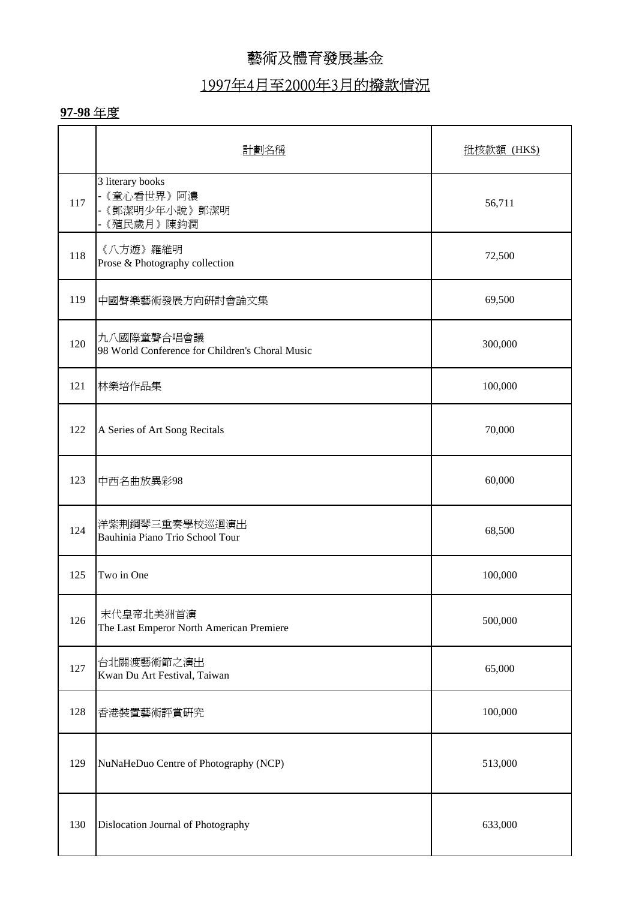# 藝術及體育發展基金

## 1997年4月至2000年3月的撥款情況

### 97-98 年度

| | 計劃名稱 | 批核款額 (HK$) |
|---|---|---|
| 117 | 3 literary books<br>-《童心看世界》阿濃<br>-《鄧潔明少年小說》鄧潔明<br>-《殖民歲月》陳鈞潤 | 56,711 |
| 118 | 《八方遊》羅維明<br>Prose & Photography collection | 72,500 |
| 119 | 中國聲樂藝術發展方向研討會論文集 | 69,500 |
| 120 | 九八國際童聲合唱會議<br>98 World Conference for Children's Choral Music | 300,000 |
| 121 | 林樂培作品集 | 100,000 |
| 122 | A Series of Art Song Recitals | 70,000 |
| 123 | 中西名曲放異彩98 | 60,000 |
| 124 | 洋紫荊鋼琴三重奏學校巡迴演出<br>Bauhinia Piano Trio School Tour | 68,500 |
| 125 | Two in One | 100,000 |
| 126 | 末代皇帝北美洲首演<br>The Last Emperor North American Premiere | 500,000 |
| 127 | 台北關渡藝術節之演出<br>Kwan Du Art Festival, Taiwan | 65,000 |
| 128 | 香港裝置藝術評賞研究 | 100,000 |
| 129 | NuNaHeDuo Centre of Photography (NCP) | 513,000 |
| 130 | Dislocation Journal of Photography | 633,000 |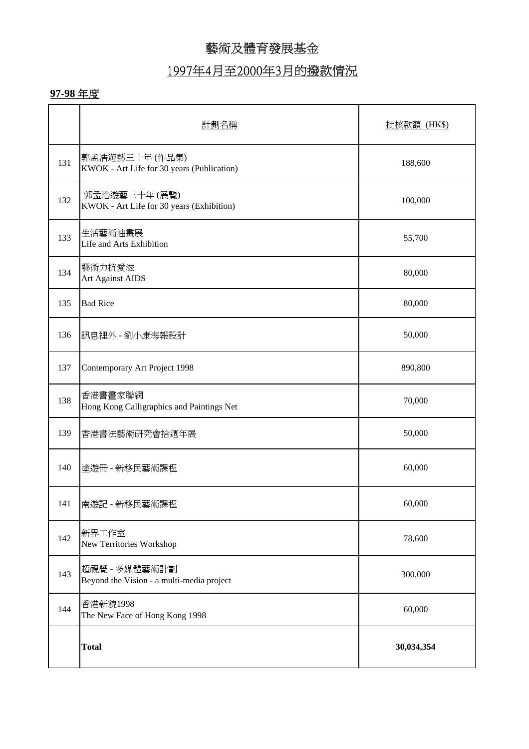# 藝術及體育發展基金

## 1997年4月至2000年3月的撥款情況

**97-98** 年度

| | 計劃名稱 | 批核款額 (HK$) |
|---|---|---|
| 131 | 郭孟浩遊藝三十年 (作品集)<br>KWOK - Art Life for 30 years (Publication) | 188,600 |
| 132 | 郭孟浩遊藝三十年 (展覽)<br>KWOK - Art Life for 30 years (Exhibition) | 100,000 |
| 133 | 生活藝術油畫展<br>Life and Arts Exhibition | 55,700 |
| 134 | 藝術力抗愛滋<br>Art Against AIDS | 80,000 |
| 135 | Bad Rice | 80,000 |
| 136 | 訊息裡外 - 劉小康海報設計 | 50,000 |
| 137 | Contemporary Art Project 1998 | 890,800 |
| 138 | 香港書畫家聯網<br>Hong Kong Calligraphics and Paintings Net | 70,000 |
| 139 | 香港書法藝術研究會拾週年展 | 50,000 |
| 140 | 塗遊冊 - 新移民藝術課程 | 60,000 |
| 141 | 南遊記 - 新移民藝術課程 | 60,000 |
| 142 | 新界工作室<br>New Territories Workshop | 78,600 |
| 143 | 超視覺 - 多媒體藝術計劃<br>Beyond the Vision - a multi-media project | 300,000 |
| 144 | 香港新貌1998<br>The New Face of Hong Kong 1998 | 60,000 |
| | **Total** | **30,034,354** |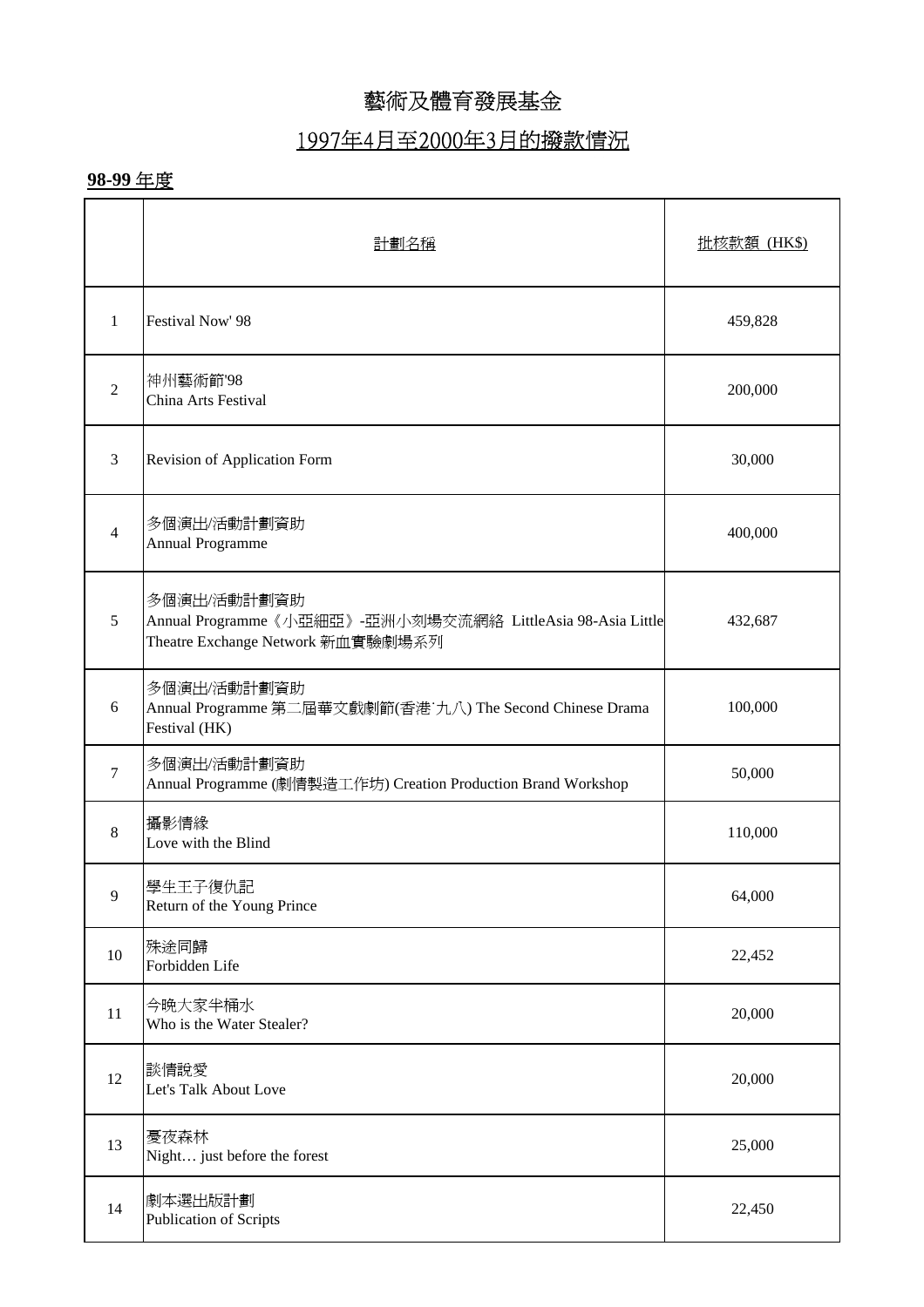# 藝術及體育發展基金

## 1997年4月至2000年3月的撥款情況

**98-99** 年度

| | 計劃名稱 | 批核款額 (HK$) |
|---|---|---|
| 1 | Festival Now' 98 | 459,828 |
| 2 | 神州藝術節'98<br>China Arts Festival | 200,000 |
| 3 | Revision of Application Form | 30,000 |
| 4 | 多個演出/活動計劃資助<br>Annual Programme | 400,000 |
| 5 | 多個演出/活動計劃資助<br>Annual Programme《小亞細亞》-亞洲小劇場交流網絡 LittleAsia 98-Asia Little Theatre Exchange Network 新血實驗劇場系列 | 432,687 |
| 6 | 多個演出/活動計劃資助<br>Annual Programme 第二屆華文戲劇節(香港˙九八) The Second Chinese Drama Festival (HK) | 100,000 |
| 7 | 多個演出/活動計劃資助<br>Annual Programme (劇情製造工作坊) Creation Production Brand Workshop | 50,000 |
| 8 | 攝影情緣<br>Love with the Blind | 110,000 |
| 9 | 學生王子復仇記<br>Return of the Young Prince | 64,000 |
| 10 | 殊途同歸<br>Forbidden Life | 22,452 |
| 11 | 今晚大家半桶水<br>Who is the Water Stealer? | 20,000 |
| 12 | 談情說愛<br>Let's Talk About Love | 20,000 |
| 13 | 憂夜森林<br>Night… just before the forest | 25,000 |
| 14 | 劇本選出版計劃<br>Publication of Scripts | 22,450 |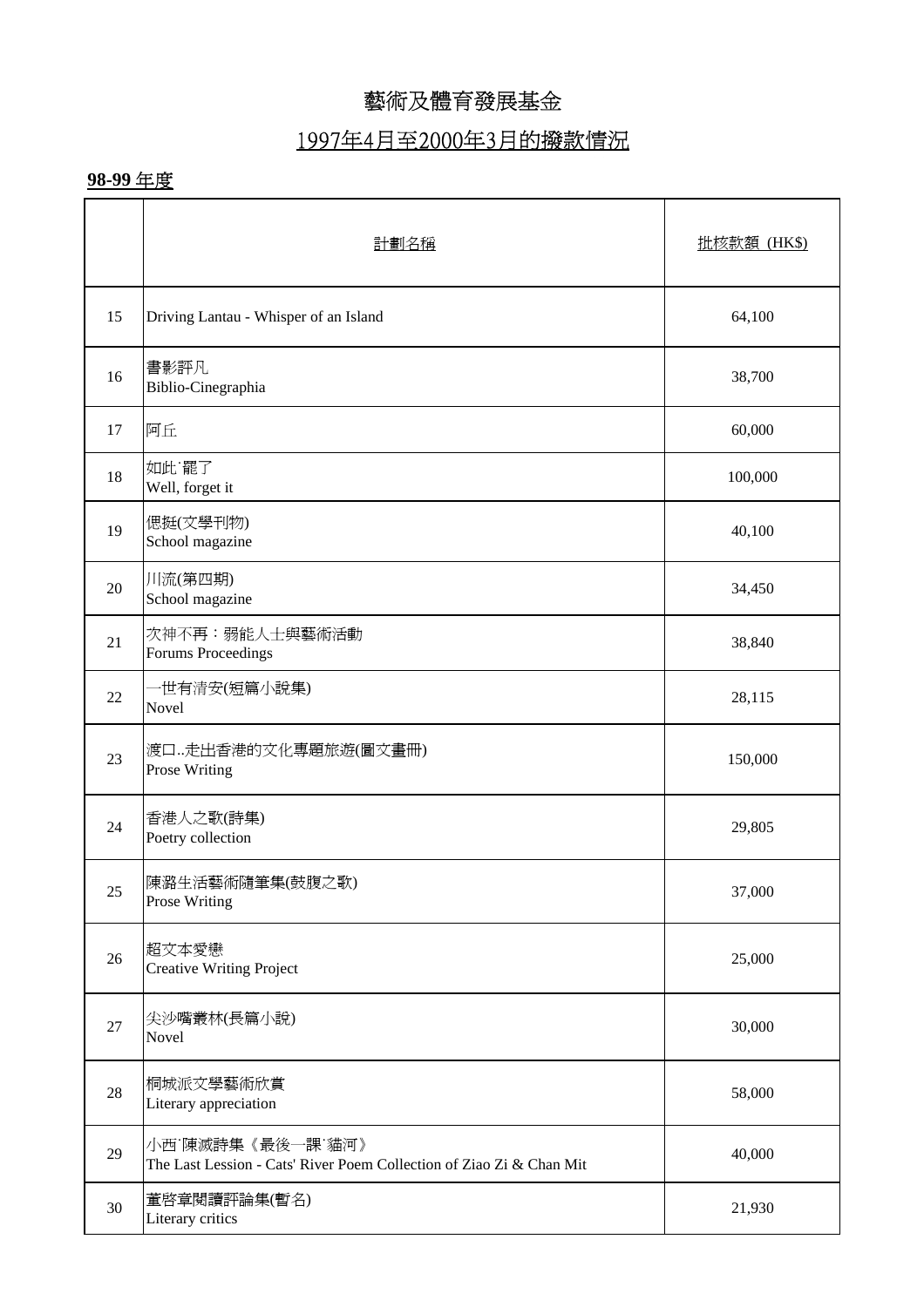# 藝術及體育發展基金

## 1997年4月至2000年3月的撥款情況

**98-99 年度**

| | 計劃名稱 | 批核款額 (HK$) |
|---|---|---|
| 15 | Driving Lantau - Whisper of an Island | 64,100 |
| 16 | 書影評凡<br>Biblio-Cinegraphia | 38,700 |
| 17 | 阿丘 | 60,000 |
| 18 | 如此˙罷了<br>Well, forget it | 100,000 |
| 19 | 偲挺(文學刊物)<br>School magazine | 40,100 |
| 20 | 川流(第四期)<br>School magazine | 34,450 |
| 21 | 次神不再：弱能人士與藝術活動<br>Forums Proceedings | 38,840 |
| 22 | 一世有清安(短篇小說集)<br>Novel | 28,115 |
| 23 | 渡口..走出香港的文化專題旅遊(圖文畫冊)<br>Prose Writing | 150,000 |
| 24 | 香港人之歌(詩集)<br>Poetry collection | 29,805 |
| 25 | 陳璐生活藝術隨筆集(鼓腹之歌)<br>Prose Writing | 37,000 |
| 26 | 超文本愛戀<br>Creative Writing Project | 25,000 |
| 27 | 尖沙嘴叢林(長篇小說)<br>Novel | 30,000 |
| 28 | 桐城派文學藝術欣賞<br>Literary appreciation | 58,000 |
| 29 | 小西˙陳滅詩集《最後一課˙貓河》<br>The Last Lession - Cats' River Poem Collection of Ziao Zi & Chan Mit | 40,000 |
| 30 | 董啓章閱讀評論集(暫名)<br>Literary critics | 21,930 |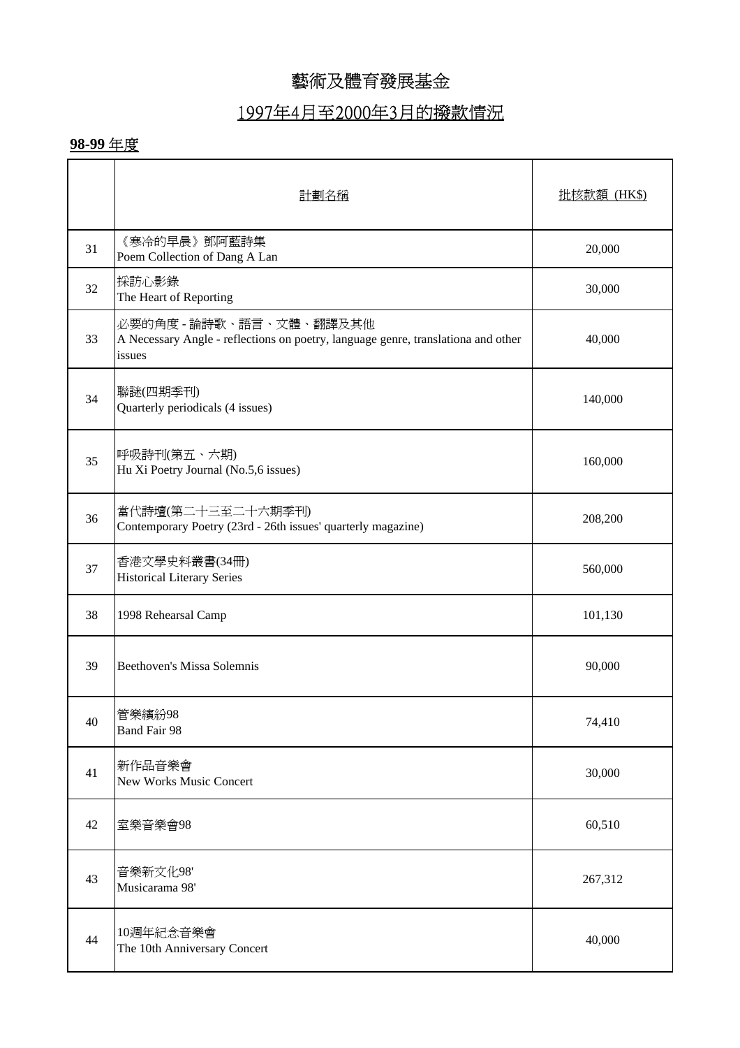# 藝術及體育發展基金

## 1997年4月至2000年3月的撥款情況

**98-99 年度**

| | 計劃名稱 | 批核款額 (HK$) |
|---|---|---|
| 31 | 《寒冷的早晨》鄧阿藍詩集<br>Poem Collection of Dang A Lan | 20,000 |
| 32 | 採訪心影錄<br>The Heart of Reporting | 30,000 |
| 33 | 必要的角度 - 論詩歌、語言、文體、翻譯及其他<br>A Necessary Angle - reflections on poetry, language genre, translationa and other issues | 40,000 |
| 34 | 聯謎(四期季刊)<br>Quarterly periodicals (4 issues) | 140,000 |
| 35 | 呼吸詩刊(第五、六期)<br>Hu Xi Poetry Journal (No.5,6 issues) | 160,000 |
| 36 | 當代詩壇(第二十三至二十六期季刊)<br>Contemporary Poetry (23rd - 26th issues' quarterly magazine) | 208,200 |
| 37 | 香港文學史料叢書(34冊)<br>Historical Literary Series | 560,000 |
| 38 | 1998 Rehearsal Camp | 101,130 |
| 39 | Beethoven's Missa Solemnis | 90,000 |
| 40 | 管樂繽紛98<br>Band Fair 98 | 74,410 |
| 41 | 新作品音樂會<br>New Works Music Concert | 30,000 |
| 42 | 室樂音樂會98 | 60,510 |
| 43 | 音樂新文化98'<br>Musicarama 98' | 267,312 |
| 44 | 10週年紀念音樂會<br>The 10th Anniversary Concert | 40,000 |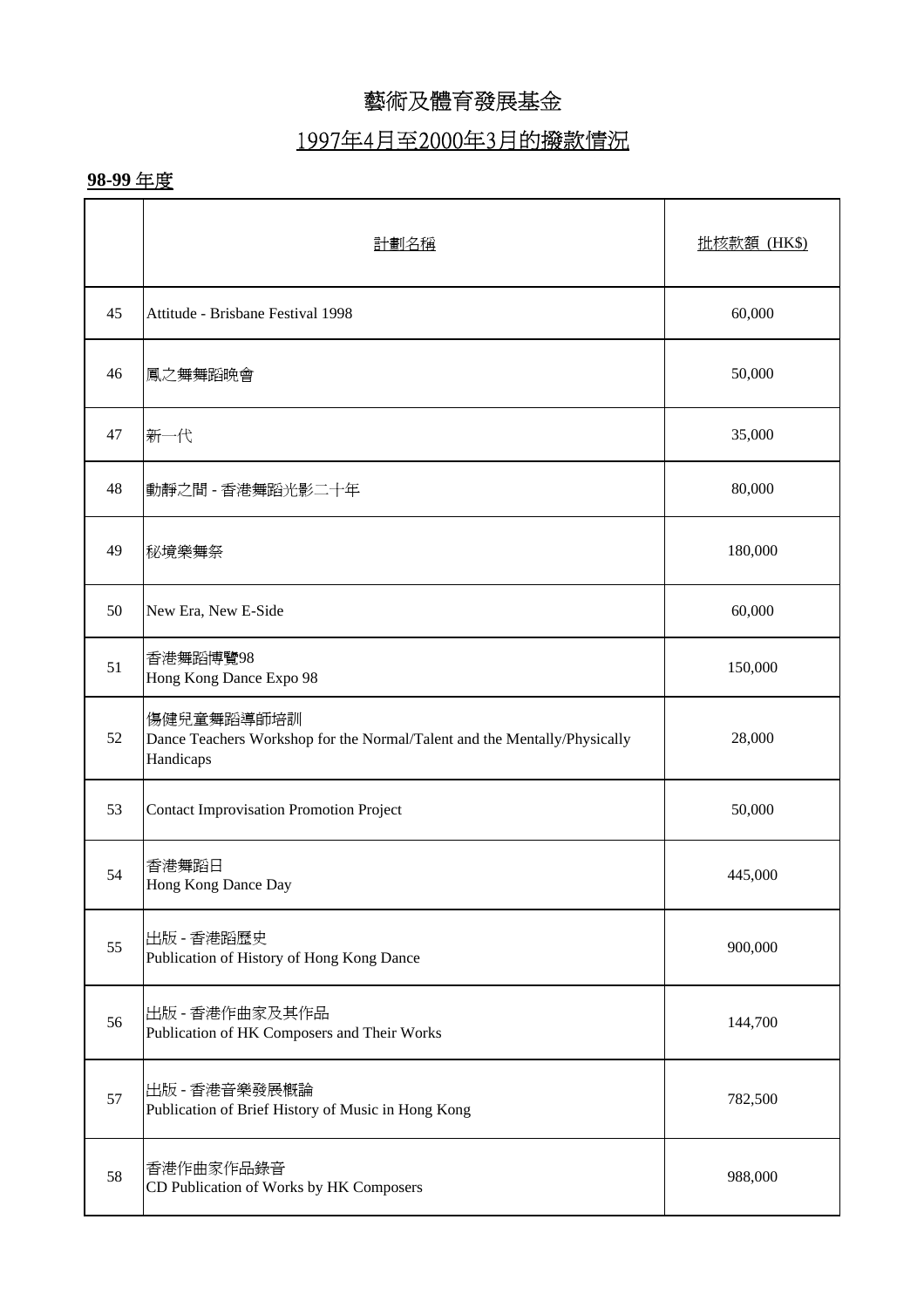# 藝術及體育發展基金

## 1997年4月至2000年3月的撥款情況

**98-99 年度**

| | 計劃名稱 | 批核款額 (HK$) |
|---|---|---|
| 45 | Attitude - Brisbane Festival 1998 | 60,000 |
| 46 | 鳳之舞舞蹈晚會 | 50,000 |
| 47 | 新一代 | 35,000 |
| 48 | 動靜之間 - 香港舞蹈光影二十年 | 80,000 |
| 49 | 秘境樂舞祭 | 180,000 |
| 50 | New Era, New E-Side | 60,000 |
| 51 | 香港舞蹈博覽98<br>Hong Kong Dance Expo 98 | 150,000 |
| 52 | 傷健兒童舞蹈導師培訓<br>Dance Teachers Workshop for the Normal/Talent and the Mentally/Physically Handicaps | 28,000 |
| 53 | Contact Improvisation Promotion Project | 50,000 |
| 54 | 香港舞蹈日<br>Hong Kong Dance Day | 445,000 |
| 55 | 出版 - 香港蹈歷史<br>Publication of History of Hong Kong Dance | 900,000 |
| 56 | 出版 - 香港作曲家及其作品<br>Publication of HK Composers and Their Works | 144,700 |
| 57 | 出版 - 香港音樂發展概論<br>Publication of Brief History of Music in Hong Kong | 782,500 |
| 58 | 香港作曲家作品錄音<br>CD Publication of Works by HK Composers | 988,000 |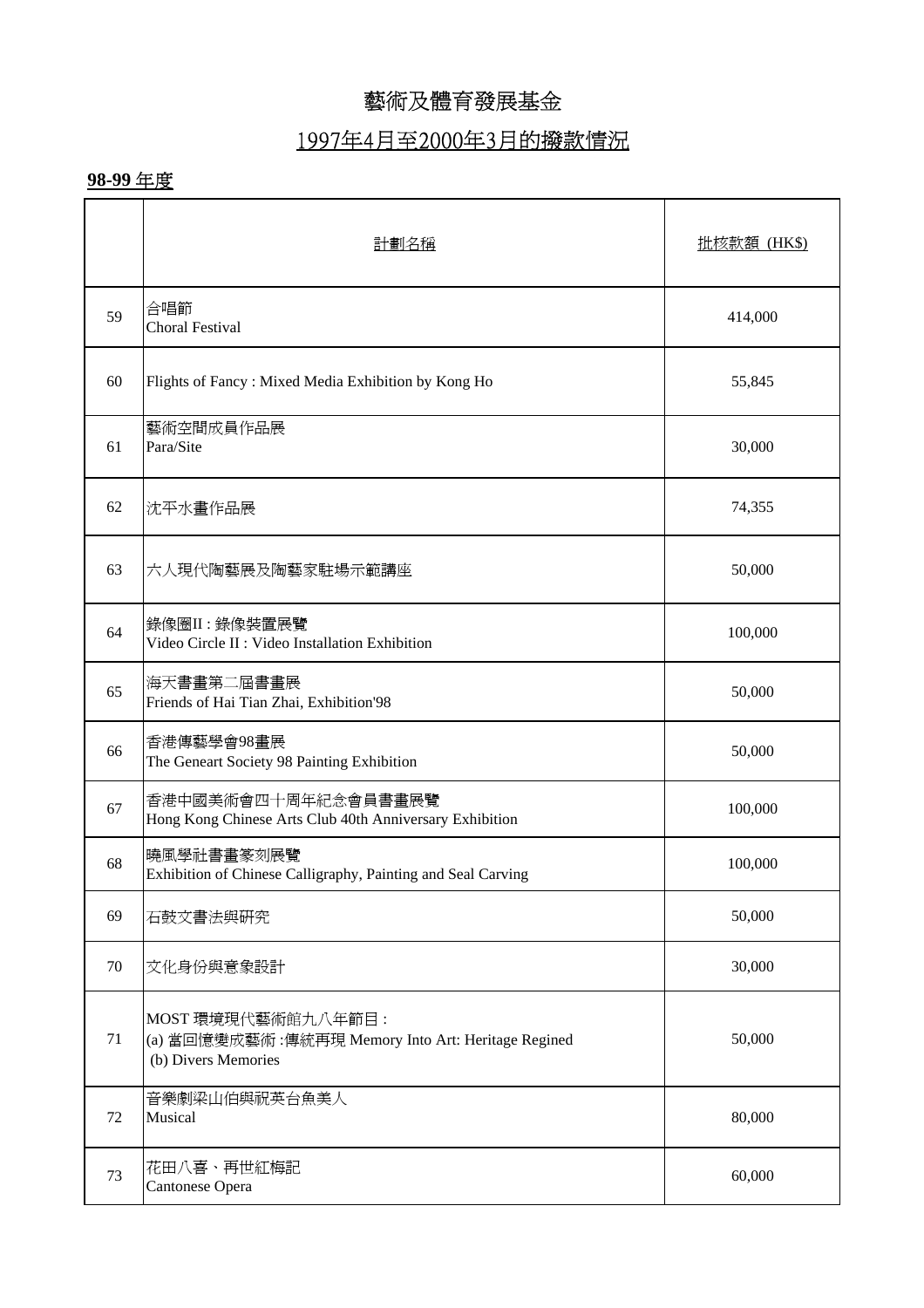# 藝術及體育發展基金

## 1997年4月至2000年3月的撥款情況

**98-99 年度**

| | 計劃名稱 | 批核款額 (HK$) |
|---|---|---|
| 59 | 合唱節<br>Choral Festival | 414,000 |
| 60 | Flights of Fancy : Mixed Media Exhibition by Kong Ho | 55,845 |
| 61 | 藝術空間成員作品展<br>Para/Site | 30,000 |
| 62 | 沈平水畫作品展 | 74,355 |
| 63 | 六人現代陶藝展及陶藝家駐場示範講座 | 50,000 |
| 64 | 錄像圈II : 錄像裝置展覽<br>Video Circle II : Video Installation Exhibition | 100,000 |
| 65 | 海天書畫第二屆書畫展<br>Friends of Hai Tian Zhai, Exhibition'98 | 50,000 |
| 66 | 香港傳藝學會98畫展<br>The Geneart Society 98 Painting Exhibition | 50,000 |
| 67 | 香港中國美術會四十周年紀念會員書畫展覽<br>Hong Kong Chinese Arts Club 40th Anniversary Exhibition | 100,000 |
| 68 | 曉風學社書畫篆刻展覽<br>Exhibition of Chinese Calligraphy, Painting and Seal Carving | 100,000 |
| 69 | 石鼓文書法與研究 | 50,000 |
| 70 | 文化身份與意象設計 | 30,000 |
| 71 | MOST 環境現代藝術館九八年節目 :<br>(a) 當回憶變成藝術 :傳統再現 Memory Into Art: Heritage Regined<br>(b) Divers Memories | 50,000 |
| 72 | 音樂劇梁山伯與祝英台魚美人<br>Musical | 80,000 |
| 73 | 花田八喜、再世紅梅記<br>Cantonese Opera | 60,000 |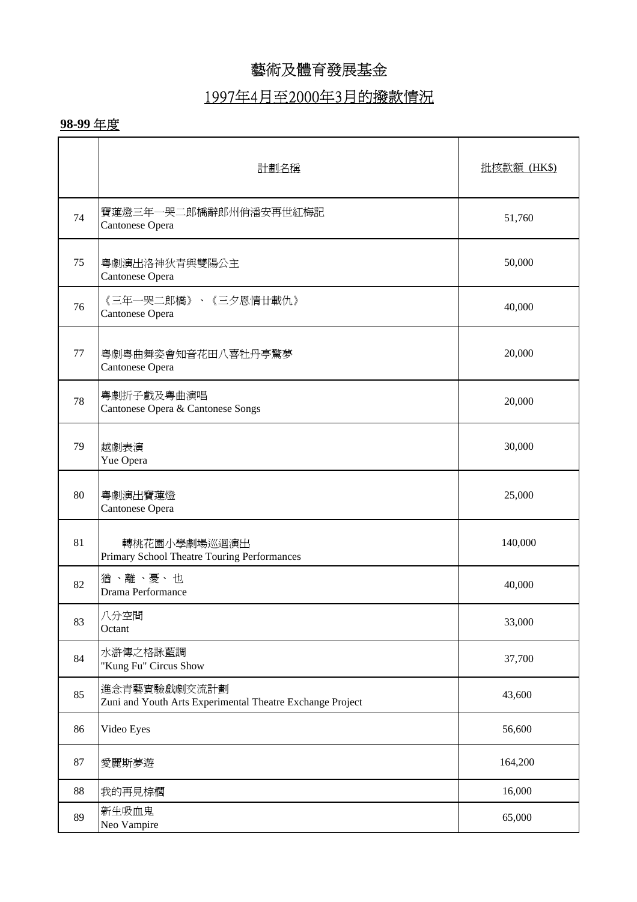# 藝術及體育發展基金

## 1997年4月至2000年3月的撥款情況

**98-99** 年度

| | 計劃名稱 | 批核款額 (HK$) |
|---|---|---|
| 74 | 寶蓮燈三年一哭二郎橋辭郎州俏潘安再世紅梅記<br>Cantonese Opera | 51,760 |
| 75 | 粵劇演出洛神狄青與雙陽公主<br>Cantonese Opera | 50,000 |
| 76 | 《三年一哭二郎橋》、《三夕恩情廿載仇》<br>Cantonese Opera | 40,000 |
| 77 | 粵劇粵曲舞姿會知音花田八喜牡丹亭驚夢<br>Cantonese Opera | 20,000 |
| 78 | 粵劇折子戲及粵曲演唱<br>Cantonese Opera & Cantonese Songs | 20,000 |
| 79 | 越劇表演<br>Yue Opera | 30,000 |
| 80 | 粵劇演出寶蓮燈<br>Cantonese Opera | 25,000 |
| 81 | 轉桃花園小學劇場巡迴演出<br>Primary School Theatre Touring Performances | 140,000 |
| 82 | 猶 、離 、憂、 也<br>Drama Performance | 40,000 |
| 83 | 八分空間<br>Octant | 33,000 |
| 84 | 水滸傳之格詠藍調<br>"Kung Fu" Circus Show | 37,700 |
| 85 | 進念青藝實驗戲劇交流計劃<br>Zuni and Youth Arts Experimental Theatre Exchange Project | 43,600 |
| 86 | Video Eyes | 56,600 |
| 87 | 愛麗斯夢遊 | 164,200 |
| 88 | 我的再見棕櫚 | 16,000 |
| 89 | 新生吸血鬼<br>Neo Vampire | 65,000 |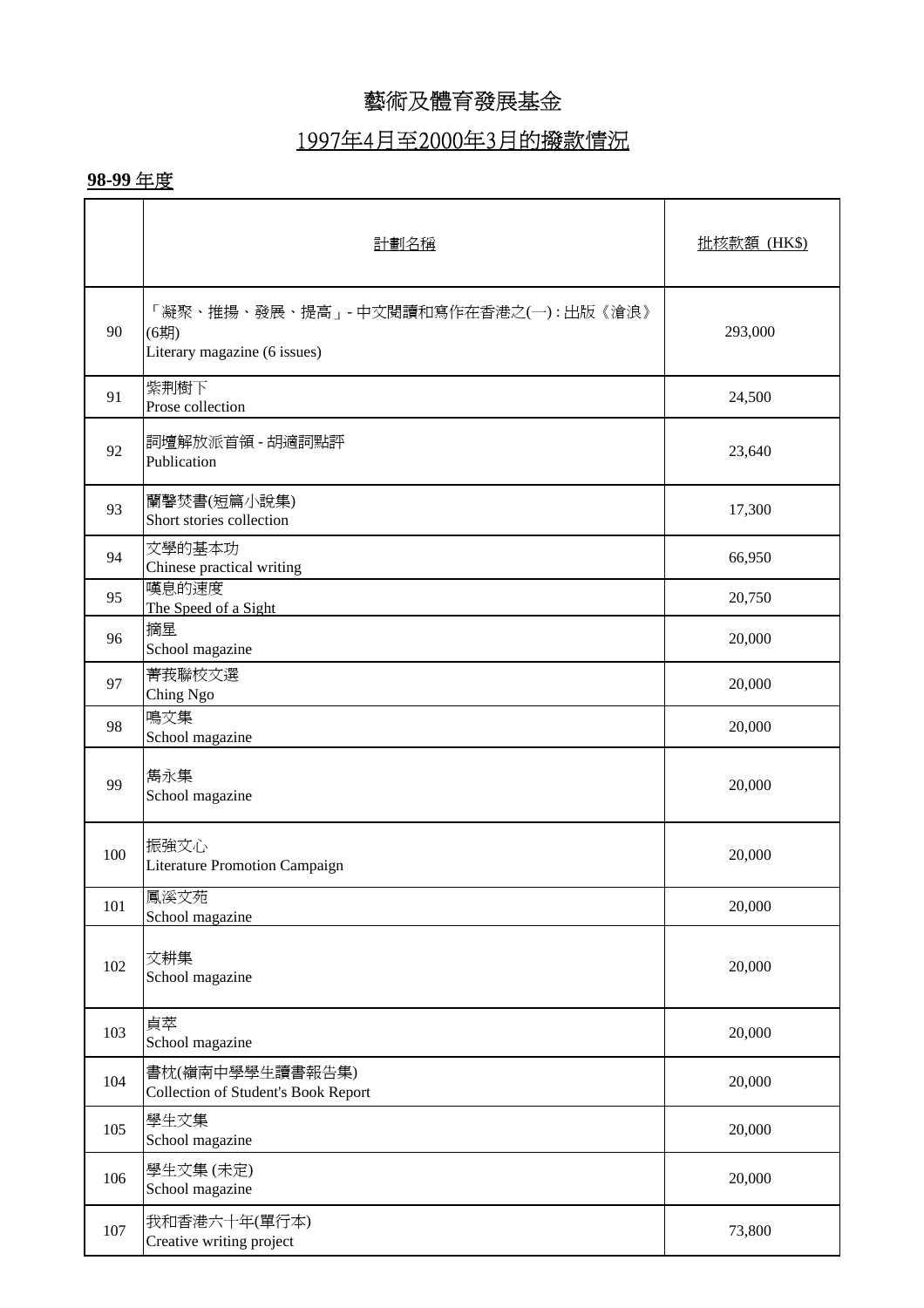# 藝術及體育發展基金

## 1997年4月至2000年3月的撥款情況

**98-99** 年度

| | 計劃名稱 | 批核款額 (HK$) |
|---|---|---|
| 90 | 「凝聚、推揚、發展、提高」- 中文閱讀和寫作在香港之(一) : 出版《滄浪》(6期)<br>Literary magazine (6 issues) | 293,000 |
| 91 | 紫荊樹下<br>Prose collection | 24,500 |
| 92 | 詞壇解放派首領 - 胡適詞點評<br>Publication | 23,640 |
| 93 | 蘭馨焚書(短篇小說集)<br>Short stories collection | 17,300 |
| 94 | 文學的基本功<br>Chinese practical writing | 66,950 |
| 95 | 嘆息的速度<br>The Speed of a Sight | 20,750 |
| 96 | 摘星<br>School magazine | 20,000 |
| 97 | 菁莪聯校文選<br>Ching Ngo | 20,000 |
| 98 | 鳴文集<br>School magazine | 20,000 |
| 99 | 雋永集<br>School magazine | 20,000 |
| 100 | 振強文心<br>Literature Promotion Campaign | 20,000 |
| 101 | 鳳溪文苑<br>School magazine | 20,000 |
| 102 | 文耕集<br>School magazine | 20,000 |
| 103 | 貞萃<br>School magazine | 20,000 |
| 104 | 書枕(嶺南中學學生讀書報告集)<br>Collection of Student's Book Report | 20,000 |
| 105 | 學生文集<br>School magazine | 20,000 |
| 106 | 學生文集 (未定)<br>School magazine | 20,000 |
| 107 | 我和香港六十年(單行本)<br>Creative writing project | 73,800 |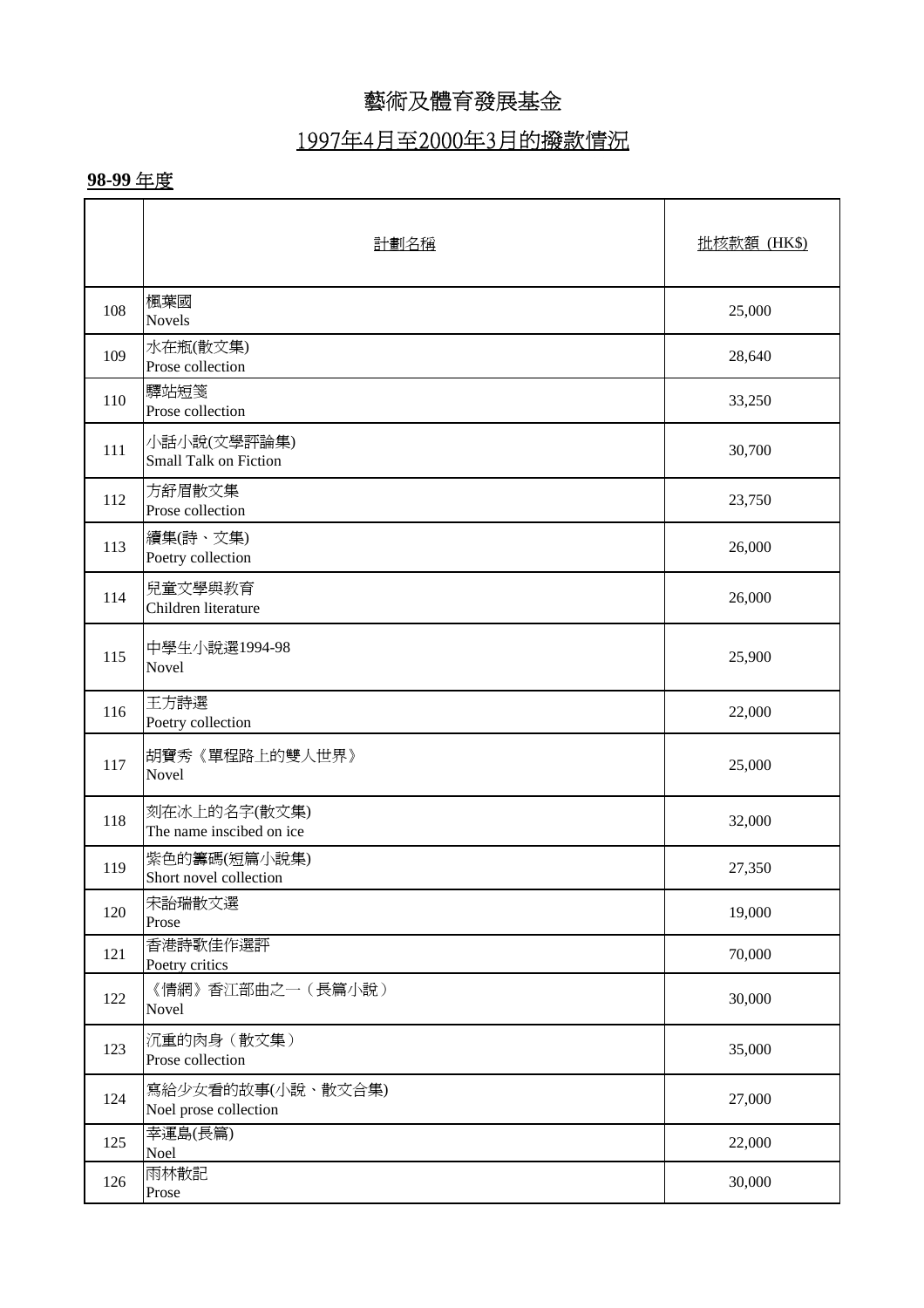# 藝術及體育發展基金

## 1997年4月至2000年3月的撥款情況

**98-99 年度**

| | 計劃名稱 | 批核款額 (HK$) |
|---|---|---|
| 108 | 楓葉國<br>Novels | 25,000 |
| 109 | 水在瓶(散文集)<br>Prose collection | 28,640 |
| 110 | 驛站短箋<br>Prose collection | 33,250 |
| 111 | 小話小說(文學評論集)<br>Small Talk on Fiction | 30,700 |
| 112 | 方舒眉散文集<br>Prose collection | 23,750 |
| 113 | 續集(詩、文集)<br>Poetry collection | 26,000 |
| 114 | 兒童文學與教育<br>Children literature | 26,000 |
| 115 | 中學生小說選1994-98<br>Novel | 25,900 |
| 116 | 王方詩選<br>Poetry collection | 22,000 |
| 117 | 胡寶秀《單程路上的雙人世界》<br>Novel | 25,000 |
| 118 | 刻在冰上的名字(散文集)<br>The name inscibed on ice | 32,000 |
| 119 | 紫色的籌碼(短篇小說集)<br>Short novel collection | 27,350 |
| 120 | 宋詒瑞散文選<br>Prose | 19,000 |
| 121 | 香港詩歌佳作選評<br>Poetry critics | 70,000 |
| 122 | 《情網》香江部曲之一（長篇小說）<br>Novel | 30,000 |
| 123 | 沉重的肉身（散文集）<br>Prose collection | 35,000 |
| 124 | 寫給少女看的故事(小說、散文合集)<br>Noel prose collection | 27,000 |
| 125 | 幸運島(長篇)<br>Noel | 22,000 |
| 126 | 雨林散記<br>Prose | 30,000 |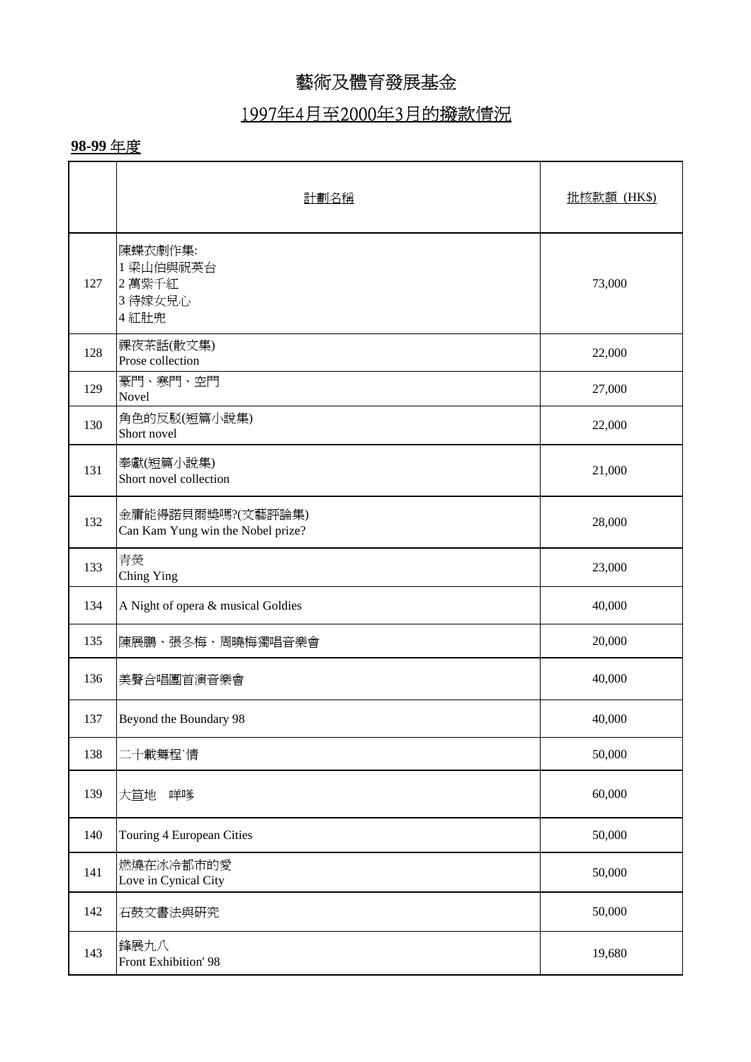# 藝術及體育發展基金

## 1997年4月至2000年3月的撥款情況

**98-99** 年度

| | 計劃名稱 | 批核款額 (HK$) |
|---|---|---|
| 127 | 陳蝶衣劇作集:<br>1 梁山伯與祝英台<br>2 萬紫千紅<br>3 待嫁女兒心<br>4 紅肚兜 | 73,000 |
| 128 | 裸夜茶話(散文集)<br>Prose collection | 22,000 |
| 129 | 豪門、寒門、空門<br>Novel | 27,000 |
| 130 | 角色的反駁(短篇小說集)<br>Short novel | 22,000 |
| 131 | 奉獻(短篇小說集)<br>Short novel collection | 21,000 |
| 132 | 金庸能得諾貝爾獎嗎?(文藝評論集)<br>Can Kam Yung win the Nobel prize? | 28,000 |
| 133 | 青熒<br>Ching Ying | 23,000 |
| 134 | A Night of opera & musical Goldies | 40,000 |
| 135 | 陳展鵬、張冬梅、周曉梅獨唱音樂會 | 20,000 |
| 136 | 美聲合唱團首演音樂會 | 40,000 |
| 137 | Beyond the Boundary 98 | 40,000 |
| 138 | 二十載舞程˙情 | 50,000 |
| 139 | 大笪地　咩嗲 | 60,000 |
| 140 | Touring 4 European Cities | 50,000 |
| 141 | 燃燒在冰冷都市的愛<br>Love in Cynical City | 50,000 |
| 142 | 石鼓文書法與研究 | 50,000 |
| 143 | 鋒展九八<br>Front Exhibition' 98 | 19,680 |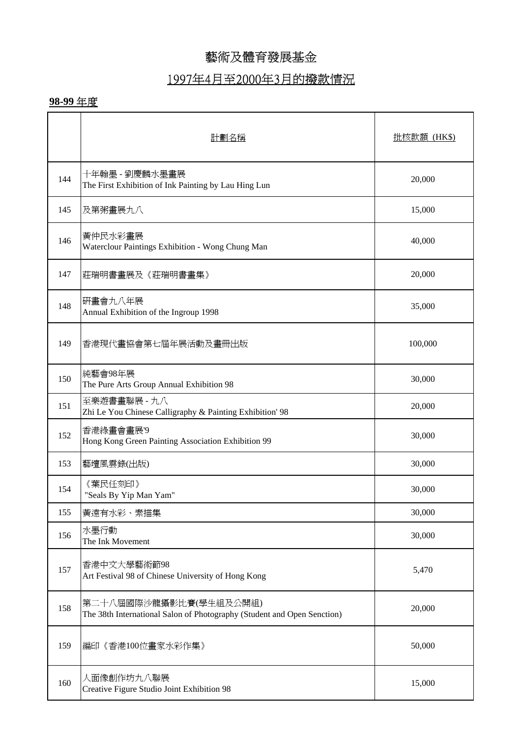# 藝術及體育發展基金

## 1997年4月至2000年3月的撥款情況

**98-99** 年度

| | 計劃名稱 | 批核款額 (HK$) |
|---|---|---|
| 144 | 十年翰墨 - 劉慶麟水墨畫展<br>The First Exhibition of Ink Painting by Lau Hing Lun | 20,000 |
| 145 | 及第粥畫展九八 | 15,000 |
| 146 | 黃仲民水彩畫展<br>Waterclour Paintings Exhibition - Wong Chung Man | 40,000 |
| 147 | 莊瑞明書畫展及《莊瑞明書畫集》 | 20,000 |
| 148 | 研畫會九八年展<br>Annual Exhibition of the Ingroup 1998 | 35,000 |
| 149 | 香港現代畫協會第七屆年展活動及畫冊出版 | 100,000 |
| 150 | 純藝會98年展<br>The Pure Arts Group Annual Exhibition 98 | 30,000 |
| 151 | 至樂遊書畫聯展 - 九八<br>Zhi Le You Chinese Calligraphy & Painting Exhibition' 98 | 20,000 |
| 152 | 香港綠畫會畫展'9<br>Hong Kong Green Painting Association Exhibition 99 | 30,000 |
| 153 | 藝壇風雲錄(出版) | 30,000 |
| 154 | 《葉民任刻印》<br>"Seals By Yip Man Yam" | 30,000 |
| 155 | 黃遠有水彩、素描集 | 30,000 |
| 156 | 水墨行動<br>The Ink Movement | 30,000 |
| 157 | 香港中文大學藝術節98<br>Art Festival 98 of Chinese University of Hong Kong | 5,470 |
| 158 | 第二十八屆國際沙龍攝影比賽(學生組及公開組)<br>The 38th International Salon of Photography (Student and Open Senction) | 20,000 |
| 159 | 編印《香港100位畫家水彩作集》 | 50,000 |
| 160 | 人面像創作坊九八聯展<br>Creative Figure Studio Joint Exhibition 98 | 15,000 |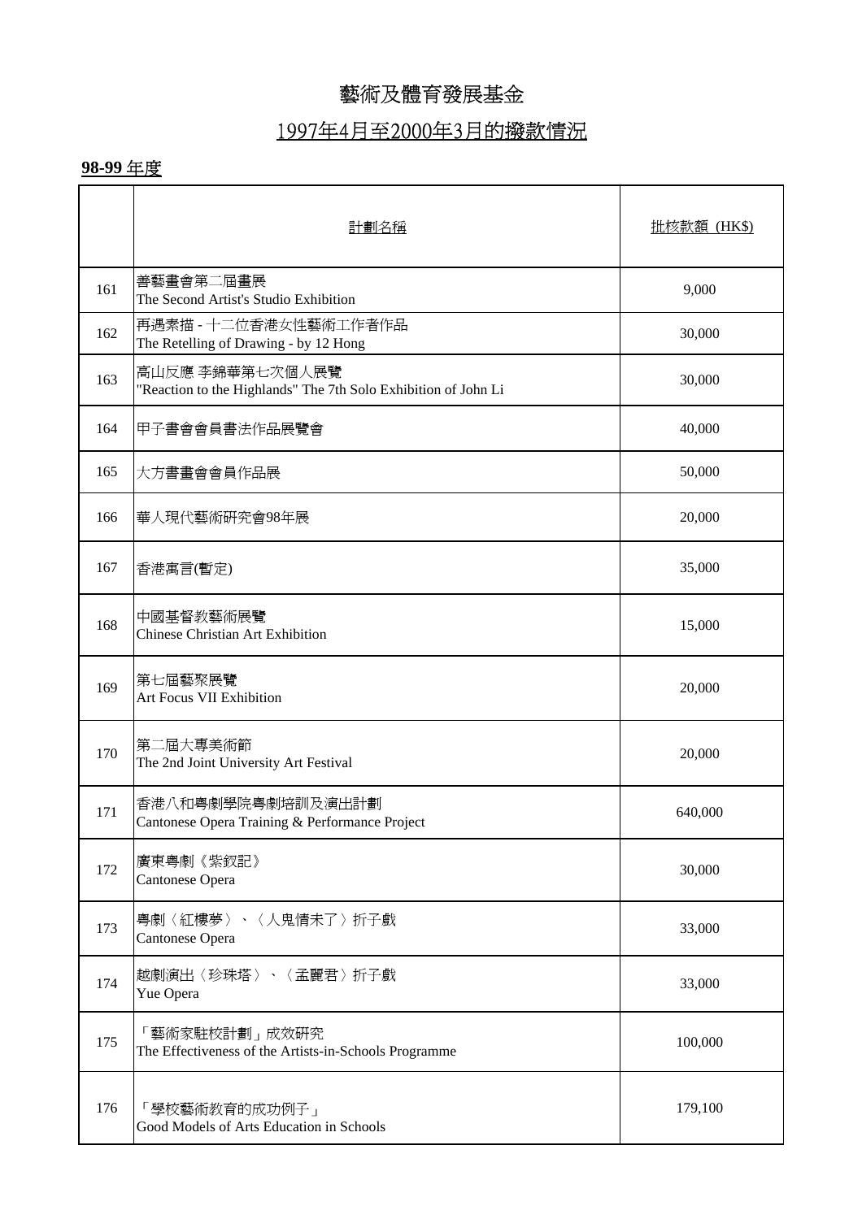# 藝術及體育發展基金

## 1997年4月至2000年3月的撥款情況

**98-99 年度**

| | 計劃名稱 | 批核款額 (HK$) |
|---|---|---|
| 161 | 善藝畫會第二屆畫展<br>The Second Artist's Studio Exhibition | 9,000 |
| 162 | 再遇素描 - 十二位香港女性藝術工作者作品<br>The Retelling of Drawing - by 12 Hong | 30,000 |
| 163 | 高山反應 李錦華第七次個人展覽<br>"Reaction to the Highlands" The 7th Solo Exhibition of John Li | 30,000 |
| 164 | 甲子書會會員書法作品展覽會 | 40,000 |
| 165 | 大方書畫會會員作品展 | 50,000 |
| 166 | 華人現代藝術研究會98年展 | 20,000 |
| 167 | 香港寓言(暫定) | 35,000 |
| 168 | 中國基督教藝術展覽<br>Chinese Christian Art Exhibition | 15,000 |
| 169 | 第七屆藝聚展覽<br>Art Focus VII Exhibition | 20,000 |
| 170 | 第二屆大專美術節<br>The 2nd Joint University Art Festival | 20,000 |
| 171 | 香港八和粵劇學院粵劇培訓及演出計劃<br>Cantonese Opera Training & Performance Project | 640,000 |
| 172 | 廣東粵劇《紫釵記》<br>Cantonese Opera | 30,000 |
| 173 | 粵劇〈紅樓夢〉、〈人鬼情未了〉折子戲<br>Cantonese Opera | 33,000 |
| 174 | 越劇演出〈珍珠塔〉、〈孟麗君〉折子戲<br>Yue Opera | 33,000 |
| 175 | 「藝術家駐校計劃」成效研究<br>The Effectiveness of the Artists-in-Schools Programme | 100,000 |
| 176 | 「學校藝術教育的成功例子」<br>Good Models of Arts Education in Schools | 179,100 |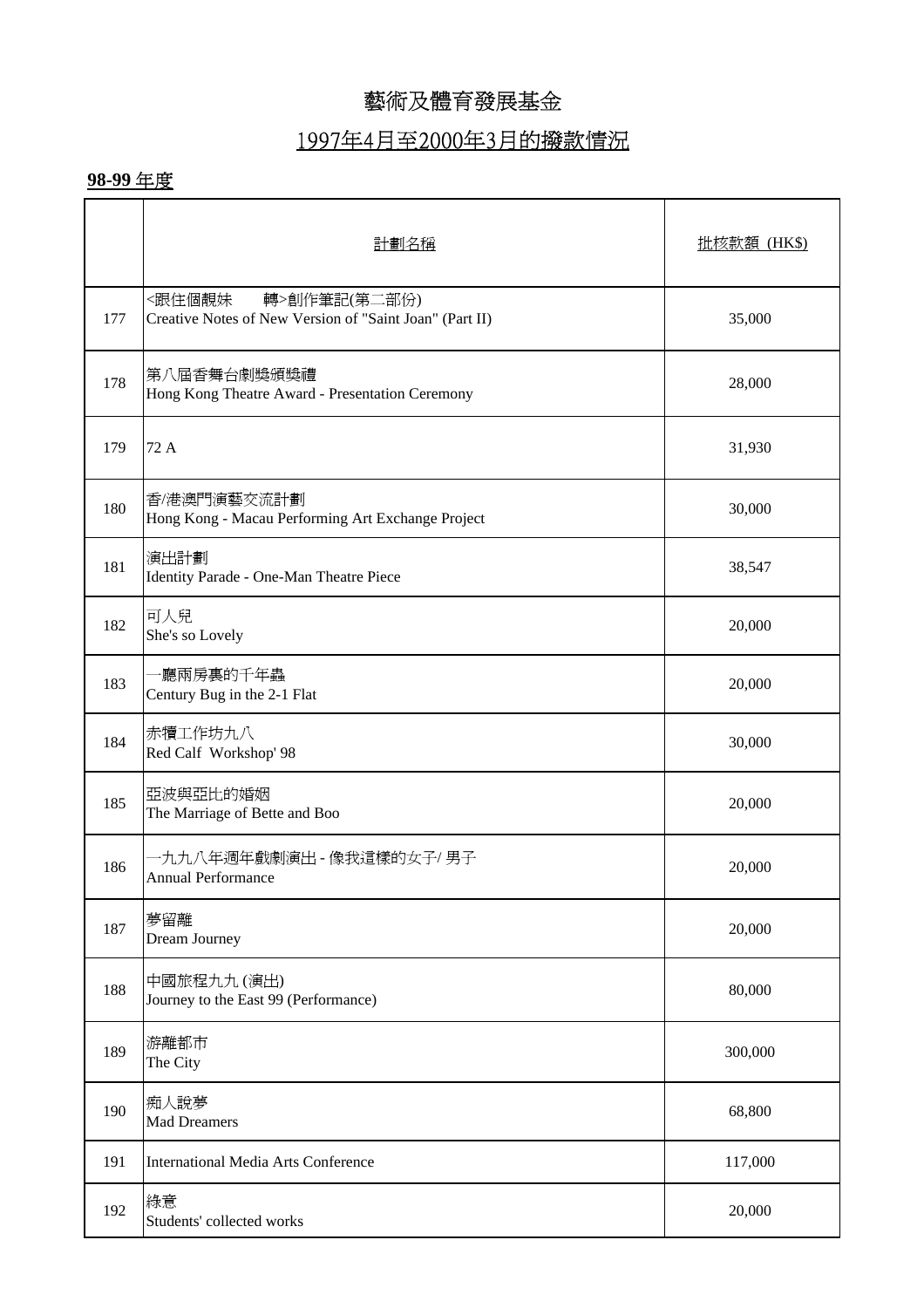# 藝術及體育發展基金

## 1997年4月至2000年3月的撥款情況

**98-99 年度**

| | 計劃名稱 | 批核款額 (HK$) |
|---|---|---|
| 177 | <跟住個靚妹　轉>創作筆記(第二部份)<br>Creative Notes of New Version of "Saint Joan" (Part II) | 35,000 |
| 178 | 第八屆香舞台劇獎頒獎禮<br>Hong Kong Theatre Award - Presentation Ceremony | 28,000 |
| 179 | 72 A | 31,930 |
| 180 | 香/港澳門演藝交流計劃<br>Hong Kong - Macau Performing Art Exchange Project | 30,000 |
| 181 | 演出計劃<br>Identity Parade - One-Man Theatre Piece | 38,547 |
| 182 | 可人兒<br>She's so Lovely | 20,000 |
| 183 | 一廳兩房裏的千年蟲<br>Century Bug in the 2-1 Flat | 20,000 |
| 184 | 赤犢工作坊九八<br>Red Calf Workshop' 98 | 30,000 |
| 185 | 亞波與亞比的婚姻<br>The Marriage of Bette and Boo | 20,000 |
| 186 | 一九九八年週年戲劇演出 - 像我這樣的女子/ 男子<br>Annual Performance | 20,000 |
| 187 | 夢留離<br>Dream Journey | 20,000 |
| 188 | 中國旅程九九 (演出)<br>Journey to the East 99 (Performance) | 80,000 |
| 189 | 游離都市<br>The City | 300,000 |
| 190 | 痴人說夢<br>Mad Dreamers | 68,800 |
| 191 | International Media Arts Conference | 117,000 |
| 192 | 綠意<br>Students' collected works | 20,000 |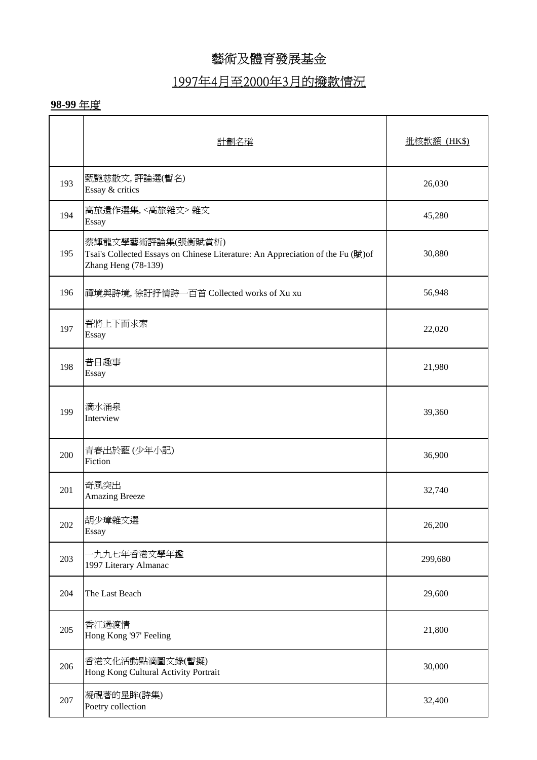# 藝術及體育發展基金

## 1997年4月至2000年3月的撥款情況

**98-99 年度**

| | 計劃名稱 | 批核款額 (HK$) |
|---|---|---|
| 193 | 甄艷慈散文, 評論選(暫名)<br>Essay & critics | 26,030 |
| 194 | 高旅遺作選集, <高旅雜文> 雜文<br>Essay | 45,280 |
| 195 | 蔡輝龍文學藝術評論集(張衡賦賞析)<br>Tsai's Collected Essays on Chinese Literature: An Appreciation of the Fu (賦)of Zhang Heng (78-139) | 30,880 |
| 196 | 禪境與詩境, 徐訏抒情詩一百首 Collected works of Xu xu | 56,948 |
| 197 | 吾將上下而求索<br>Essay | 22,020 |
| 198 | 昔日趣事<br>Essay | 21,980 |
| 199 | 滴水涌泉<br>Interview | 39,360 |
| 200 | 青春出於藍 (少年小記)<br>Fiction | 36,900 |
| 201 | 奇風突出<br>Amazing Breeze | 32,740 |
| 202 | 胡少璋雜文選<br>Essay | 26,200 |
| 203 | 一九九七年香港文學年鑑<br>1997 Literary Almanac | 299,680 |
| 204 | The Last Beach | 29,600 |
| 205 | 香江過渡情<br>Hong Kong '97' Feeling | 21,800 |
| 206 | 香港文化活動點滴圖文錄(暫擬)<br>Hong Kong Cultural Activity Portrait | 30,000 |
| 207 | 凝視著的星眸(詩集)<br>Poetry collection | 32,400 |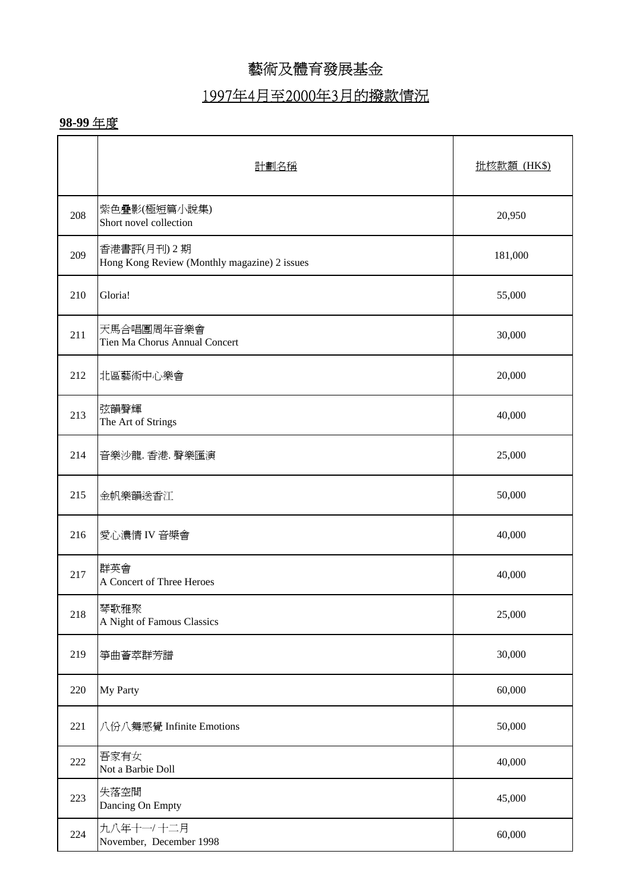# 藝術及體育發展基金

## 1997年4月至2000年3月的撥款情況

**98-99 年度**

| | 計劃名稱 | 批核款額 (HK$) |
|---|---|---|
| 208 | 紫色疊影(極短篇小說集)<br>Short novel collection | 20,950 |
| 209 | 香港書評(月刊) 2 期<br>Hong Kong Review (Monthly magazine) 2 issues | 181,000 |
| 210 | Gloria! | 55,000 |
| 211 | 天馬合唱團周年音樂會<br>Tien Ma Chorus Annual Concert | 30,000 |
| 212 | 北區藝術中心樂會 | 20,000 |
| 213 | 弦韻聲輝<br>The Art of Strings | 40,000 |
| 214 | 音樂沙龍. 香港. 聲樂匯演 | 25,000 |
| 215 | 金帆樂韻送香江 | 50,000 |
| 216 | 愛心濃情 IV 音樂會 | 40,000 |
| 217 | 群英會<br>A Concert of Three Heroes | 40,000 |
| 218 | 琴歌雅聚<br>A Night of Famous Classics | 25,000 |
| 219 | 箏曲薈萃群芳譜 | 30,000 |
| 220 | My Party | 60,000 |
| 221 | 八份八舞感覺 Infinite Emotions | 50,000 |
| 222 | 吾家有女<br>Not a Barbie Doll | 40,000 |
| 223 | 失落空間<br>Dancing On Empty | 45,000 |
| 224 | 九八年十一/ 十二月<br>November, December 1998 | 60,000 |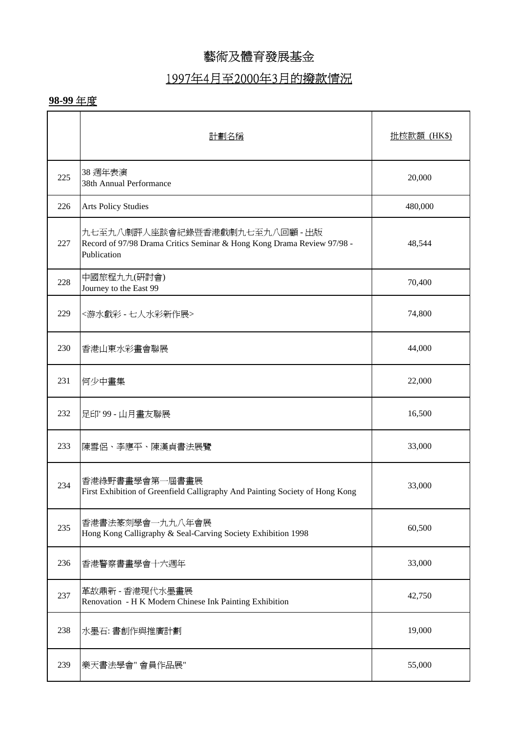# 藝術及體育發展基金

## 1997年4月至2000年3月的撥款情況

**98-99** 年度

| | 計劃名稱 | 批核款額 (HK$) |
|---|---|---|
| 225 | 38 週年表演<br>38th Annual Performance | 20,000 |
| 226 | Arts Policy Studies | 480,000 |
| 227 | 九七至九八劇評人座談會紀錄暨香港戲劇九七至九八回顧 - 出版<br>Record of 97/98 Drama Critics Seminar & Hong Kong Drama Review 97/98 - Publication | 48,544 |
| 228 | 中國旅程九九(研討會)<br>Journey to the East 99 | 70,400 |
| 229 | <游水戲彩 - 七人水彩新作展> | 74,800 |
| 230 | 香港山東水彩畫會聯展 | 44,000 |
| 231 | 何少中畫集 | 22,000 |
| 232 | 足印' 99 - 山月畫友聯展 | 16,500 |
| 233 | 陳雪侶、李應平、陳漢貞書法展覽 | 33,000 |
| 234 | 香港綠野書畫學會第一屆書畫展<br>First Exhibition of Greenfield Calligraphy And Painting Society of Hong Kong | 33,000 |
| 235 | 香港書法篆刻學會一九九八年會展<br>Hong Kong Calligraphy & Seal-Carving Society Exhibition 1998 | 60,500 |
| 236 | 香港警察書畫學會十六週年 | 33,000 |
| 237 | 革故鼎新 - 香港現代水墨畫展<br>Renovation - H K Modern Chinese Ink Painting Exhibition | 42,750 |
| 238 | 水墨石: 書創作與推廣計劃 | 19,000 |
| 239 | 樂天書法學會" 會員作品展" | 55,000 |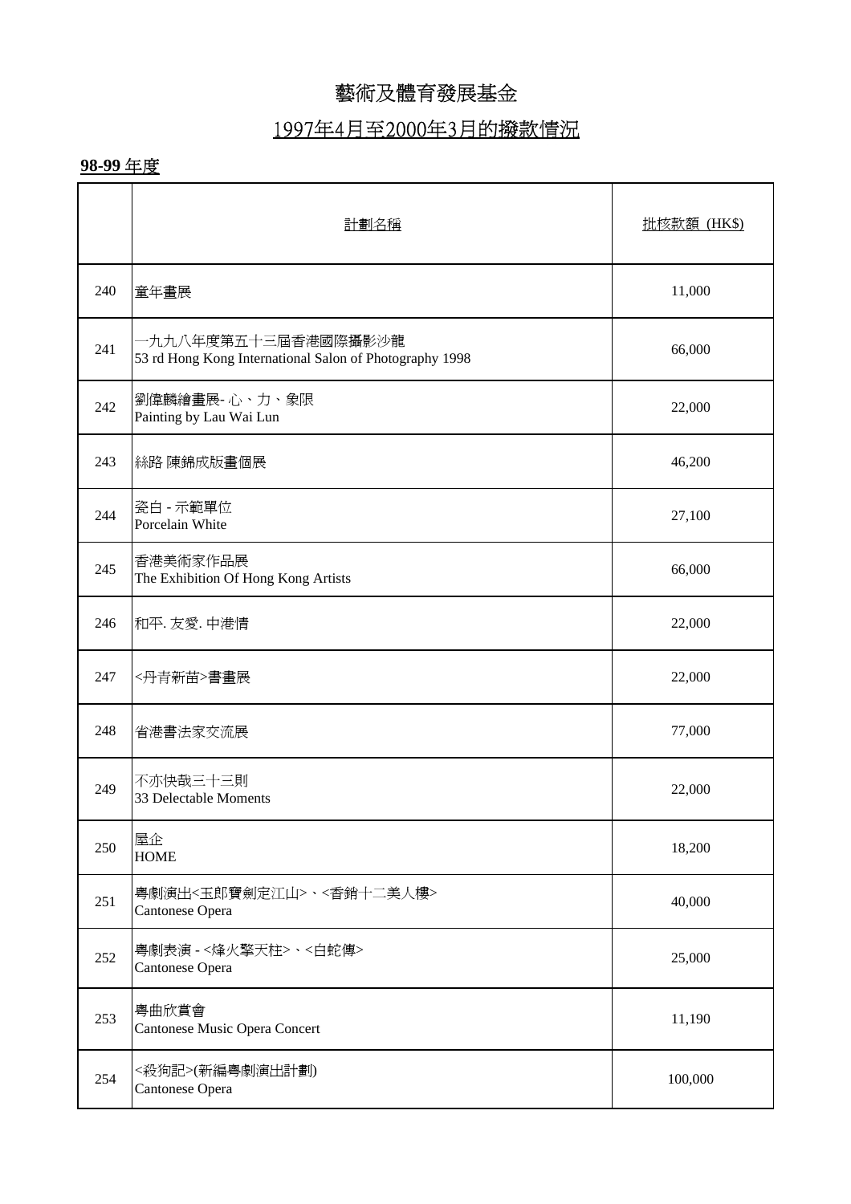# 藝術及體育發展基金

## 1997年4月至2000年3月的撥款情況

**98-99** 年度

| | 計劃名稱 | 批核款額 (HK$) |
|---|---|---|
| 240 | 童年畫展 | 11,000 |
| 241 | 一九九八年度第五十三屆香港國際攝影沙龍<br>53 rd Hong Kong International Salon of Photography 1998 | 66,000 |
| 242 | 劉偉麟繪畫展- 心、力、象限<br>Painting by Lau Wai Lun | 22,000 |
| 243 | 絲路 陳錦成版畫個展 | 46,200 |
| 244 | 瓷白 - 示範單位<br>Porcelain White | 27,100 |
| 245 | 香港美術家作品展<br>The Exhibition Of Hong Kong Artists | 66,000 |
| 246 | 和平. 友愛. 中港情 | 22,000 |
| 247 | <丹青新苗>書畫展 | 22,000 |
| 248 | 省港書法家交流展 | 77,000 |
| 249 | 不亦快哉三十三則<br>33 Delectable Moments | 22,000 |
| 250 | 屋企<br>HOME | 18,200 |
| 251 | 粵劇演出<玉郎寶劍定江山>、<香銷十二美人樓><br>Cantonese Opera | 40,000 |
| 252 | 粵劇表演 - <烽火擎天柱>、<白蛇傳><br>Cantonese Opera | 25,000 |
| 253 | 粵曲欣賞會<br>Cantonese Music Opera Concert | 11,190 |
| 254 | <殺狗記>(新編粵劇演出計劃)<br>Cantonese Opera | 100,000 |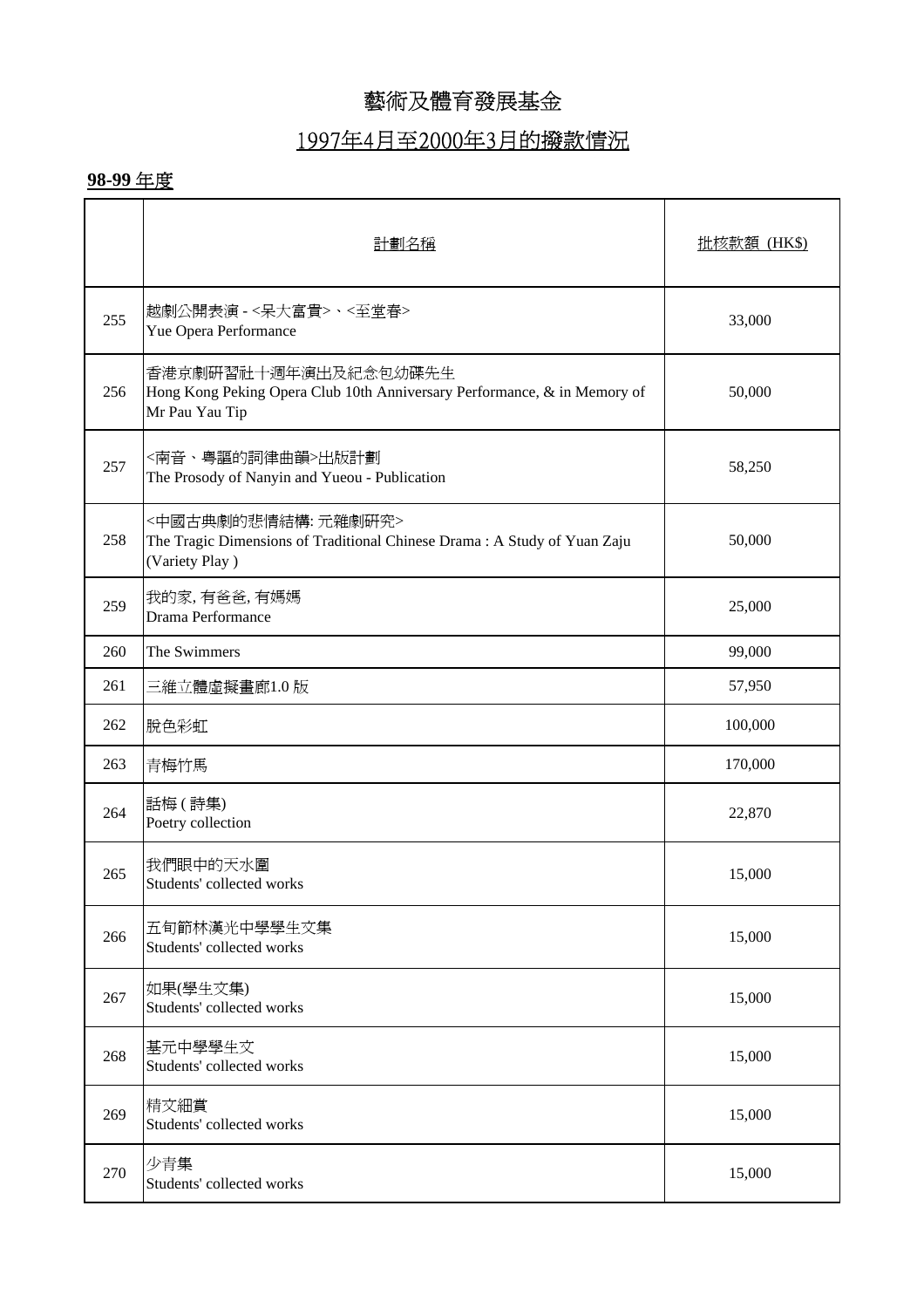# 藝術及體育發展基金

## 1997年4月至2000年3月的撥款情況

**98-99** 年度

| | 計劃名稱 | 批核款額 (HK$) |
|---|---|---|
| 255 | 越劇公開表演 - <呆大富貴>、<至堂春><br>Yue Opera Performance | 33,000 |
| 256 | 香港京劇研習社十週年演出及紀念包幼碟先生<br>Hong Kong Peking Opera Club 10th Anniversary Performance, & in Memory of Mr Pau Yau Tip | 50,000 |
| 257 | <南音、粵謳的詞律曲韻>出版計劃<br>The Prosody of Nanyin and Yueou - Publication | 58,250 |
| 258 | <中國古典劇的悲情結構: 元雜劇研究><br>The Tragic Dimensions of Traditional Chinese Drama : A Study of Yuan Zaju (Variety Play ) | 50,000 |
| 259 | 我的家, 有爸爸, 有媽媽<br>Drama Performance | 25,000 |
| 260 | The Swimmers | 99,000 |
| 261 | 三維立體虛擬畫廊1.0 版 | 57,950 |
| 262 | 脫色彩虹 | 100,000 |
| 263 | 青梅竹馬 | 170,000 |
| 264 | 話梅 ( 詩集)<br>Poetry collection | 22,870 |
| 265 | 我們眼中的天水圍<br>Students' collected works | 15,000 |
| 266 | 五旬節林漢光中學學生文集<br>Students' collected works | 15,000 |
| 267 | 如果(學生文集)<br>Students' collected works | 15,000 |
| 268 | 基元中學學生文<br>Students' collected works | 15,000 |
| 269 | 精文細賞<br>Students' collected works | 15,000 |
| 270 | 少青集<br>Students' collected works | 15,000 |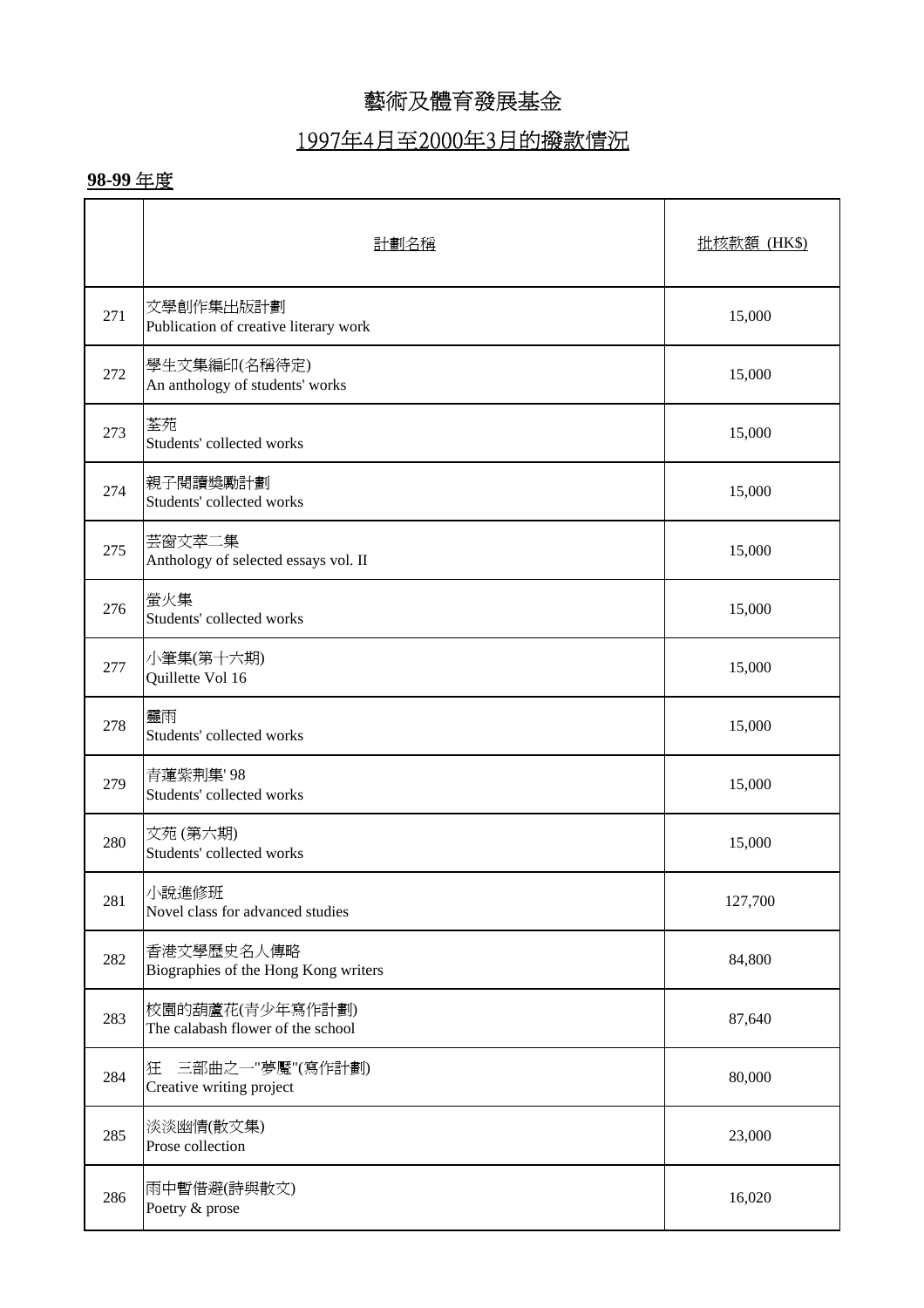# 藝術及體育發展基金

## 1997年4月至2000年3月的撥款情況

**98-99** 年度

| | 計劃名稱 | 批核款額 (HK$) |
|---|---|---|
| 271 | 文學創作集出版計劃<br>Publication of creative literary work | 15,000 |
| 272 | 學生文集編印(名稱待定)<br>An anthology of students' works | 15,000 |
| 273 | 荃苑<br>Students' collected works | 15,000 |
| 274 | 親子閱讀獎勵計劃<br>Students' collected works | 15,000 |
| 275 | 芸窗文萃二集<br>Anthology of selected essays vol. II | 15,000 |
| 276 | 螢火集<br>Students' collected works | 15,000 |
| 277 | 小筆集(第十六期)<br>Quillette Vol 16 | 15,000 |
| 278 | 靈雨<br>Students' collected works | 15,000 |
| 279 | 青蓮紫荊集' 98<br>Students' collected works | 15,000 |
| 280 | 文苑 (第六期)<br>Students' collected works | 15,000 |
| 281 | 小說進修班<br>Novel class for advanced studies | 127,700 |
| 282 | 香港文學歷史名人傳略<br>Biographies of the Hong Kong writers | 84,800 |
| 283 | 校園的葫蘆花(青少年寫作計劃)<br>The calabash flower of the school | 87,640 |
| 284 | 狂　三部曲之一"夢魘"(寫作計劃)<br>Creative writing project | 80,000 |
| 285 | 淡淡幽情(散文集)<br>Prose collection | 23,000 |
| 286 | 雨中暫借避(詩與散文)<br>Poetry & prose | 16,020 |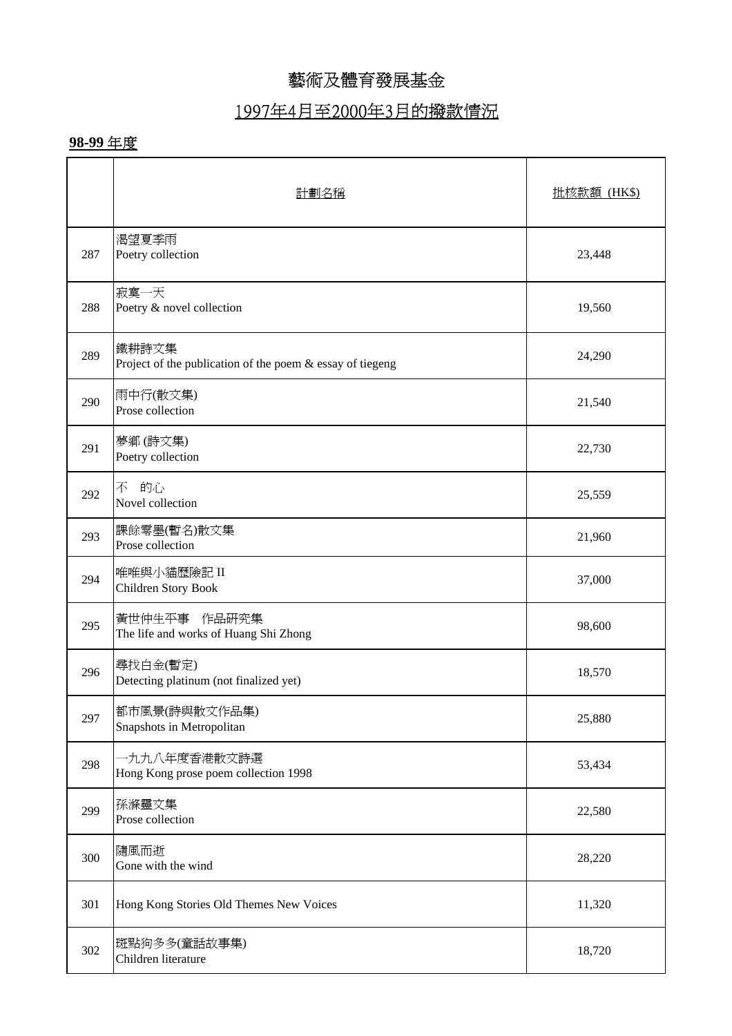# 藝術及體育發展基金

## 1997年4月至2000年3月的撥款情況

### 98-99 年度

| | 計劃名稱 | 批核款額 (HK$) |
|---|---|---|
| 287 | 渴望夏季雨<br>Poetry collection | 23,448 |
| 288 | 寂寞一天<br>Poetry & novel collection | 19,560 |
| 289 | 鐵耕詩文集<br>Project of the publication of the poem & essay of tiegeng | 24,290 |
| 290 | 雨中行(散文集)<br>Prose collection | 21,540 |
| 291 | 夢鄉 (詩文集)<br>Poetry collection | 22,730 |
| 292 | 不 的心<br>Novel collection | 25,559 |
| 293 | 課餘零墨(暫名)散文集<br>Prose collection | 21,960 |
| 294 | 唯唯與小貓歷險記 II<br>Children Story Book | 37,000 |
| 295 | 黃世仲生平事 作品研究集<br>The life and works of Huang Shi Zhong | 98,600 |
| 296 | 尋找白金(暫定)<br>Detecting platinum (not finalized yet) | 18,570 |
| 297 | 都市風景(詩與散文作品集)<br>Snapshots in Metropolitan | 25,880 |
| 298 | 一九九八年度香港散文詩選<br>Hong Kong prose poem collection 1998 | 53,434 |
| 299 | 孫滌靈文集<br>Prose collection | 22,580 |
| 300 | 隨風而逝<br>Gone with the wind | 28,220 |
| 301 | Hong Kong Stories Old Themes New Voices | 11,320 |
| 302 | 斑點狗多多(童話故事集)<br>Children literature | 18,720 |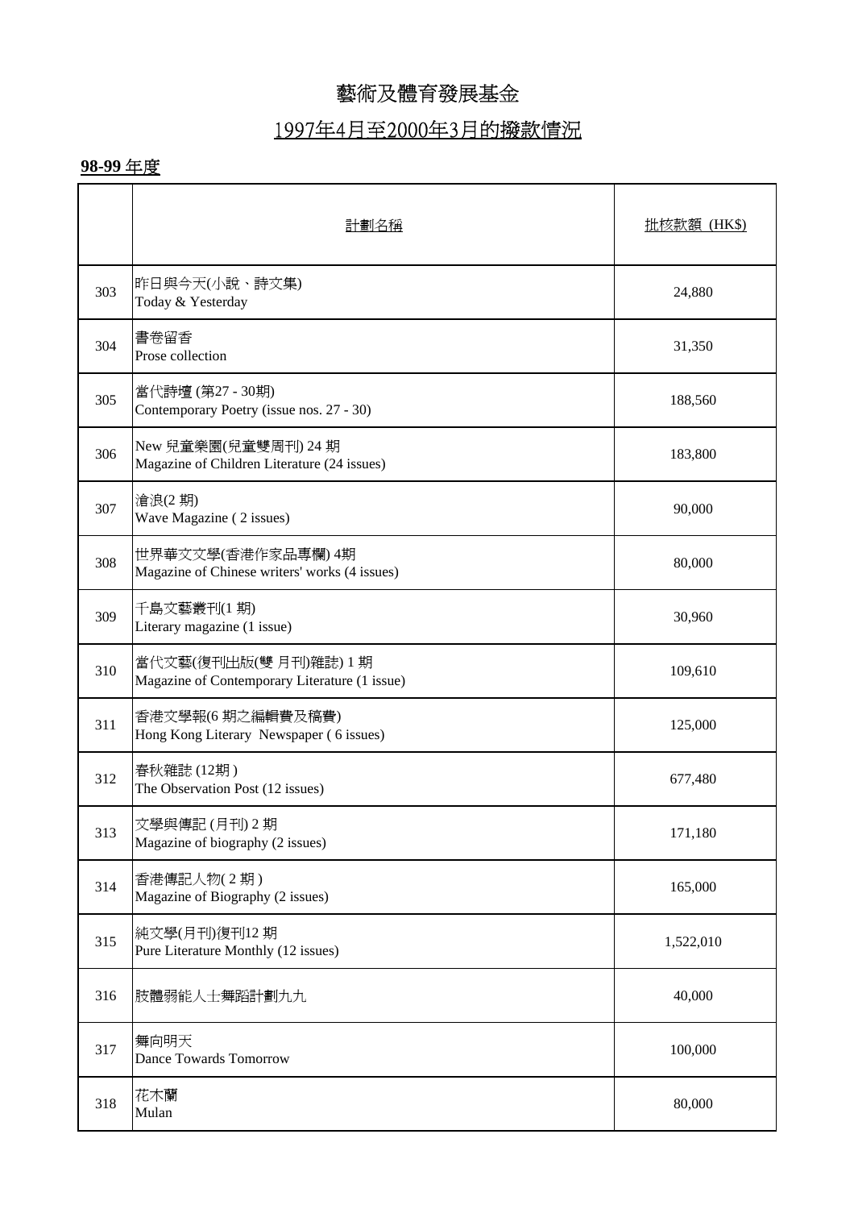# 藝術及體育發展基金

## 1997年4月至2000年3月的撥款情況

**98-99** 年度

| | 計劃名稱 | 批核款額 (HK$) |
|---|---|---|
| 303 | 昨日與今天(小說、詩文集)<br>Today & Yesterday | 24,880 |
| 304 | 書卷留香<br>Prose collection | 31,350 |
| 305 | 當代詩壇 (第27 - 30期)<br>Contemporary Poetry (issue nos. 27 - 30) | 188,560 |
| 306 | New 兒童樂園(兒童雙周刊) 24 期<br>Magazine of Children Literature (24 issues) | 183,800 |
| 307 | 滄浪(2 期)<br>Wave Magazine ( 2 issues) | 90,000 |
| 308 | 世界華文文學(香港作家品專欄) 4期<br>Magazine of Chinese writers' works (4 issues) | 80,000 |
| 309 | 千島文藝叢刊(1 期)<br>Literary magazine (1 issue) | 30,960 |
| 310 | 當代文藝(復刊出版(雙 月刊)雜誌) 1 期<br>Magazine of Contemporary Literature (1 issue) | 109,610 |
| 311 | 香港文學報(6 期之編輯費及稿費)<br>Hong Kong Literary Newspaper ( 6 issues) | 125,000 |
| 312 | 春秋雜誌 (12期 )<br>The Observation Post (12 issues) | 677,480 |
| 313 | 文學與傳記 (月刊) 2 期<br>Magazine of biography (2 issues) | 171,180 |
| 314 | 香港傳記人物( 2 期 )<br>Magazine of Biography (2 issues) | 165,000 |
| 315 | 純文學(月刊)復刊12 期<br>Pure Literature Monthly (12 issues) | 1,522,010 |
| 316 | 肢體弱能人士舞蹈計劃九九 | 40,000 |
| 317 | 舞向明天<br>Dance Towards Tomorrow | 100,000 |
| 318 | 花木蘭<br>Mulan | 80,000 |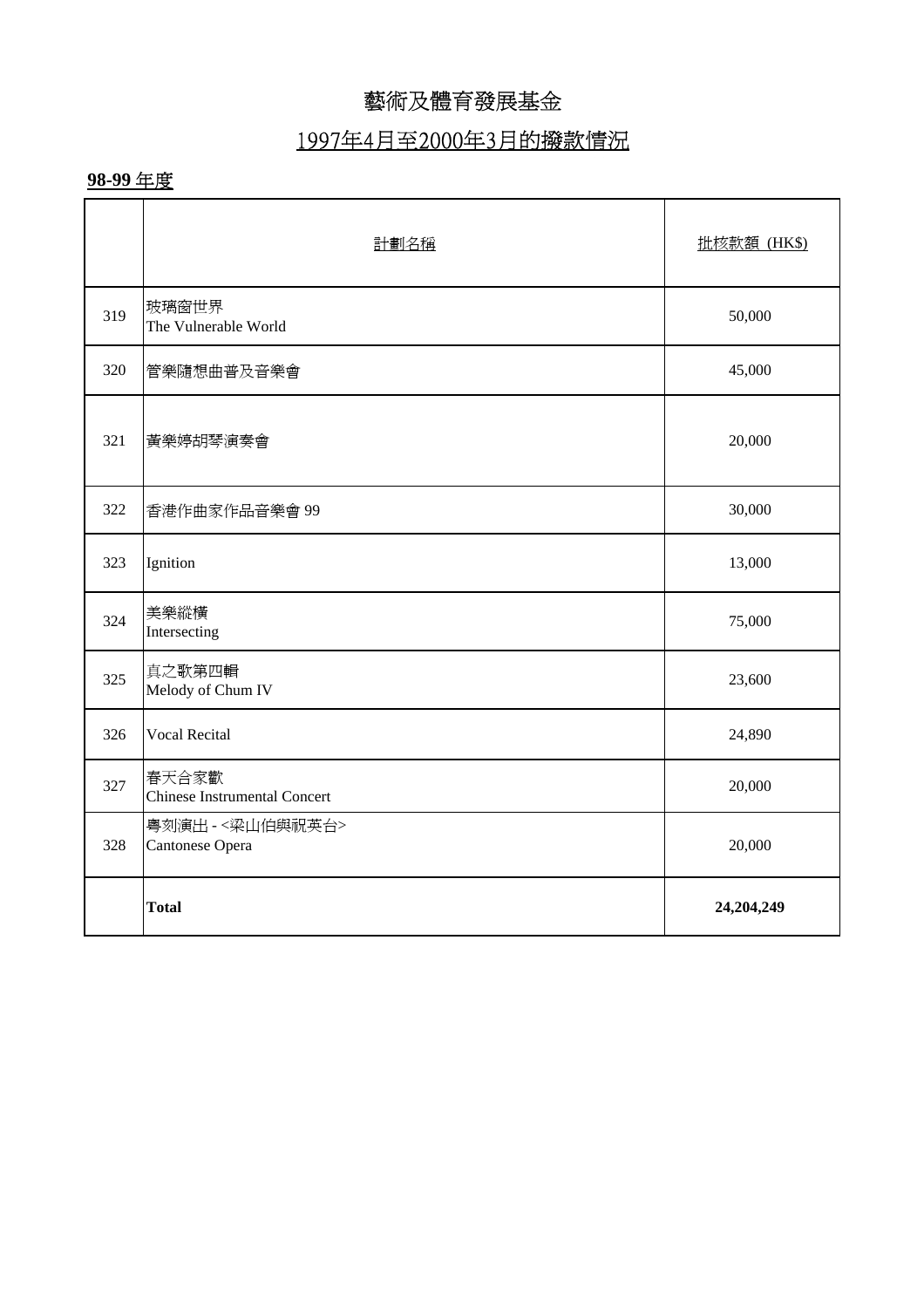# 藝術及體育發展基金

## 1997年4月至2000年3月的撥款情況

**98-99** 年度

| | 計劃名稱 | 批核款額 (HK$) |
|---|---|---|
| 319 | 玻璃窗世界<br>The Vulnerable World | 50,000 |
| 320 | 管樂隨想曲普及音樂會 | 45,000 |
| 321 | 黃樂婷胡琴演奏會 | 20,000 |
| 322 | 香港作曲家作品音樂會 99 | 30,000 |
| 323 | Ignition | 13,000 |
| 324 | 美樂縱橫<br>Intersecting | 75,000 |
| 325 | 真之歌第四輯<br>Melody of Chum IV | 23,600 |
| 326 | Vocal Recital | 24,890 |
| 327 | 春天合家歡<br>Chinese Instrumental Concert | 20,000 |
| 328 | 粵劇演出 - <梁山伯與祝英台><br>Cantonese Opera | 20,000 |
| | **Total** | **24,204,249** |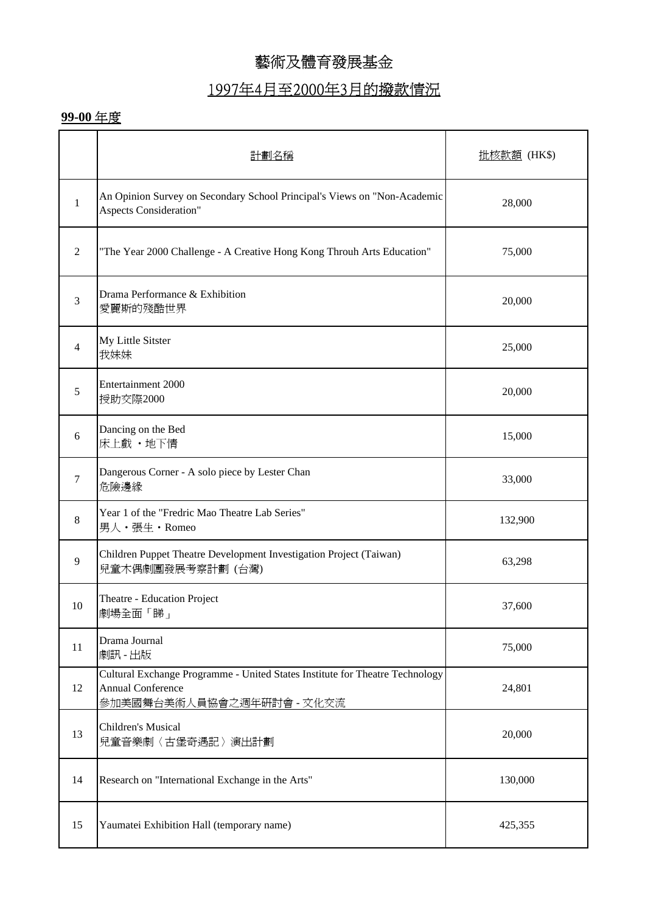# 藝術及體育發展基金

## 1997年4月至2000年3月的撥款情況

**99-00** 年度

| | 計劃名稱 | 批核款額 (HK$) |
|---|---|---|
| 1 | An Opinion Survey on Secondary School Principal's Views on "Non-Academic Aspects Consideration" | 28,000 |
| 2 | "The Year 2000 Challenge - A Creative Hong Kong Throuh Arts Education" | 75,000 |
| 3 | Drama Performance & Exhibition<br>愛麗斯的殘酷世界 | 20,000 |
| 4 | My Little Sitster<br>我妹妹 | 25,000 |
| 5 | Entertainment 2000<br>授助交際2000 | 20,000 |
| 6 | Dancing on the Bed<br>床上戲 ‧地下情 | 15,000 |
| 7 | Dangerous Corner - A solo piece by Lester Chan<br>危險邊緣 | 33,000 |
| 8 | Year 1 of the "Fredric Mao Theatre Lab Series"<br>男人‧張生‧Romeo | 132,900 |
| 9 | Children Puppet Theatre Development Investigation Project (Taiwan)<br>兒童木偶劇團發展考察計劃 (台灣) | 63,298 |
| 10 | Theatre - Education Project<br>劇場全面「睇」 | 37,600 |
| 11 | Drama Journal<br>劇訊 - 出版 | 75,000 |
| 12 | Cultural Exchange Programme - United States Institute for Theatre Technology Annual Conference<br>參加美國舞台美術人員協會之週年研討會 - 文化交流 | 24,801 |
| 13 | Children's Musical<br>兒童音樂劇〈古堡奇遇記〉演出計劃 | 20,000 |
| 14 | Research on "International Exchange in the Arts" | 130,000 |
| 15 | Yaumatei Exhibition Hall (temporary name) | 425,355 |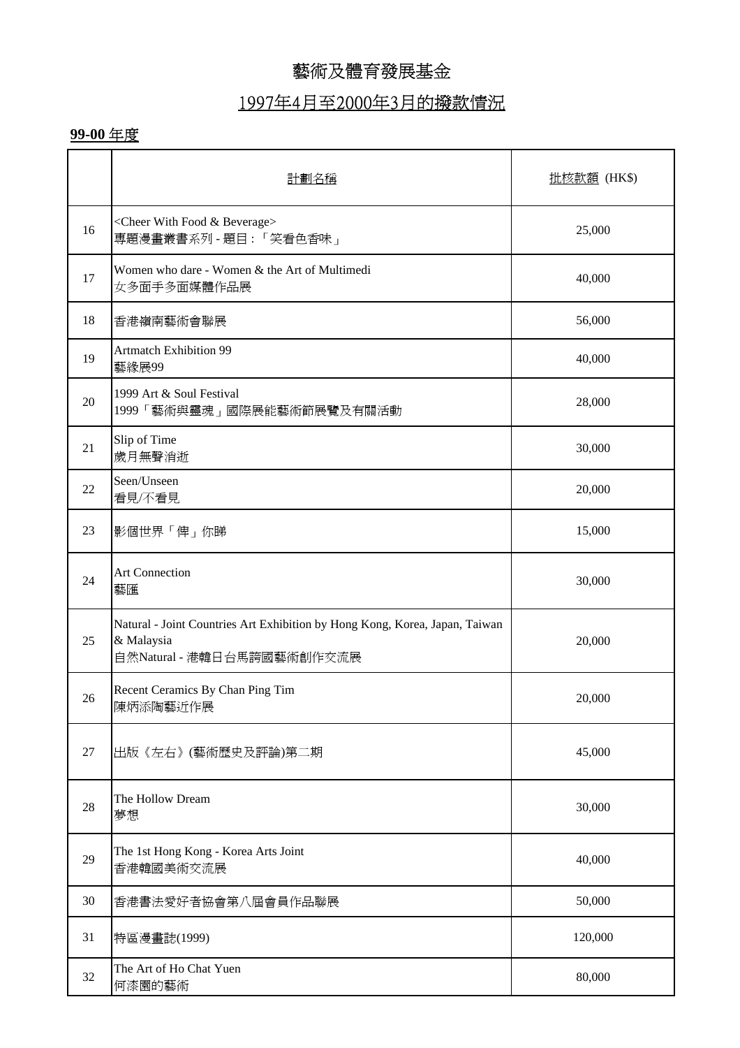# 藝術及體育發展基金

## 1997年4月至2000年3月的撥款情況

**99-00** 年度

| | 計劃名稱 | 批核款額 (HK$) |
|---|---|---|
| 16 | <Cheer With Food & Beverage><br>專題漫畫叢書系列 - 題目：「笑看色香味」 | 25,000 |
| 17 | Women who dare - Women & the Art of Multimedi<br>女多面手多面媒體作品展 | 40,000 |
| 18 | 香港嶺南藝術會聯展 | 56,000 |
| 19 | Artmatch Exhibition 99<br>藝緣展99 | 40,000 |
| 20 | 1999 Art & Soul Festival<br>1999「藝術與靈魂」國際展能藝術節展覽及有關活動 | 28,000 |
| 21 | Slip of Time<br>歲月無聲消逝 | 30,000 |
| 22 | Seen/Unseen<br>看見/不看見 | 20,000 |
| 23 | 影個世界「俾」你睇 | 15,000 |
| 24 | Art Connection<br>藝匯 | 30,000 |
| 25 | Natural - Joint Countries Art Exhibition by Hong Kong, Korea, Japan, Taiwan & Malaysia<br>自然Natural - 港韓日台馬跨國藝術創作交流展 | 20,000 |
| 26 | Recent Ceramics By Chan Ping Tim<br>陳炳添陶藝近作展 | 20,000 |
| 27 | 出版《左右》(藝術歷史及評論)第二期 | 45,000 |
| 28 | The Hollow Dream<br>夢想 | 30,000 |
| 29 | The 1st Hong Kong - Korea Arts Joint<br>香港韓國美術交流展 | 40,000 |
| 30 | 香港書法愛好者協會第八屆會員作品聯展 | 50,000 |
| 31 | 特區漫畫誌(1999) | 120,000 |
| 32 | The Art of Ho Chat Yuen<br>何漆園的藝術 | 80,000 |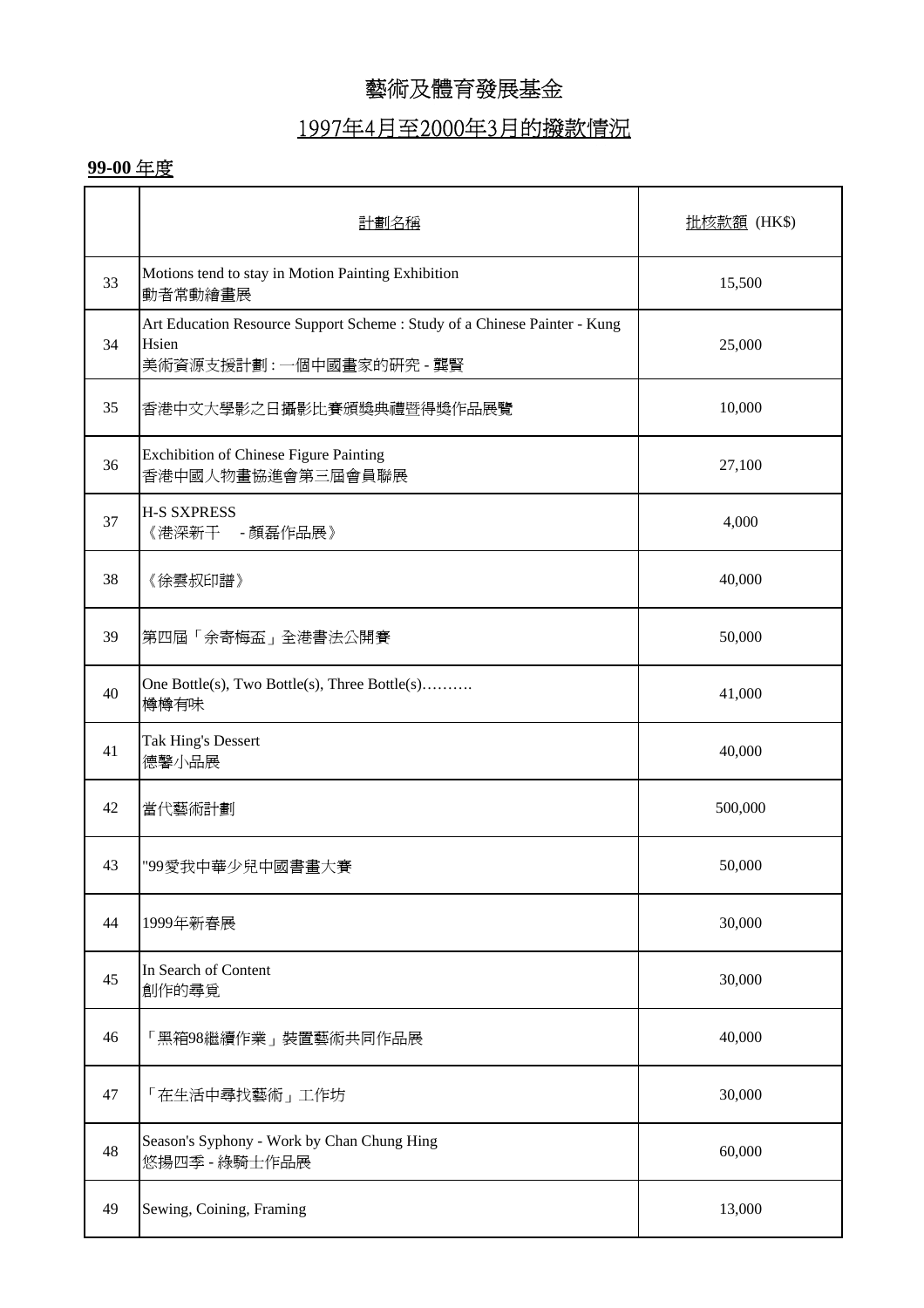# 藝術及體育發展基金

## 1997年4月至2000年3月的撥款情況

**99-00 年度**

| | 計劃名稱 | 批核款額 (HK$) |
|---|---|---|
| 33 | Motions tend to stay in Motion Painting Exhibition<br>動者常動繪畫展 | 15,500 |
| 34 | Art Education Resource Support Scheme : Study of a Chinese Painter - Kung Hsien<br>美術資源支援計劃 : 一個中國畫家的研究 - 龔賢 | 25,000 |
| 35 | 香港中文大學影之日攝影比賽頒獎典禮暨得獎作品展覽 | 10,000 |
| 36 | Exchibition of Chinese Figure Painting<br>香港中國人物畫協進會第三屆會員聯展 | 27,100 |
| 37 | H-S SXPRESS<br>《港深薪干 - 顏磊作品展》 | 4,000 |
| 38 | 《徐雲叔印譜》 | 40,000 |
| 39 | 第四屆「余寄梅盃」全港書法公開賽 | 50,000 |
| 40 | One Bottle(s), Two Bottle(s), Three Bottle(s)……….<br>樽樽有味 | 41,000 |
| 41 | Tak Hing's Dessert<br>德馨小品展 | 40,000 |
| 42 | 當代藝術計劃 | 500,000 |
| 43 | "99愛我中華少兒中國書畫大賽 | 50,000 |
| 44 | 1999年新春展 | 30,000 |
| 45 | In Search of Content<br>創作的尋覓 | 30,000 |
| 46 | 「黑箱98繼續作業」裝置藝術共同作品展 | 40,000 |
| 47 | 「在生活中尋找藝術」工作坊 | 30,000 |
| 48 | Season's Syphony - Work by Chan Chung Hing<br>悠揚四季 - 綠騎士作品展 | 60,000 |
| 49 | Sewing, Coining, Framing | 13,000 |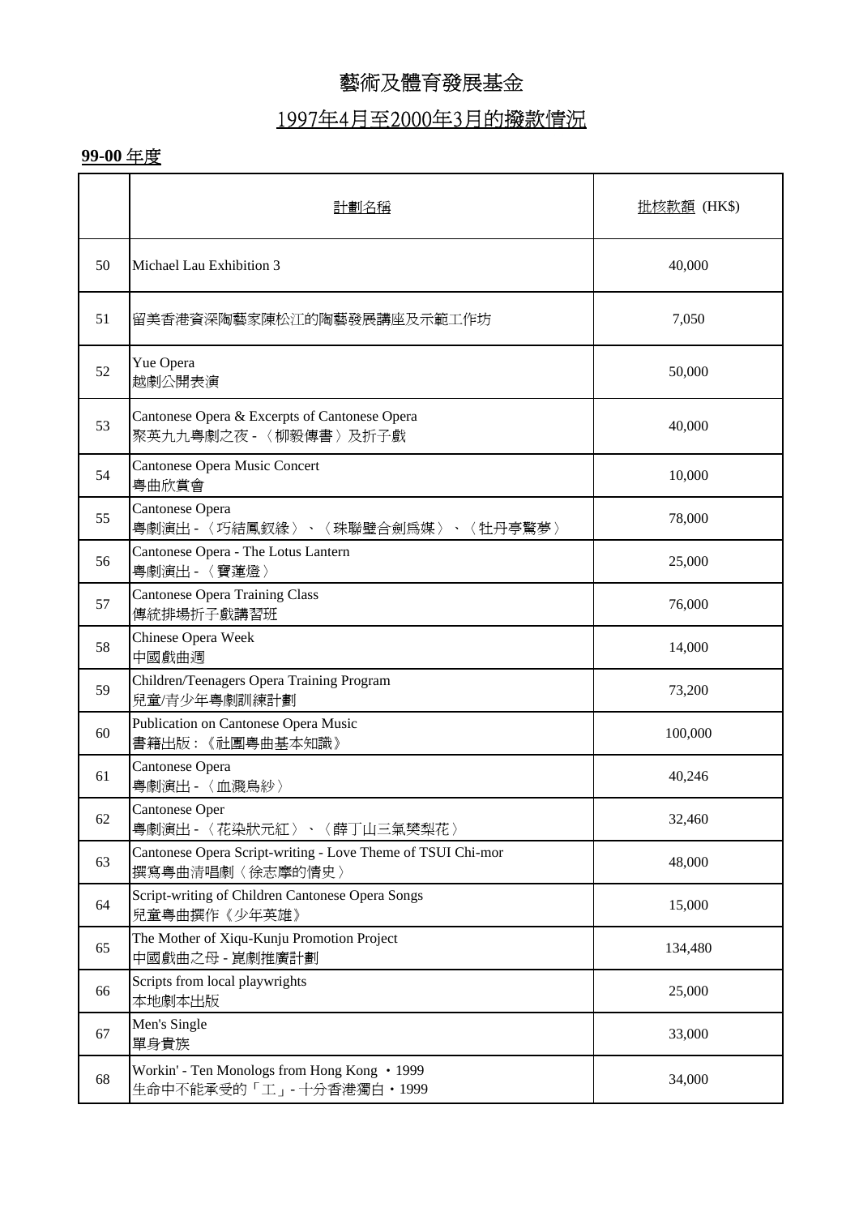# 藝術及體育發展基金

## 1997年4月至2000年3月的撥款情況

**99-00** 年度

|  | 計劃名稱 | 批核款額 (HK$) |
|---|---|---|
| 50 | Michael Lau Exhibition 3 | 40,000 |
| 51 | 留美香港資深陶藝家陳松江的陶藝發展講座及示範工作坊 | 7,050 |
| 52 | Yue Opera<br>越劇公開表演 | 50,000 |
| 53 | Cantonese Opera & Excerpts of Cantonese Opera<br>聚英九九粵劇之夜 - 〈柳毅傳書〉及折子戲 | 40,000 |
| 54 | Cantonese Opera Music Concert<br>粵曲欣賞會 | 10,000 |
| 55 | Cantonese Opera<br>粵劇演出 - 〈巧結鳳釵緣〉、〈珠聯璧合劍為媒〉、〈牡丹亭驚夢〉 | 78,000 |
| 56 | Cantonese Opera - The Lotus Lantern<br>粵劇演出 - 〈寶蓮燈〉 | 25,000 |
| 57 | Cantonese Opera Training Class<br>傳統排場折子戲講習班 | 76,000 |
| 58 | Chinese Opera Week<br>中國戲曲週 | 14,000 |
| 59 | Children/Teenagers Opera Training Program<br>兒童/青少年粵劇訓練計劃 | 73,200 |
| 60 | Publication on Cantonese Opera Music<br>書籍出版：《社團粵曲基本知識》 | 100,000 |
| 61 | Cantonese Opera<br>粵劇演出 - 〈血濺烏紗〉 | 40,246 |
| 62 | Cantonese Oper<br>粵劇演出 - 〈花染狀元紅〉、〈薛丁山三氣樊梨花〉 | 32,460 |
| 63 | Cantonese Opera Script-writing - Love Theme of TSUI Chi-mor<br>撰寫粵曲清唱劇〈徐志摩的情史〉 | 48,000 |
| 64 | Script-writing of Children Cantonese Opera Songs<br>兒童粵曲撰作《少年英雄》 | 15,000 |
| 65 | The Mother of Xiqu-Kunju Promotion Project<br>中國戲曲之母 - 崑劇推廣計劃 | 134,480 |
| 66 | Scripts from local playwrights<br>本地劇本出版 | 25,000 |
| 67 | Men's Single<br>單身貴族 | 33,000 |
| 68 | Workin' - Ten Monologs from Hong Kong ‧ 1999<br>生命中不能承受的「工」- 十分香港獨白‧1999 | 34,000 |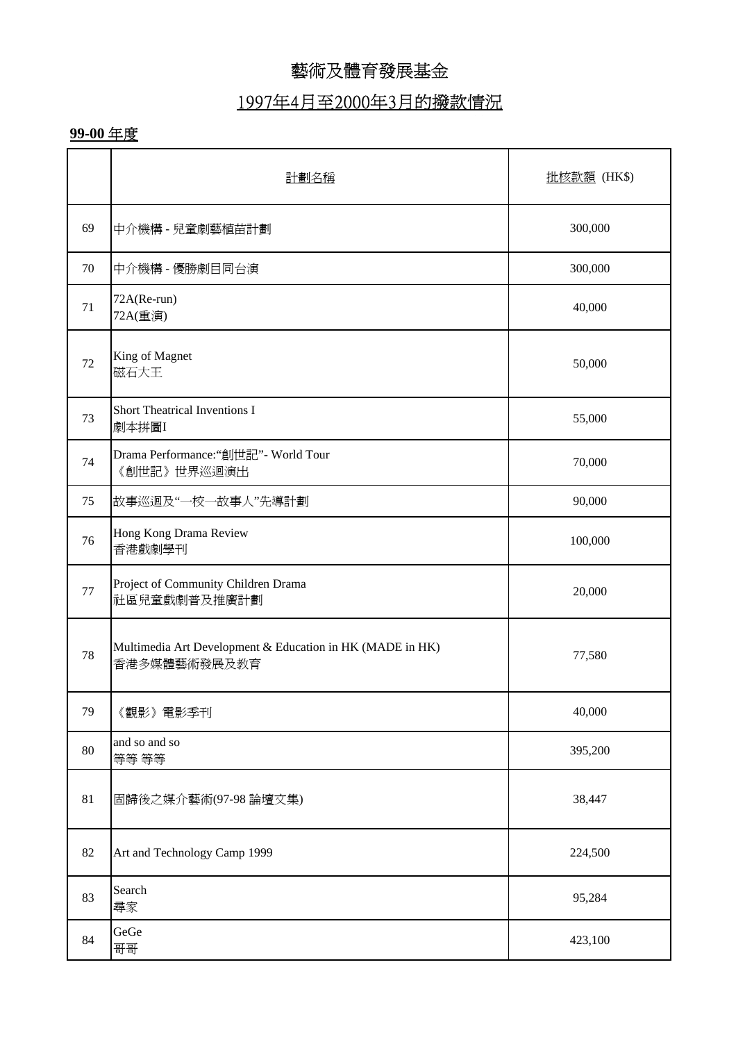# 藝術及體育發展基金

## 1997年4月至2000年3月的撥款情況

**99-00** 年度

| | 計劃名稱 | 批核款額 (HK$) |
|---|---|---|
| 69 | 中介機構 - 兒童劇藝植苗計劃 | 300,000 |
| 70 | 中介機構 - 優勝劇目同台演 | 300,000 |
| 71 | 72A(Re-run)<br>72A(重演) | 40,000 |
| 72 | King of Magnet<br>磁石大王 | 50,000 |
| 73 | Short Theatrical Inventions I<br>劇本拼圖I | 55,000 |
| 74 | Drama Performance:"創世記"- World Tour<br>《創世記》世界巡迴演出 | 70,000 |
| 75 | 故事巡迴及"一校一故事人"先導計劃 | 90,000 |
| 76 | Hong Kong Drama Review<br>香港戲劇學刊 | 100,000 |
| 77 | Project of Community Children Drama<br>社區兒童戲劇普及推廣計劃 | 20,000 |
| 78 | Multimedia Art Development & Education in HK (MADE in HK)<br>香港多媒體藝術發展及教育 | 77,580 |
| 79 | 《觀影》電影季刊 | 40,000 |
| 80 | and so and so<br>等等 等等 | 395,200 |
| 81 | 回歸後之媒介藝術(97-98 論壇文集) | 38,447 |
| 82 | Art and Technology Camp 1999 | 224,500 |
| 83 | Search<br>尋家 | 95,284 |
| 84 | GeGe<br>哥哥 | 423,100 |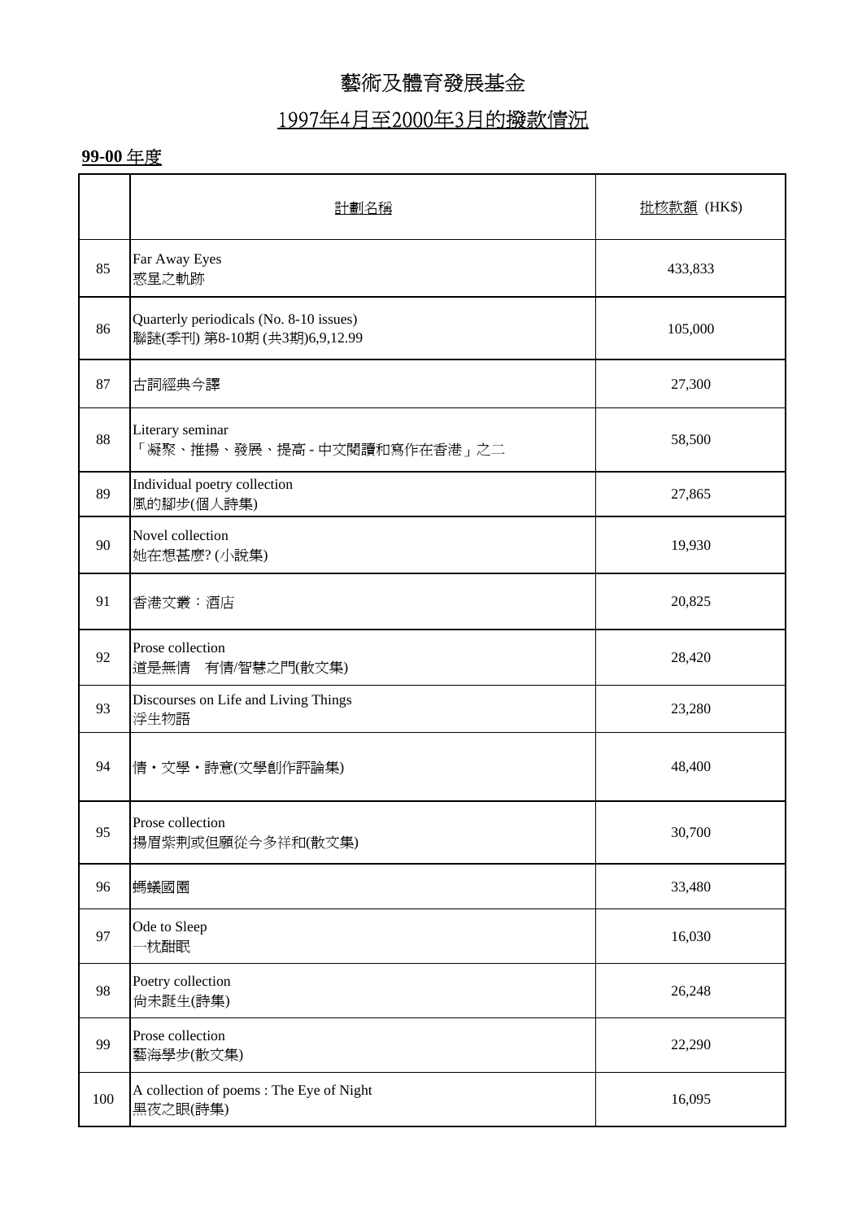# 藝術及體育發展基金

## 1997年4月至2000年3月的撥款情況

**99-00** 年度

| | 計劃名稱 | 批核款額 (HK$) |
|---|---|---|
| 85 | Far Away Eyes<br>惑星之軌跡 | 433,833 |
| 86 | Quarterly periodicals (No. 8-10 issues)<br>聯謎(季刊) 第8-10期 (共3期)6,9,12.99 | 105,000 |
| 87 | 古詞經典今譯 | 27,300 |
| 88 | Literary seminar<br>「凝聚、推揚、發展、提高 - 中文閱讀和寫作在香港」之二 | 58,500 |
| 89 | Individual poetry collection<br>風的腳步(個人詩集) | 27,865 |
| 90 | Novel collection<br>她在想甚麼? (小說集) | 19,930 |
| 91 | 香港文叢：酒店 | 20,825 |
| 92 | Prose collection<br>道是無情　有情/智慧之門(散文集) | 28,420 |
| 93 | Discourses on Life and Living Things<br>浮生物語 | 23,280 |
| 94 | 情・文學・詩意(文學創作評論集) | 48,400 |
| 95 | Prose collection<br>揚眉紫荊或但願從今多祥和(散文集) | 30,700 |
| 96 | 螞蟻國園 | 33,480 |
| 97 | Ode to Sleep<br>一枕酣眠 | 16,030 |
| 98 | Poetry collection<br>尚未誕生(詩集) | 26,248 |
| 99 | Prose collection<br>藝海學步(散文集) | 22,290 |
| 100 | A collection of poems : The Eye of Night<br>黑夜之眼(詩集) | 16,095 |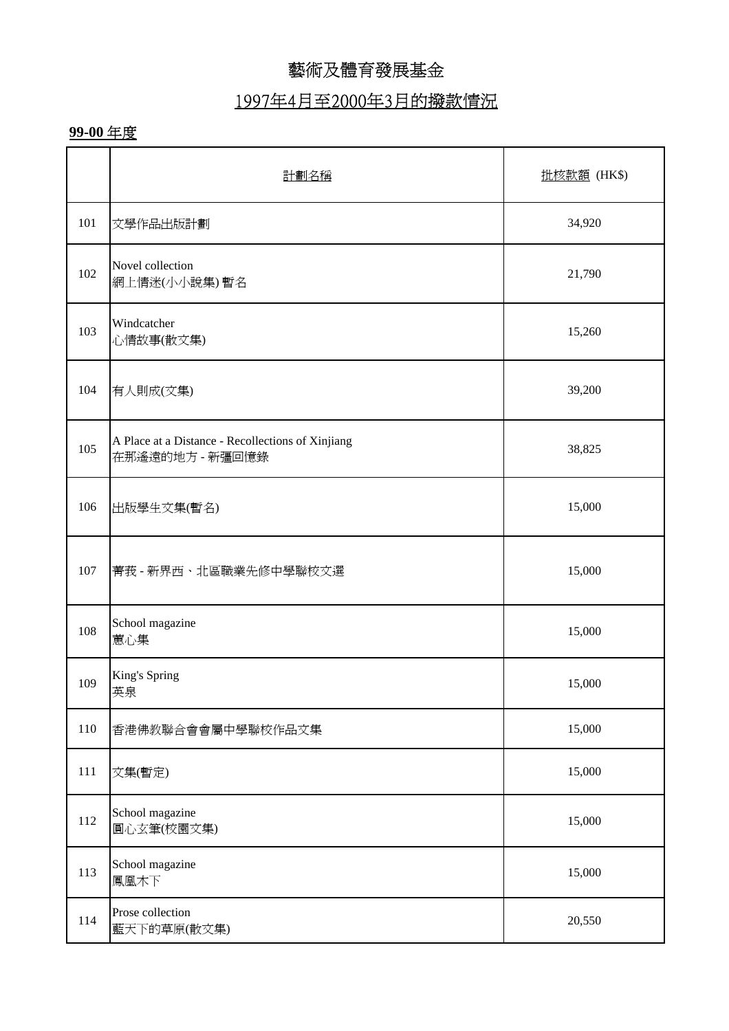# 藝術及體育發展基金

## 1997年4月至2000年3月的撥款情況

**99-00** 年度

| | 計劃名稱 | 批核款額 (HK$) |
|---|---|---|
| 101 | 文學作品出版計劃 | 34,920 |
| 102 | Novel collection<br>網上情迷(小小說集) 暫名 | 21,790 |
| 103 | Windcatcher<br>心情故事(散文集) | 15,260 |
| 104 | 有人則成(文集) | 39,200 |
| 105 | A Place at a Distance - Recollections of Xinjiang<br>在那遙遠的地方 - 新疆回憶錄 | 38,825 |
| 106 | 出版學生文集(暫名) | 15,000 |
| 107 | 菁莪 - 新界西、北區職業先修中學聯校文選 | 15,000 |
| 108 | School magazine<br>蕙心集 | 15,000 |
| 109 | King's Spring<br>英泉 | 15,000 |
| 110 | 香港佛教聯合會會屬中學聯校作品文集 | 15,000 |
| 111 | 文集(暫定) | 15,000 |
| 112 | School magazine<br>圓心玄筆(校園文集) | 15,000 |
| 113 | School magazine<br>鳳凰木下 | 15,000 |
| 114 | Prose collection<br>藍天下的草原(散文集) | 20,550 |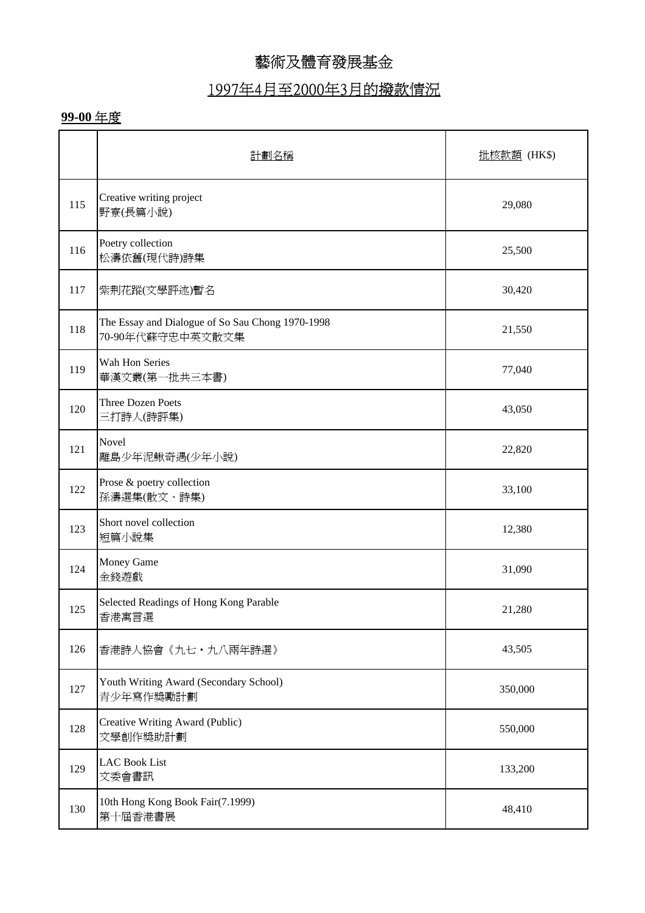# 藝術及體育發展基金

## 1997年4月至2000年3月的撥款情況

**99-00** 年度

| | 計劃名稱 | 批核款額 (HK$) |
|---|---|---|
| 115 | Creative writing project<br>野寮(長篇小說) | 29,080 |
| 116 | Poetry collection<br>松濤依舊(現代詩)詩集 | 25,500 |
| 117 | 紫荊花蹤(文學評述)暫名 | 30,420 |
| 118 | The Essay and Dialogue of So Sau Chong 1970-1998<br>70-90年代蘇守忠中英文散文集 | 21,550 |
| 119 | Wah Hon Series<br>華漢文叢(第一批共三本書) | 77,040 |
| 120 | Three Dozen Poets<br>三打詩人(詩評集) | 43,050 |
| 121 | Novel<br>離島少年泥鰍奇遇(少年小說) | 22,820 |
| 122 | Prose & poetry collection<br>孫濤選集(散文、詩集) | 33,100 |
| 123 | Short novel collection<br>短篇小說集 | 12,380 |
| 124 | Money Game<br>金錢遊戲 | 31,090 |
| 125 | Selected Readings of Hong Kong Parable<br>香港寓言選 | 21,280 |
| 126 | 香港詩人協會《九七・九八兩年詩選》 | 43,505 |
| 127 | Youth Writing Award (Secondary School)<br>青少年寫作獎勵計劃 | 350,000 |
| 128 | Creative Writing Award (Public)<br>文學創作獎助計劃 | 550,000 |
| 129 | LAC Book List<br>文委會書訊 | 133,200 |
| 130 | 10th Hong Kong Book Fair(7.1999)<br>第十屆香港書展 | 48,410 |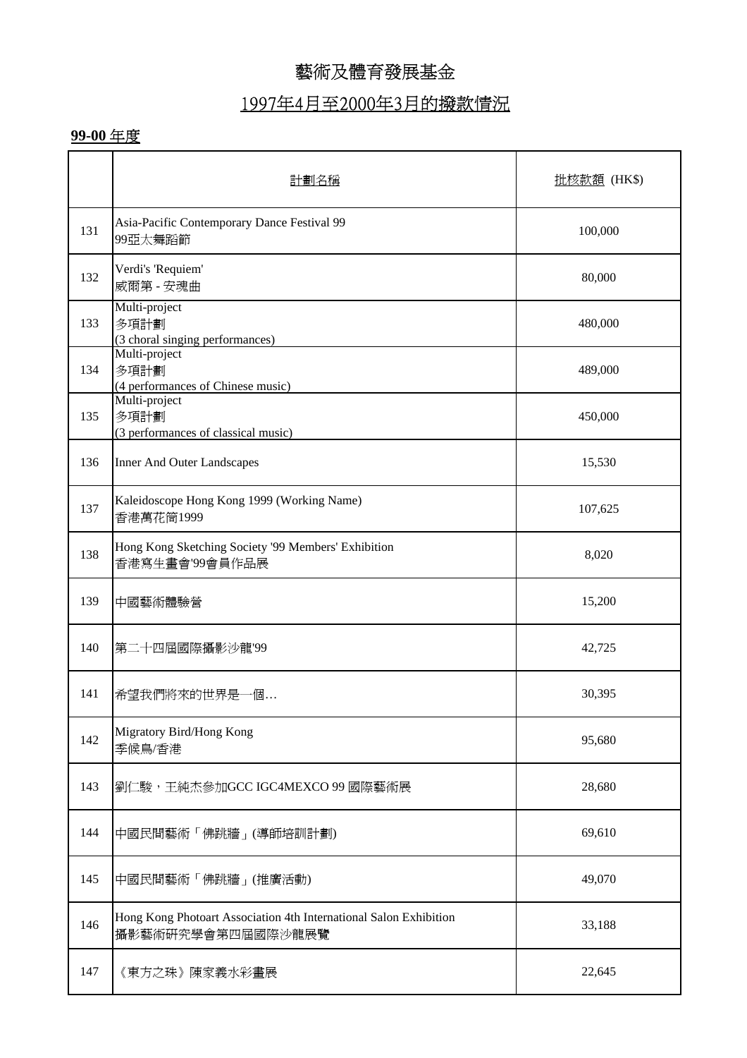# 藝術及體育發展基金

## 1997年4月至2000年3月的撥款情況

**99-00** 年度

| | 計劃名稱 | 批核款額 (HK$) |
|---|---|---|
| 131 | Asia-Pacific Contemporary Dance Festival 99<br>99亞太舞蹈節 | 100,000 |
| 132 | Verdi's 'Requiem'<br>威爾第 - 安魂曲 | 80,000 |
| 133 | Multi-project<br>多項計劃<br>(3 choral singing performances) | 480,000 |
| 134 | Multi-project<br>多項計劃<br>(4 performances of Chinese music) | 489,000 |
| 135 | Multi-project<br>多項計劃<br>(3 performances of classical music) | 450,000 |
| 136 | Inner And Outer Landscapes | 15,530 |
| 137 | Kaleidoscope Hong Kong 1999 (Working Name)<br>香港萬花筒1999 | 107,625 |
| 138 | Hong Kong Sketching Society '99 Members' Exhibition<br>香港寫生畫會'99會員作品展 | 8,020 |
| 139 | 中國藝術體驗營 | 15,200 |
| 140 | 第二十四屆國際攝影沙龍'99 | 42,725 |
| 141 | 希望我們將來的世界是一個… | 30,395 |
| 142 | Migratory Bird/Hong Kong<br>季候鳥/香港 | 95,680 |
| 143 | 劉仁駿，王純杰參加GCC IGC4MEXCO 99 國際藝術展 | 28,680 |
| 144 | 中國民間藝術「佛跳牆」(導師培訓計劃) | 69,610 |
| 145 | 中國民間藝術「佛跳牆」(推廣活動) | 49,070 |
| 146 | Hong Kong Photoart Association 4th International Salon Exhibition<br>攝影藝術研究學會第四屆國際沙龍展覽 | 33,188 |
| 147 | 《東方之珠》陳家義水彩畫展 | 22,645 |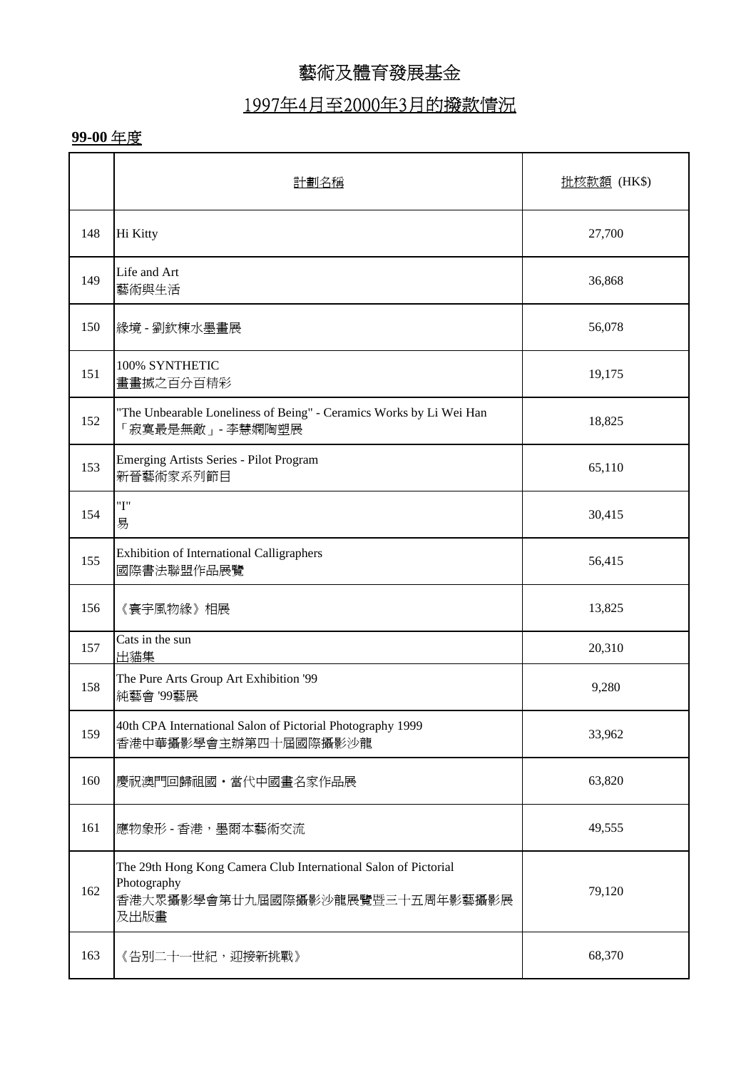# 藝術及體育發展基金

## 1997年4月至2000年3月的撥款情況

**99-00** 年度

| | 計劃名稱 | 批核款額 (HK$) |
|---|---|---|
| 148 | Hi Kitty | 27,700 |
| 149 | Life and Art<br>藝術與生活 | 36,868 |
| 150 | 緣境 - 劉欽棟水墨畫展 | 56,078 |
| 151 | 100% SYNTHETIC<br>畫畫滅之百分百精彩 | 19,175 |
| 152 | "The Unbearable Loneliness of Being" - Ceramics Works by Li Wei Han<br>「寂寞最是無敵」- 李慧嫻陶塑展 | 18,825 |
| 153 | Emerging Artists Series - Pilot Program<br>新晉藝術家系列節目 | 65,110 |
| 154 | "I"<br>易 | 30,415 |
| 155 | Exhibition of International Calligraphers<br>國際書法聯盟作品展覽 | 56,415 |
| 156 | 《寰宇風物緣》相展 | 13,825 |
| 157 | Cats in the sun<br>出貓集 | 20,310 |
| 158 | The Pure Arts Group Art Exhibition '99<br>純藝會 '99藝展 | 9,280 |
| 159 | 40th CPA International Salon of Pictorial Photography 1999<br>香港中華攝影學會主辦第四十屆國際攝影沙龍 | 33,962 |
| 160 | 慶祝澳門回歸祖國・當代中國畫名家作品展 | 63,820 |
| 161 | 應物象形 - 香港，墨爾本藝術交流 | 49,555 |
| 162 | The 29th Hong Kong Camera Club International Salon of Pictorial Photography<br>香港大眾攝影學會第廿九屆國際攝影沙龍展覽暨三十五周年影藝攝影展及出版畫 | 79,120 |
| 163 | 《告別二十一世紀，迎接新挑戰》 | 68,370 |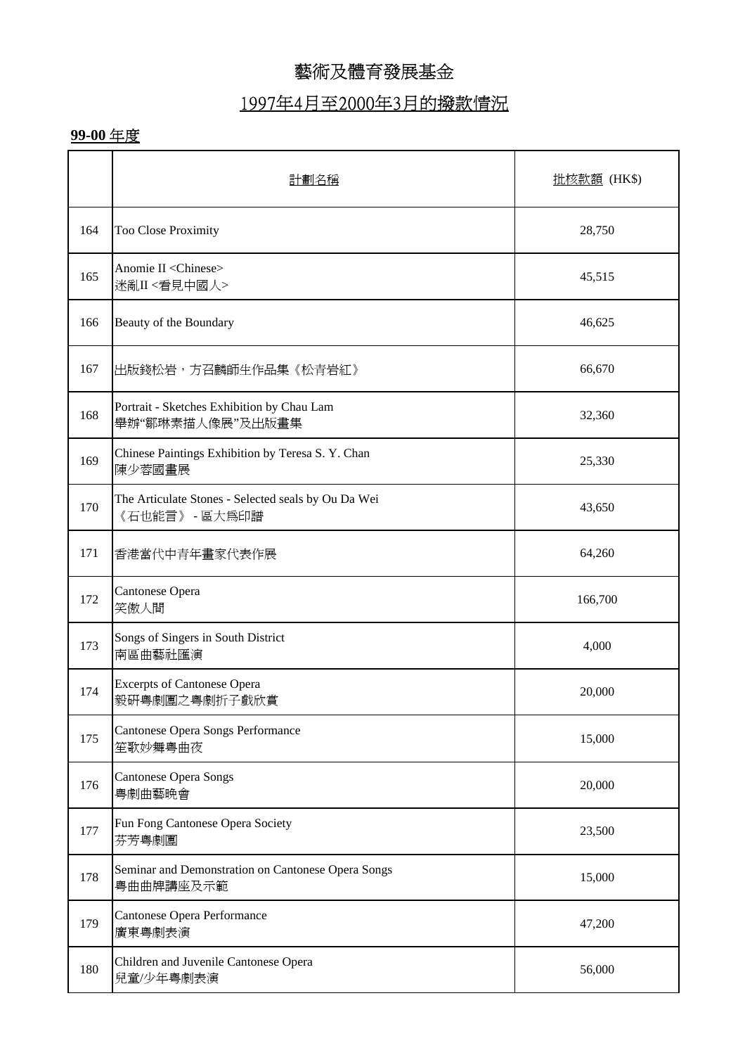# 藝術及體育發展基金

## 1997年4月至2000年3月的撥款情況

### 99-00 年度

| | 計劃名稱 | 批核款額 (HK$) |
|---|---|---|
| 164 | Too Close Proximity | 28,750 |
| 165 | Anomie II <Chinese><br>迷亂II <看見中國人> | 45,515 |
| 166 | Beauty of the Boundary | 46,625 |
| 167 | 出版錢松岩，方召麟師生作品集《松青岩紅》 | 66,670 |
| 168 | Portrait - Sketches Exhibition by Chau Lam<br>舉辦“鄒琳素描人像展”及出版畫集 | 32,360 |
| 169 | Chinese Paintings Exhibition by Teresa S. Y. Chan<br>陳少蓉國畫展 | 25,330 |
| 170 | The Articulate Stones - Selected seals by Ou Da Wei<br>《石也能言》 - 區大爲印譜 | 43,650 |
| 171 | 香港當代中青年畫家代表作展 | 64,260 |
| 172 | Cantonese Opera<br>笑傲人間 | 166,700 |
| 173 | Songs of Singers in South District<br>南區曲藝社匯演 | 4,000 |
| 174 | Excerpts of Cantonese Opera<br>毅研粵劇團之粵劇折子戲欣賞 | 20,000 |
| 175 | Cantonese Opera Songs Performance<br>笙歌妙舞粵曲夜 | 15,000 |
| 176 | Cantonese Opera Songs<br>粵劇曲藝晚會 | 20,000 |
| 177 | Fun Fong Cantonese Opera Society<br>芬芳粵劇團 | 23,500 |
| 178 | Seminar and Demonstration on Cantonese Opera Songs<br>粵曲曲牌講座及示範 | 15,000 |
| 179 | Cantonese Opera Performance<br>廣東粵劇表演 | 47,200 |
| 180 | Children and Juvenile Cantonese Opera<br>兒童/少年粵劇表演 | 56,000 |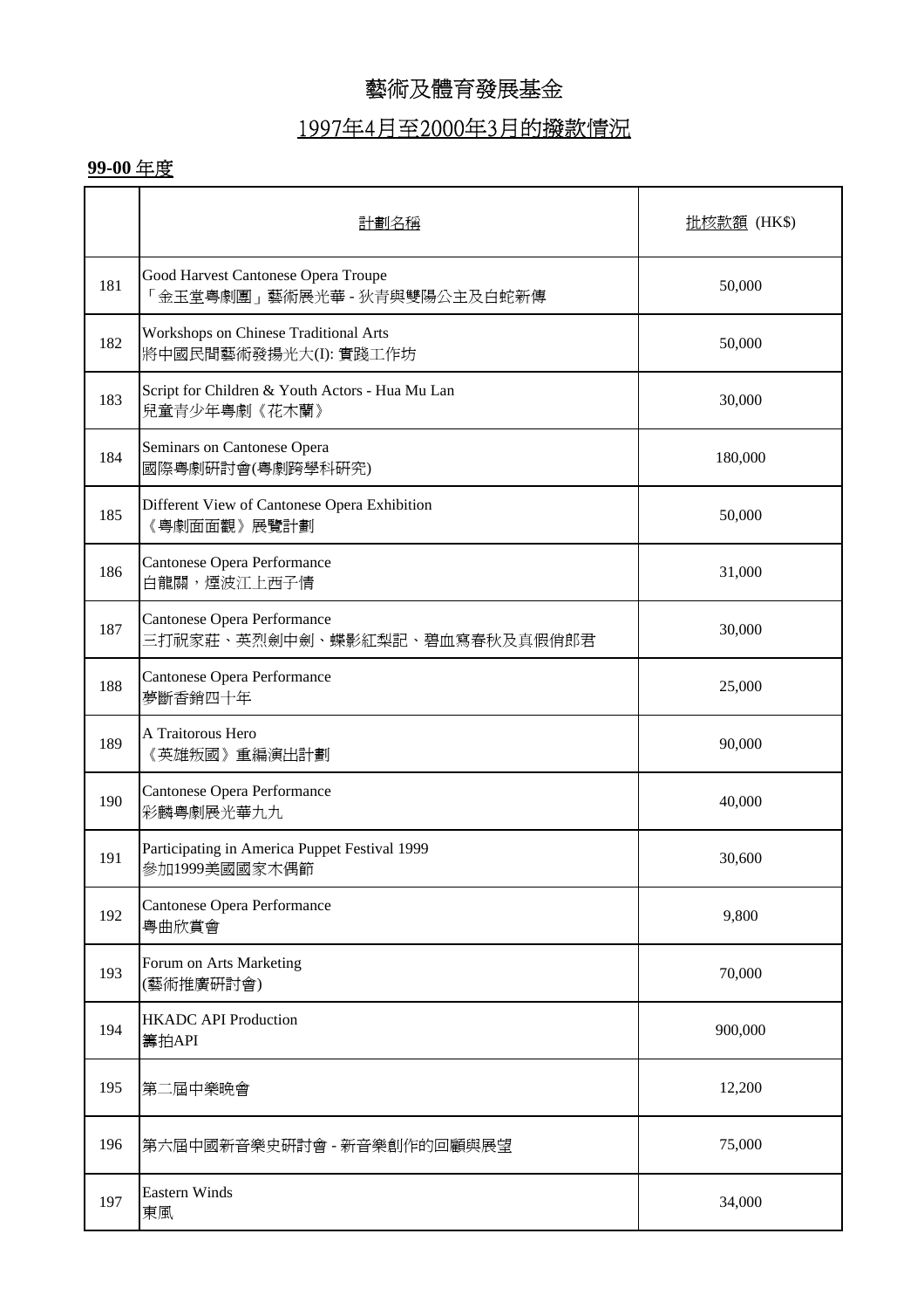# 藝術及體育發展基金

## 1997年4月至2000年3月的撥款情況

**99-00** 年度

| | 計劃名稱 | 批核款額 (HK$) |
|---|---|---|
| 181 | Good Harvest Cantonese Opera Troupe<br>「金玉堂粵劇團」藝術展光華 - 狄青與雙陽公主及白蛇新傳 | 50,000 |
| 182 | Workshops on Chinese Traditional Arts<br>將中國民間藝術發揚光大(I): 實踐工作坊 | 50,000 |
| 183 | Script for Children & Youth Actors - Hua Mu Lan<br>兒童青少年粵劇《花木蘭》 | 30,000 |
| 184 | Seminars on Cantonese Opera<br>國際粵劇研討會(粵劇跨學科研究) | 180,000 |
| 185 | Different View of Cantonese Opera Exhibition<br>《粵劇面面觀》展覽計劃 | 50,000 |
| 186 | Cantonese Opera Performance<br>白龍關，煙波江上西子情 | 31,000 |
| 187 | Cantonese Opera Performance<br>三打祝家莊、英烈劍中劍、蝶影紅梨記、碧血寫春秋及真假俏郎君 | 30,000 |
| 188 | Cantonese Opera Performance<br>夢斷香銷四十年 | 25,000 |
| 189 | A Traitorous Hero<br>《英雄叛國》重編演出計劃 | 90,000 |
| 190 | Cantonese Opera Performance<br>彩麟粵劇展光華九九 | 40,000 |
| 191 | Participating in America Puppet Festival 1999<br>參加1999美國國家木偶節 | 30,600 |
| 192 | Cantonese Opera Performance<br>粵曲欣賞會 | 9,800 |
| 193 | Forum on Arts Marketing<br>(藝術推廣研討會) | 70,000 |
| 194 | HKADC API Production<br>籌拍API | 900,000 |
| 195 | 第二屆中樂晚會 | 12,200 |
| 196 | 第六屆中國新音樂史研討會 - 新音樂創作的回顧與展望 | 75,000 |
| 197 | Eastern Winds<br>東風 | 34,000 |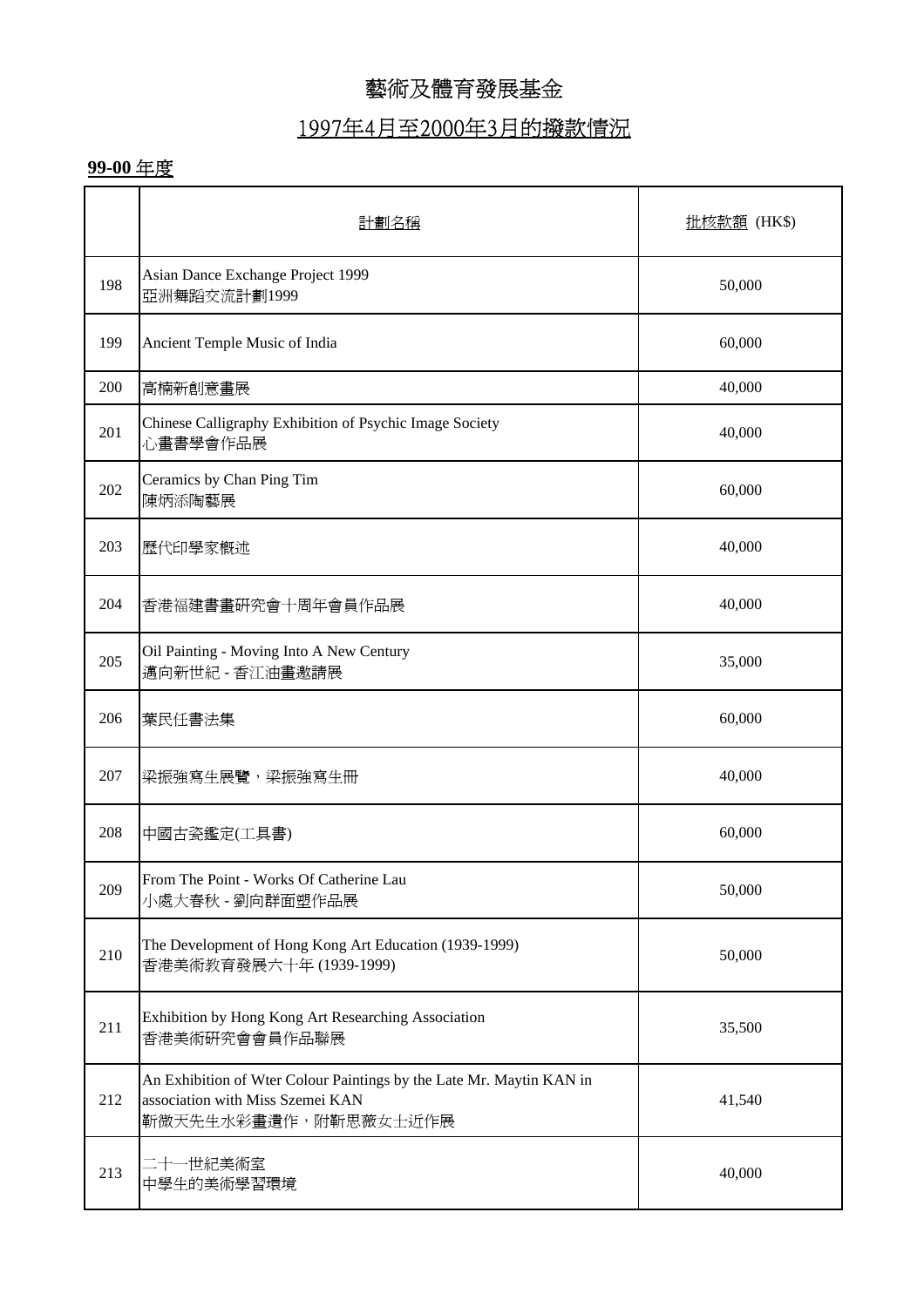# 藝術及體育發展基金

## 1997年4月至2000年3月的撥款情況

**99-00** 年度

| | 計劃名稱 | 批核款額 (HK$) |
|---|---|---|
| 198 | Asian Dance Exchange Project 1999<br>亞洲舞蹈交流計劃1999 | 50,000 |
| 199 | Ancient Temple Music of India | 60,000 |
| 200 | 高楠新創意畫展 | 40,000 |
| 201 | Chinese Calligraphy Exhibition of Psychic Image Society<br>心畫書學會作品展 | 40,000 |
| 202 | Ceramics by Chan Ping Tim<br>陳炳添陶藝展 | 60,000 |
| 203 | 歷代印學家概述 | 40,000 |
| 204 | 香港福建書畫研究會十周年會員作品展 | 40,000 |
| 205 | Oil Painting - Moving Into A New Century<br>邁向新世紀 - 香江油畫邀請展 | 35,000 |
| 206 | 葉民任書法集 | 60,000 |
| 207 | 梁振強寫生展覽，梁振強寫生冊 | 40,000 |
| 208 | 中國古瓷鑑定(工具書) | 60,000 |
| 209 | From The Point - Works Of Catherine Lau<br>小處大春秋 - 劉向群面塑作品展 | 50,000 |
| 210 | The Development of Hong Kong Art Education (1939-1999)<br>香港美術教育發展六十年 (1939-1999) | 50,000 |
| 211 | Exhibition by Hong Kong Art Researching Association<br>香港美術研究會會員作品聯展 | 35,500 |
| 212 | An Exhibition of Wter Colour Paintings by the Late Mr. Maytin KAN in association with Miss Szemei KAN<br>靳微天先生水彩畫遺作，附靳思薇女士近作展 | 41,540 |
| 213 | 二十一世紀美術室<br>中學生的美術學習環境 | 40,000 |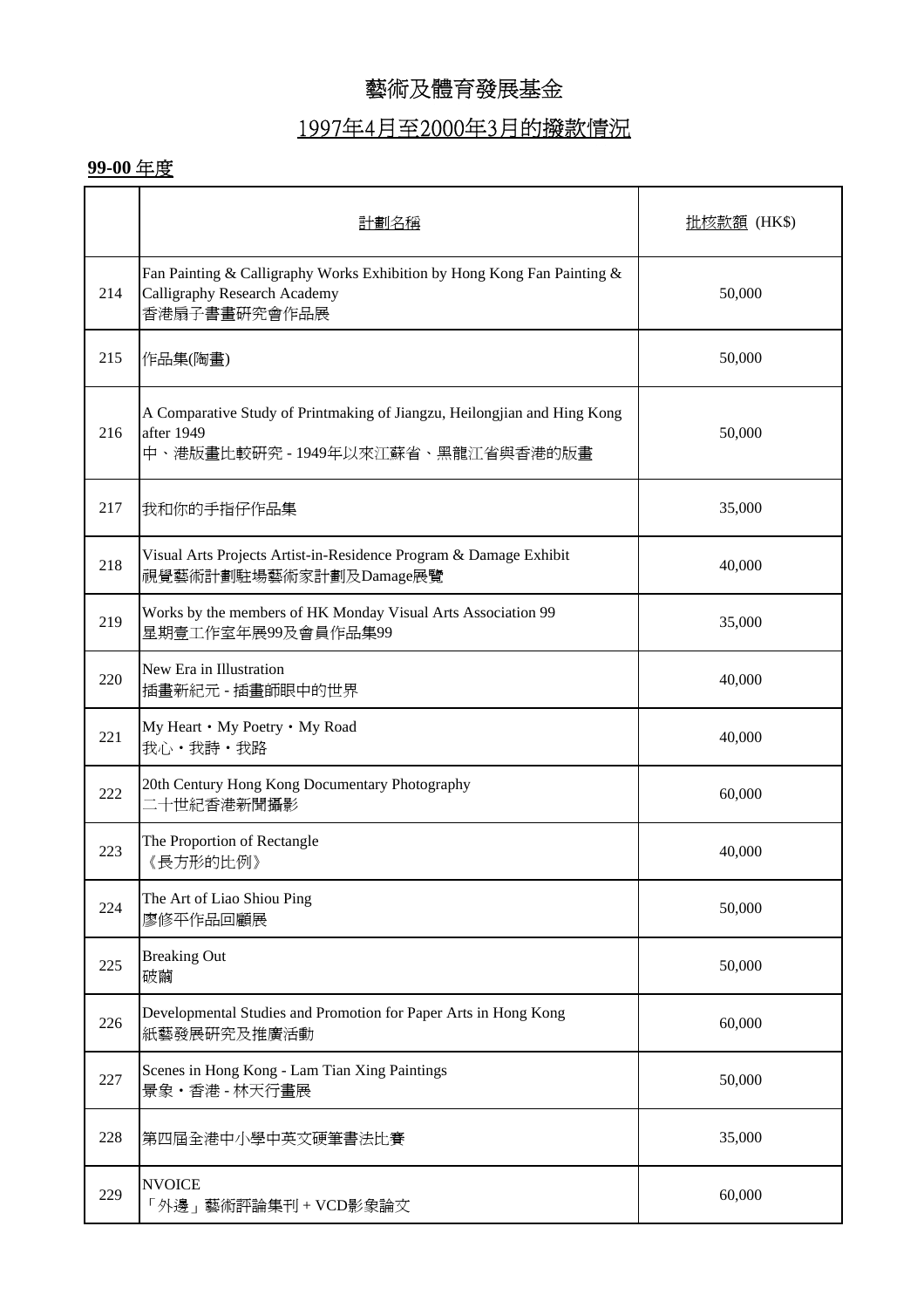# 藝術及體育發展基金

## 1997年4月至2000年3月的撥款情況

**99-00 年度**

| | 計劃名稱 | 批核款額 (HK$) |
|---|---|---|
| 214 | Fan Painting & Calligraphy Works Exhibition by Hong Kong Fan Painting & Calligraphy Research Academy<br>香港扇子書畫研究會作品展 | 50,000 |
| 215 | 作品集(陶畫) | 50,000 |
| 216 | A Comparative Study of Printmaking of Jiangzu, Heilongjian and Hing Kong after 1949<br>中、港版畫比較研究 - 1949年以來江蘇省、黑龍江省與香港的版畫 | 50,000 |
| 217 | 我和你的手指仔作品集 | 35,000 |
| 218 | Visual Arts Projects Artist-in-Residence Program & Damage Exhibit<br>視覺藝術計劃駐場藝術家計劃及Damage展覽 | 40,000 |
| 219 | Works by the members of HK Monday Visual Arts Association 99<br>星期壹工作室年展99及會員作品集99 | 35,000 |
| 220 | New Era in Illustration<br>插畫新紀元 - 插畫師眼中的世界 | 40,000 |
| 221 | My Heart・My Poetry・My Road<br>我心・我詩・我路 | 40,000 |
| 222 | 20th Century Hong Kong Documentary Photography<br>二十世紀香港新聞攝影 | 60,000 |
| 223 | The Proportion of Rectangle<br>《長方形的比例》 | 40,000 |
| 224 | The Art of Liao Shiou Ping<br>廖修平作品回顧展 | 50,000 |
| 225 | Breaking Out<br>破繭 | 50,000 |
| 226 | Developmental Studies and Promotion for Paper Arts in Hong Kong<br>紙藝發展研究及推廣活動 | 60,000 |
| 227 | Scenes in Hong Kong - Lam Tian Xing Paintings<br>景象・香港 - 林天行畫展 | 50,000 |
| 228 | 第四屆全港中小學中英文硬筆書法比賽 | 35,000 |
| 229 | NVOICE<br>「外邊」藝術評論集刊 + VCD影象論文 | 60,000 |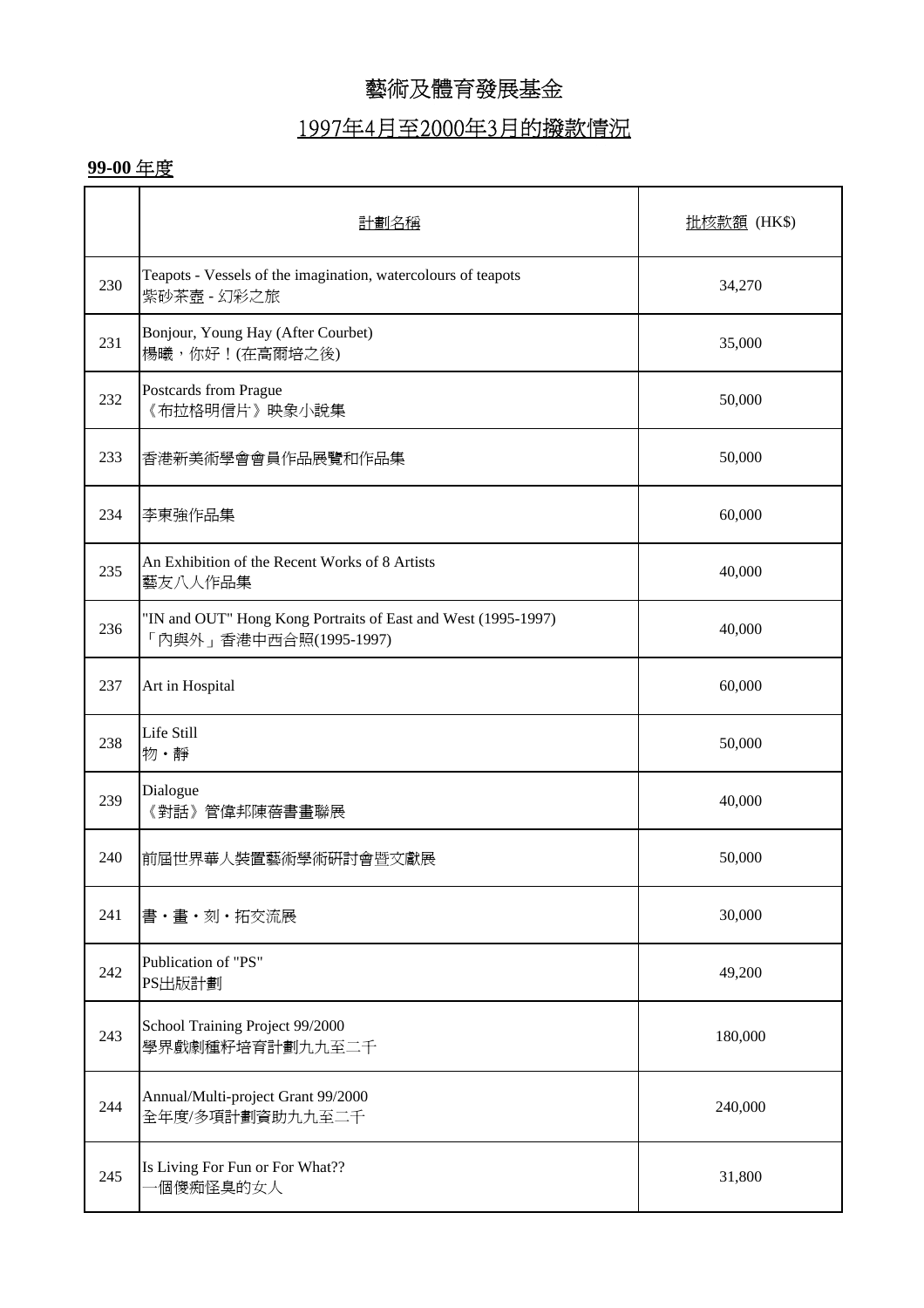# 藝術及體育發展基金

## 1997年4月至2000年3月的撥款情況

**99-00** 年度

| | 計劃名稱 | 批核款額 (HK$) |
|---|---|---|
| 230 | Teapots - Vessels of the imagination, watercolours of teapots<br>紫砂茶壺 - 幻彩之旅 | 34,270 |
| 231 | Bonjour, Young Hay (After Courbet)<br>楊曦，你好！(在高爾培之後) | 35,000 |
| 232 | Postcards from Prague<br>《布拉格明信片》映象小說集 | 50,000 |
| 233 | 香港新美術學會會員作品展覽和作品集 | 50,000 |
| 234 | 李東強作品集 | 60,000 |
| 235 | An Exhibition of the Recent Works of 8 Artists<br>藝友八人作品集 | 40,000 |
| 236 | "IN and OUT" Hong Kong Portraits of East and West (1995-1997)<br>「內與外」香港中西合照(1995-1997) | 40,000 |
| 237 | Art in Hospital | 60,000 |
| 238 | Life Still<br>物・靜 | 50,000 |
| 239 | Dialogue<br>《對話》管偉邦陳蓓書畫聯展 | 40,000 |
| 240 | 前屆世界華人裝置藝術學術研討會暨文獻展 | 50,000 |
| 241 | 書・畫・刻・拓交流展 | 30,000 |
| 242 | Publication of "PS"<br>PS出版計劃 | 49,200 |
| 243 | School Training Project 99/2000<br>學界戲劇種籽培育計劃九九至二千 | 180,000 |
| 244 | Annual/Multi-project Grant 99/2000<br>全年度/多項計劃資助九九至二千 | 240,000 |
| 245 | Is Living For Fun or For What??<br>一個傻痴怪臭的女人 | 31,800 |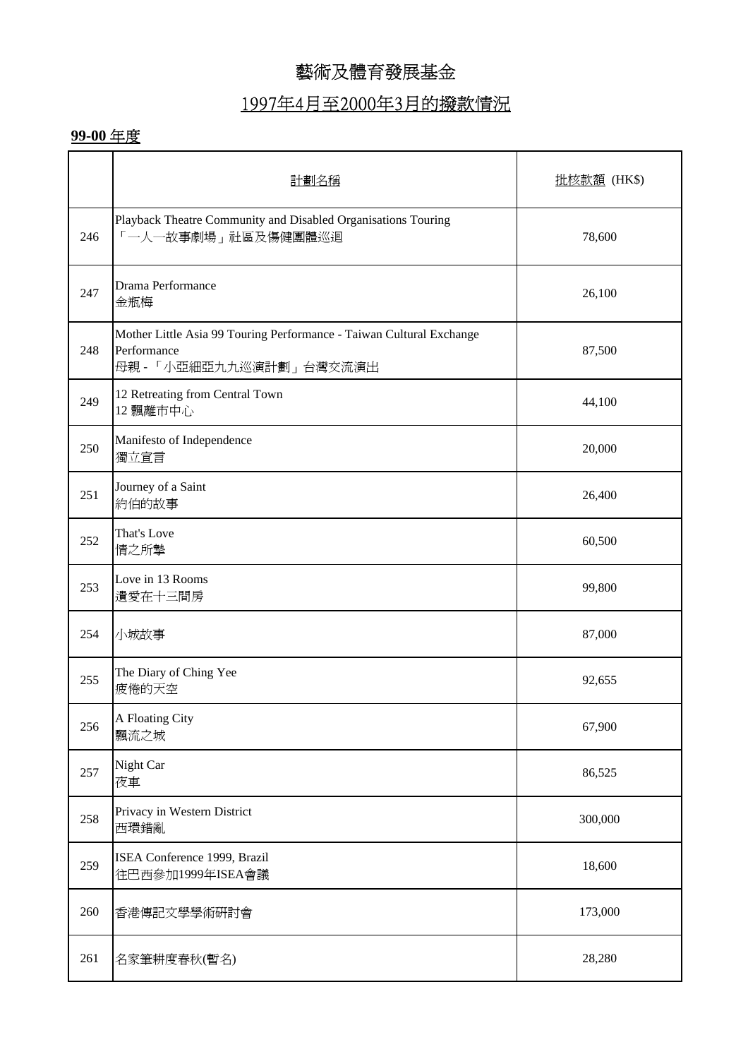# 藝術及體育發展基金

## 1997年4月至2000年3月的撥款情況

**99-00** 年度

| | 計劃名稱 | 批核款額 (HK$) |
|---|---|---|
| 246 | Playback Theatre Community and Disabled Organisations Touring<br>「一人一故事劇場」社區及傷健團體巡迴 | 78,600 |
| 247 | Drama Performance<br>金瓶梅 | 26,100 |
| 248 | Mother Little Asia 99 Touring Performance - Taiwan Cultural Exchange Performance<br>母親 - 「小亞細亞九九巡演計劃」台灣交流演出 | 87,500 |
| 249 | 12 Retreating from Central Town<br>12 飄離市中心 | 44,100 |
| 250 | Manifesto of Independence<br>獨立宣言 | 20,000 |
| 251 | Journey of a Saint<br>約伯的故事 | 26,400 |
| 252 | That's Love<br>情之所摯 | 60,500 |
| 253 | Love in 13 Rooms<br>遺愛在十三間房 | 99,800 |
| 254 | 小城故事 | 87,000 |
| 255 | The Diary of Ching Yee<br>疲倦的天空 | 92,655 |
| 256 | A Floating City<br>飄流之城 | 67,900 |
| 257 | Night Car<br>夜車 | 86,525 |
| 258 | Privacy in Western District<br>西環錯亂 | 300,000 |
| 259 | ISEA Conference 1999, Brazil<br>往巴西參加1999年ISEA會議 | 18,600 |
| 260 | 香港傳記文學學術研討會 | 173,000 |
| 261 | 名家筆耕度春秋(暫名) | 28,280 |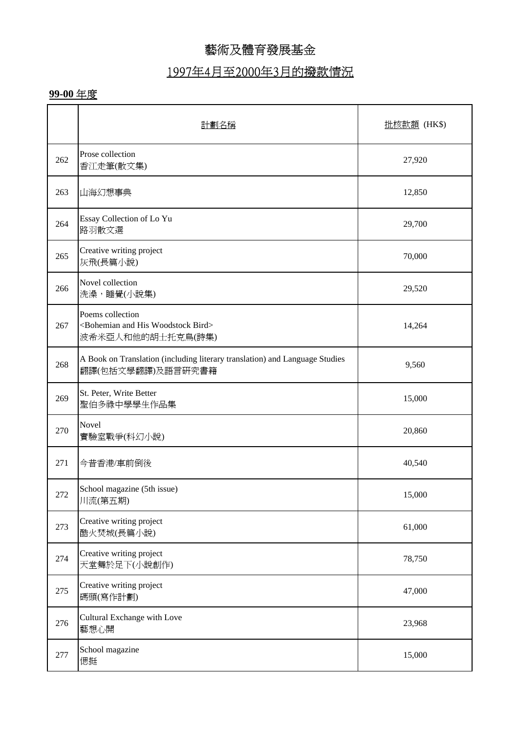# 藝術及體育發展基金

## 1997年4月至2000年3月的撥款情況

**99-00** 年度

| | 計劃名稱 | 批核款額 (HK$) |
|---|---|---|
| 262 | Prose collection<br>香江走筆(散文集) | 27,920 |
| 263 | 山海幻想事典 | 12,850 |
| 264 | Essay Collection of Lo Yu<br>路羽散文選 | 29,700 |
| 265 | Creative writing project<br>灰飛(長篇小說) | 70,000 |
| 266 | Novel collection<br>洗澡，睡覺(小說集) | 29,520 |
| 267 | Poems collection<br><Bohemian and His Woodstock Bird><br>波希米亞人和他的胡士托克鳥(詩集) | 14,264 |
| 268 | A Book on Translation (including literary translation) and Language Studies<br>翻譯(包括文學翻譯)及語言研究書籍 | 9,560 |
| 269 | St. Peter, Write Better<br>聖伯多祿中學學生作品集 | 15,000 |
| 270 | Novel<br>實驗室戰爭(科幻小說) | 20,860 |
| 271 | 今昔香港/車前倒後 | 40,540 |
| 272 | School magazine (5th issue)<br>川流(第五期) | 15,000 |
| 273 | Creative writing project<br>酷火焚城(長篇小說) | 61,000 |
| 274 | Creative writing project<br>天堂舞於足下(小說創作) | 78,750 |
| 275 | Creative writing project<br>碼頭(寫作計劃) | 47,000 |
| 276 | Cultural Exchange with Love<br>藝想心開 | 23,968 |
| 277 | School magazine<br>偲挺 | 15,000 |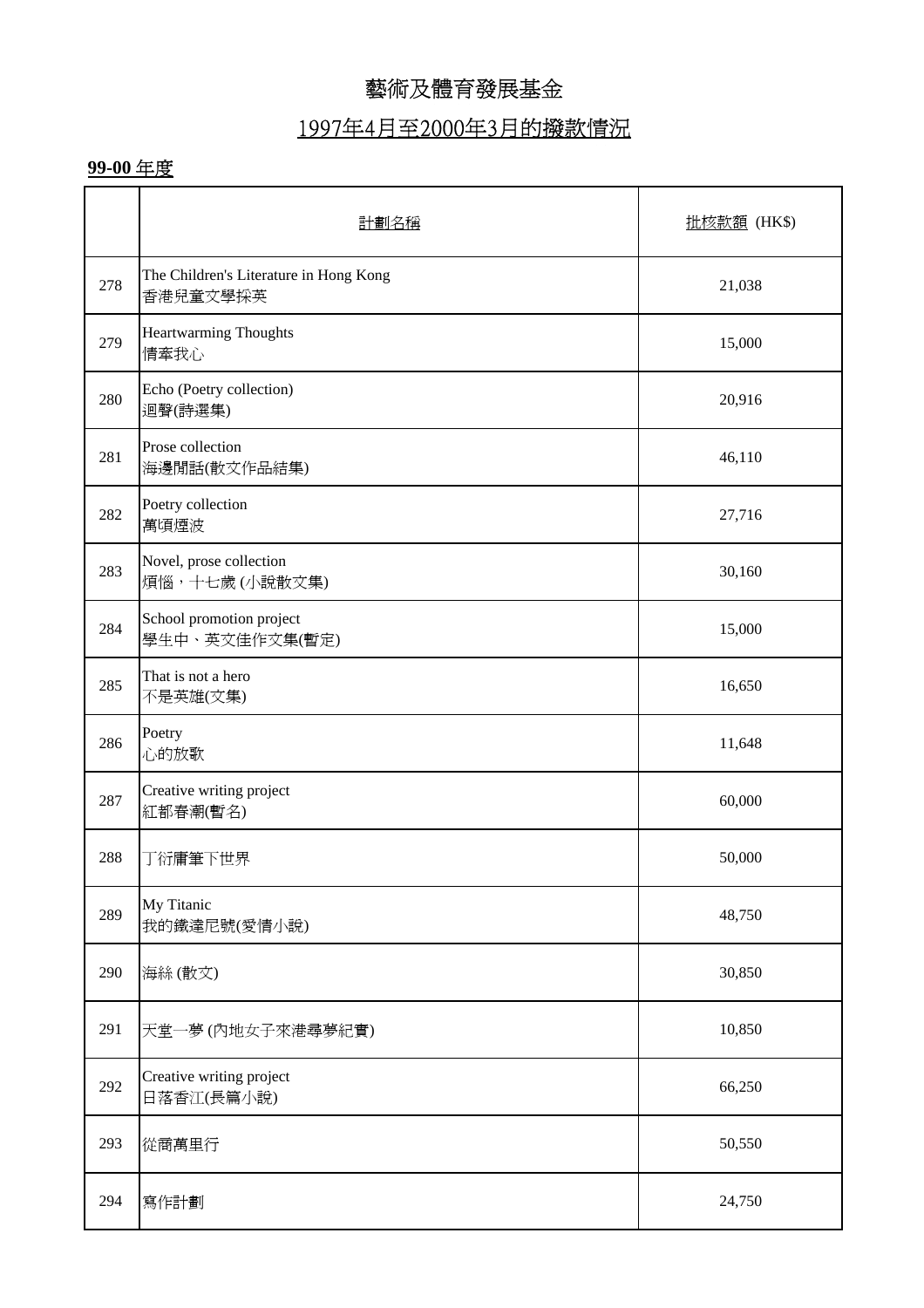# 藝術及體育發展基金

## 1997年4月至2000年3月的撥款情況

### 99-00 年度

| | 計劃名稱 | 批核款額 (HK$) |
|---|---|---|
| 278 | The Children's Literature in Hong Kong<br>香港兒童文學採英 | 21,038 |
| 279 | Heartwarming Thoughts<br>情牽我心 | 15,000 |
| 280 | Echo (Poetry collection)<br>迴聲(詩選集) | 20,916 |
| 281 | Prose collection<br>海邊閒話(散文作品結集) | 46,110 |
| 282 | Poetry collection<br>萬頃煙波 | 27,716 |
| 283 | Novel, prose collection<br>煩惱，十七歲 (小說散文集) | 30,160 |
| 284 | School promotion project<br>學生中、英文佳作文集(暫定) | 15,000 |
| 285 | That is not a hero<br>不是英雄(文集) | 16,650 |
| 286 | Poetry<br>心的放歌 | 11,648 |
| 287 | Creative writing project<br>紅都春潮(暫名) | 60,000 |
| 288 | 丁衍庸筆下世界 | 50,000 |
| 289 | My Titanic<br>我的鐵達尼號(愛情小說) | 48,750 |
| 290 | 海絲 (散文) | 30,850 |
| 291 | 天堂一夢 (內地女子來港尋夢紀實) | 10,850 |
| 292 | Creative writing project<br>日落香江(長篇小說) | 66,250 |
| 293 | 從商萬里行 | 50,550 |
| 294 | 寫作計劃 | 24,750 |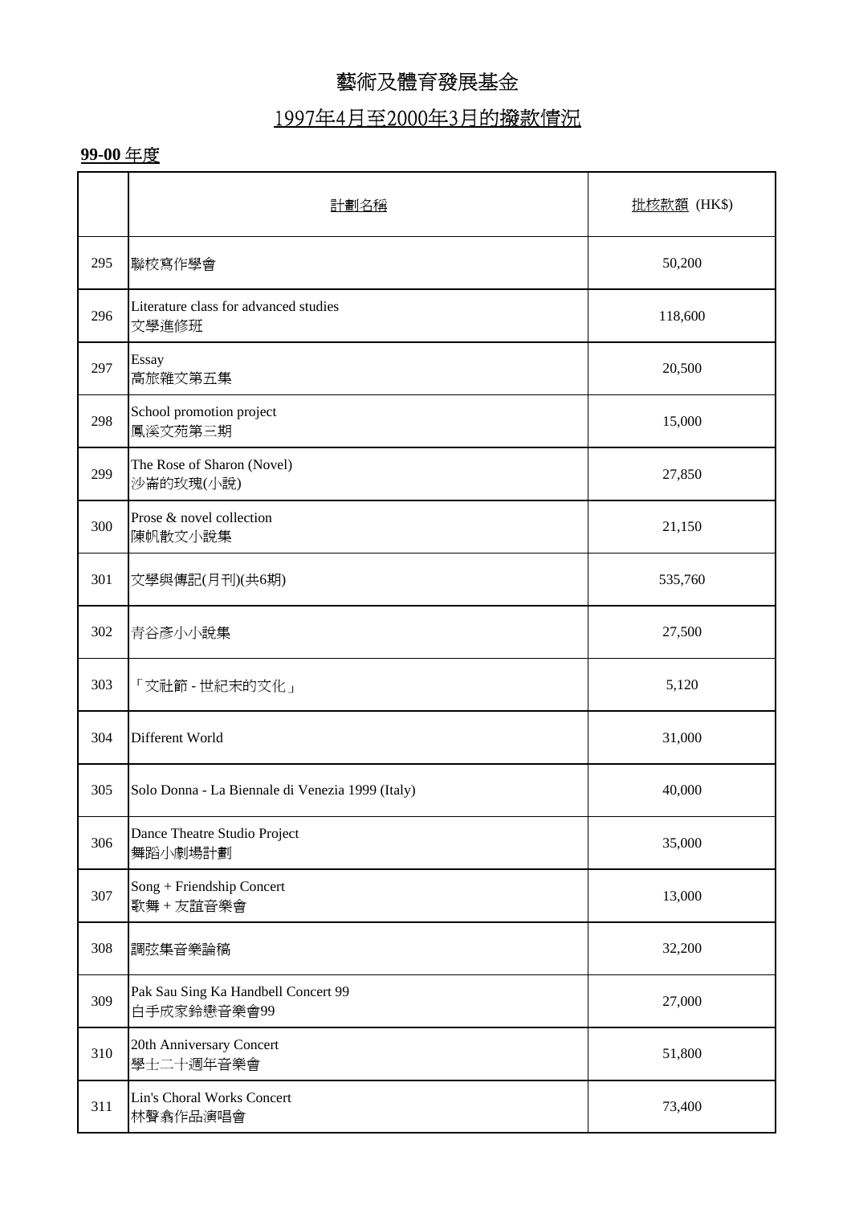# 藝術及體育發展基金

## 1997年4月至2000年3月的撥款情況

**99-00** 年度

| | 計劃名稱 | 批核款額 (HK$) |
|---|---|---|
| 295 | 聯校寫作學會 | 50,200 |
| 296 | Literature class for advanced studies<br>文學進修班 | 118,600 |
| 297 | Essay<br>高旅雜文第五集 | 20,500 |
| 298 | School promotion project<br>鳳溪文苑第三期 | 15,000 |
| 299 | The Rose of Sharon (Novel)<br>沙崙的玫瑰(小說) | 27,850 |
| 300 | Prose & novel collection<br>陳帆散文小說集 | 21,150 |
| 301 | 文學與傳記(月刊)(共6期) | 535,760 |
| 302 | 青谷彥小小說集 | 27,500 |
| 303 | 「文社節 - 世紀末的文化」 | 5,120 |
| 304 | Different World | 31,000 |
| 305 | Solo Donna - La Biennale di Venezia 1999 (Italy) | 40,000 |
| 306 | Dance Theatre Studio Project<br>舞蹈小劇場計劃 | 35,000 |
| 307 | Song + Friendship Concert<br>歌舞 + 友誼音樂會 | 13,000 |
| 308 | 調弦集音樂論稿 | 32,200 |
| 309 | Pak Sau Sing Ka Handbell Concert 99<br>白手成家鈴戀音樂會99 | 27,000 |
| 310 | 20th Anniversary Concert<br>學士二十週年音樂會 | 51,800 |
| 311 | Lin's Choral Works Concert<br>林聲翕作品演唱會 | 73,400 |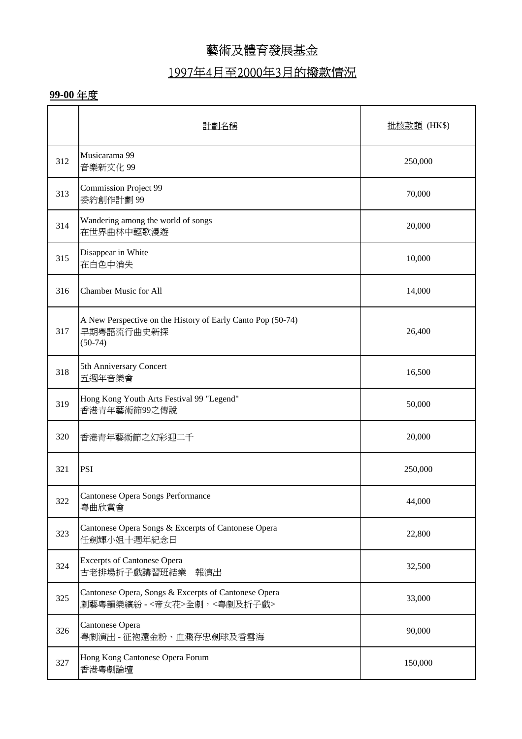# 藝術及體育發展基金

## 1997年4月至2000年3月的撥款情況

**99-00** 年度

| | 計劃名稱 | 批核款額 (HK$) |
|---|---|---|
| 312 | Musicarama 99<br>音樂新文化 99 | 250,000 |
| 313 | Commission Project 99<br>委約創作計劃 99 | 70,000 |
| 314 | Wandering among the world of songs<br>在世界曲林中輕歌漫遊 | 20,000 |
| 315 | Disappear in White<br>在白色中消失 | 10,000 |
| 316 | Chamber Music for All | 14,000 |
| 317 | A New Perspective on the History of Early Canto Pop (50-74)<br>早期粵語流行曲史新探<br>(50-74) | 26,400 |
| 318 | 5th Anniversary Concert<br>五週年音樂會 | 16,500 |
| 319 | Hong Kong Youth Arts Festival 99 "Legend"<br>香港青年藝術節99之傳說 | 50,000 |
| 320 | 香港青年藝術節之幻彩迎二千 | 20,000 |
| 321 | PSI | 250,000 |
| 322 | Cantonese Opera Songs Performance<br>粵曲欣賞會 | 44,000 |
| 323 | Cantonese Opera Songs & Excerpts of Cantonese Opera<br>任劍輝小姐十週年紀念日 | 22,800 |
| 324 | Excerpts of Cantonese Opera<br>古老排場折子戲講習班結業　報演出 | 32,500 |
| 325 | Cantonese Opera, Songs & Excerpts of Cantonese Opera<br>劇藝粵韻樂繽紛 - <帝女花>全劇，<粵劇及折子戲> | 33,000 |
| 326 | Cantonese Opera<br>粵劇演出 - 征袍還金粉、血濺存忠劍球及香雪海 | 90,000 |
| 327 | Hong Kong Cantonese Opera Forum<br>香港粵劇論壇 | 150,000 |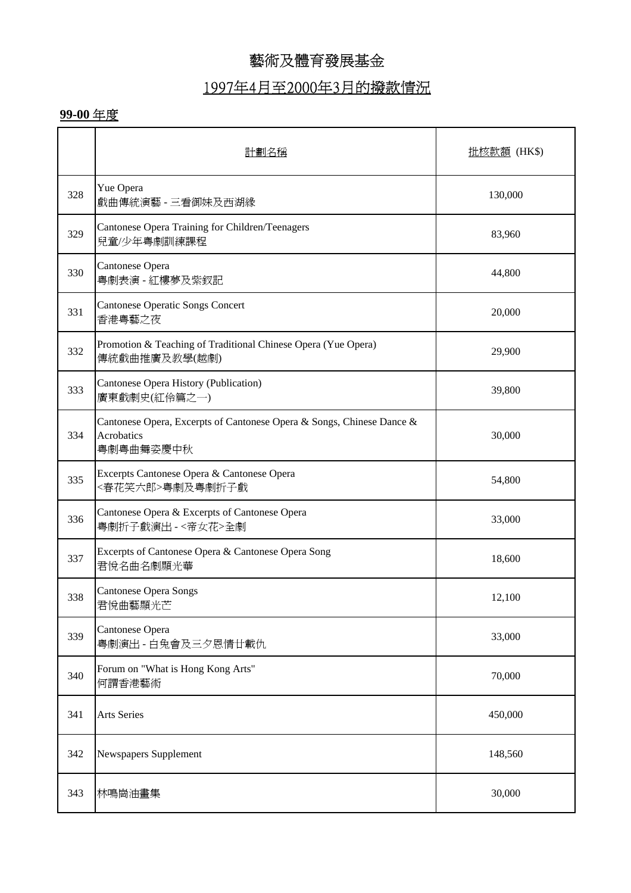# 藝術及體育發展基金

## 1997年4月至2000年3月的撥款情況

**99-00** 年度

| | 計劃名稱 | 批核款額 (HK$) |
|---|---|---|
| 328 | Yue Opera<br>戲曲傳統演藝 - 三看御妹及西湖緣 | 130,000 |
| 329 | Cantonese Opera Training for Children/Teenagers<br>兒童/少年粵劇訓練課程 | 83,960 |
| 330 | Cantonese Opera<br>粵劇表演 - 紅樓夢及紫釵記 | 44,800 |
| 331 | Cantonese Operatic Songs Concert<br>香港粵藝之夜 | 20,000 |
| 332 | Promotion & Teaching of Traditional Chinese Opera (Yue Opera)<br>傳統戲曲推廣及教學(越劇) | 29,900 |
| 333 | Cantonese Opera History (Publication)<br>廣東戲劇史(紅伶篇之一) | 39,800 |
| 334 | Cantonese Opera, Excerpts of Cantonese Opera & Songs, Chinese Dance & Acrobatics<br>粵劇粵曲舞姿慶中秋 | 30,000 |
| 335 | Excerpts Cantonese Opera & Cantonese Opera<br><春花笑六郎>粵劇及粵劇折子戲 | 54,800 |
| 336 | Cantonese Opera & Excerpts of Cantonese Opera<br>粵劇折子戲演出 - <帝女花>全劇 | 33,000 |
| 337 | Excerpts of Cantonese Opera & Cantonese Opera Song<br>君悅名曲名劇顯光華 | 18,600 |
| 338 | Cantonese Opera Songs<br>君悅曲藝顯光芒 | 12,100 |
| 339 | Cantonese Opera<br>粵劇演出 - 白兔會及三夕恩情廿載仇 | 33,000 |
| 340 | Forum on "What is Hong Kong Arts"<br>何謂香港藝術 | 70,000 |
| 341 | Arts Series | 450,000 |
| 342 | Newspapers Supplement | 148,560 |
| 343 | 林鳴崗油畫集 | 30,000 |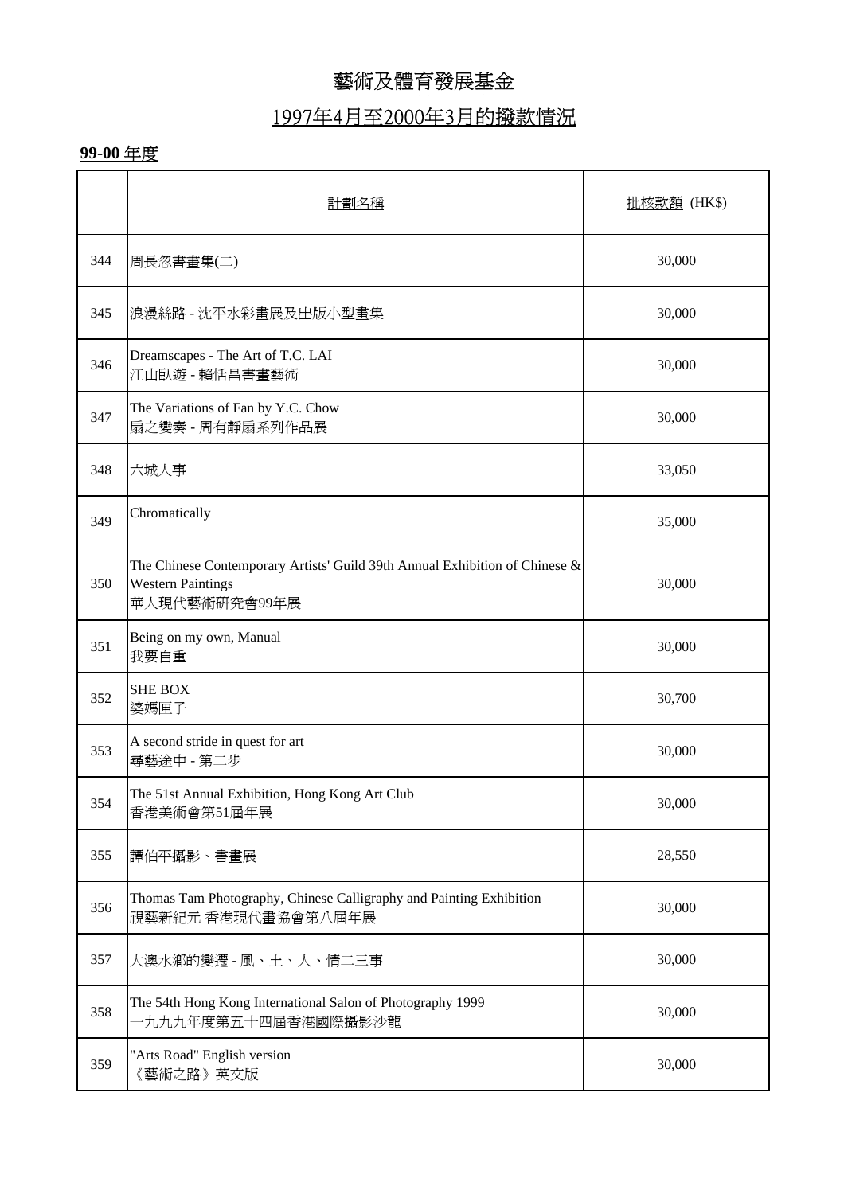# 藝術及體育發展基金

## 1997年4月至2000年3月的撥款情況

**99-00 年度**

| | 計劃名稱 | 批核款額 (HK$) |
|---|---|---|
| 344 | 周長忽書畫集(二) | 30,000 |
| 345 | 浪漫絲路 - 沈平水彩畫展及出版小型畫集 | 30,000 |
| 346 | Dreamscapes - The Art of T.C. LAI<br>江山臥遊 - 賴恬昌書畫藝術 | 30,000 |
| 347 | The Variations of Fan by Y.C. Chow<br>扇之變奏 - 周有靜扇系列作品展 | 30,000 |
| 348 | 六城人事 | 33,050 |
| 349 | Chromatically | 35,000 |
| 350 | The Chinese Contemporary Artists' Guild 39th Annual Exhibition of Chinese & Western Paintings<br>華人現代藝術研究會99年展 | 30,000 |
| 351 | Being on my own, Manual<br>我要自重 | 30,000 |
| 352 | SHE BOX<br>婆媽匣子 | 30,700 |
| 353 | A second stride in quest for art<br>尋藝途中 - 第二步 | 30,000 |
| 354 | The 51st Annual Exhibition, Hong Kong Art Club<br>香港美術會第51屆年展 | 30,000 |
| 355 | 譚伯平攝影、書畫展 | 28,550 |
| 356 | Thomas Tam Photography, Chinese Calligraphy and Painting Exhibition<br>視藝新紀元 香港現代畫協會第八屆年展 | 30,000 |
| 357 | 大澳水鄉的變遷 - 風、土、人、情二三事 | 30,000 |
| 358 | The 54th Hong Kong International Salon of Photography 1999<br>一九九九年度第五十四屆香港國際攝影沙龍 | 30,000 |
| 359 | "Arts Road" English version<br>《藝術之路》英文版 | 30,000 |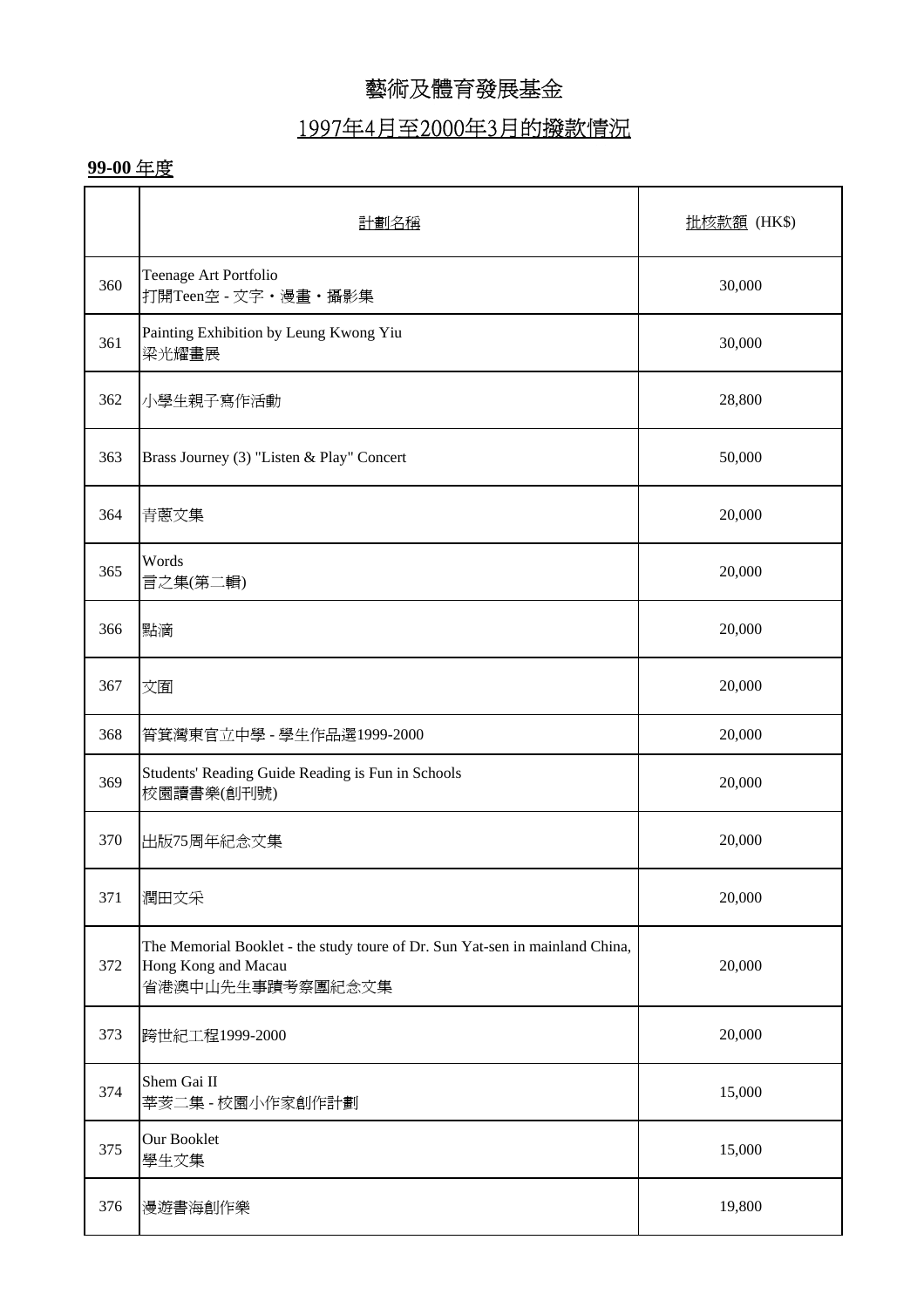# 藝術及體育發展基金

## 1997年4月至2000年3月的撥款情況

**99-00** 年度

| | 計劃名稱 | 批核款額 (HK$) |
|---|---|---|
| 360 | Teenage Art Portfolio<br>打開Teen空 - 文字・漫畫・攝影集 | 30,000 |
| 361 | Painting Exhibition by Leung Kwong Yiu<br>梁光耀畫展 | 30,000 |
| 362 | 小學生親子寫作活動 | 28,800 |
| 363 | Brass Journey (3) "Listen & Play" Concert | 50,000 |
| 364 | 青蔥文集 | 20,000 |
| 365 | Words<br>言之集(第二輯) | 20,000 |
| 366 | 點滴 | 20,000 |
| 367 | 文囿 | 20,000 |
| 368 | 筲箕灣東官立中學 - 學生作品選1999-2000 | 20,000 |
| 369 | Students' Reading Guide Reading is Fun in Schools<br>校園讀書樂(創刊號) | 20,000 |
| 370 | 出版75周年紀念文集 | 20,000 |
| 371 | 潤田文采 | 20,000 |
| 372 | The Memorial Booklet - the study toure of Dr. Sun Yat-sen in mainland China, Hong Kong and Macau<br>省港澳中山先生事蹟考察團紀念文集 | 20,000 |
| 373 | 跨世紀工程1999-2000 | 20,000 |
| 374 | Shem Gai II<br>莘莪二集 - 校園小作家創作計劃 | 15,000 |
| 375 | Our Booklet<br>學生文集 | 15,000 |
| 376 | 漫遊書海創作樂 | 19,800 |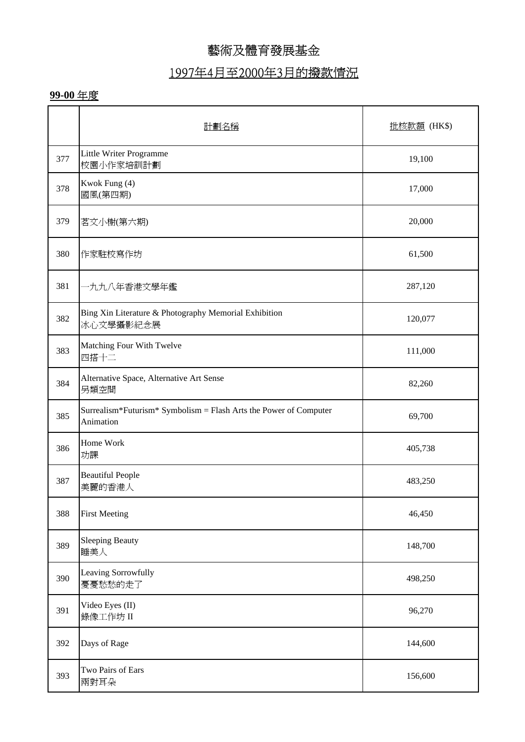# 藝術及體育發展基金

## 1997年4月至2000年3月的撥款情況

**99-00** 年度

| | 計劃名稱 | 批核款額 (HK$) |
|---|---|---|
| 377 | Little Writer Programme<br>校園小作家培訓計劃 | 19,100 |
| 378 | Kwok Fung (4)<br>國風(第四期) | 17,000 |
| 379 | 茗文小榭(第六期) | 20,000 |
| 380 | 作家駐校寫作坊 | 61,500 |
| 381 | 一九九八年香港文學年鑑 | 287,120 |
| 382 | Bing Xin Literature & Photography Memorial Exhibition<br>冰心文學攝影紀念展 | 120,077 |
| 383 | Matching Four With Twelve<br>四搭十二 | 111,000 |
| 384 | Alternative Space, Alternative Art Sense<br>另類空間 | 82,260 |
| 385 | Surrealism*Futurism* Symbolism = Flash Arts the Power of Computer Animation | 69,700 |
| 386 | Home Work<br>功課 | 405,738 |
| 387 | Beautiful People<br>美麗的香港人 | 483,250 |
| 388 | First Meeting | 46,450 |
| 389 | Sleeping Beauty<br>睡美人 | 148,700 |
| 390 | Leaving Sorrowfully<br>憂憂愁愁的走了 | 498,250 |
| 391 | Video Eyes (II)<br>錄像工作坊 II | 96,270 |
| 392 | Days of Rage | 144,600 |
| 393 | Two Pairs of Ears<br>兩對耳朵 | 156,600 |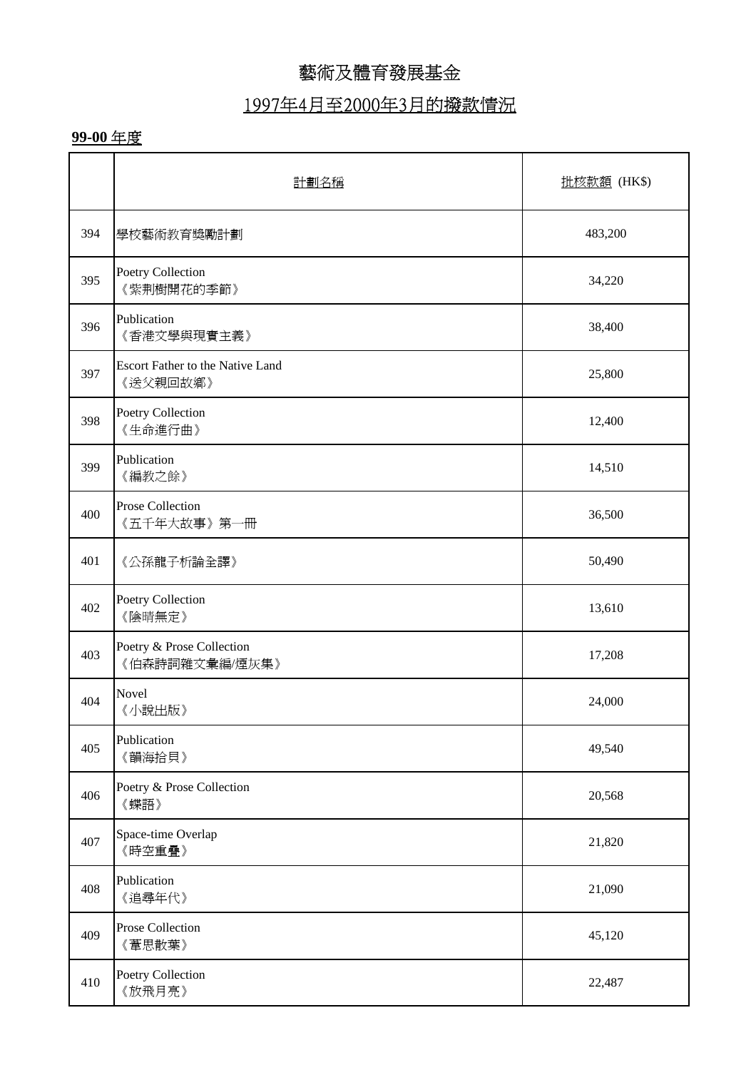# 藝術及體育發展基金

## 1997年4月至2000年3月的撥款情況

**99-00** 年度

| | 計劃名稱 | 批核款額 (HK$) |
|---|---|---|
| 394 | 學校藝術教育獎勵計劃 | 483,200 |
| 395 | Poetry Collection<br>《紫荊樹開花的季節》 | 34,220 |
| 396 | Publication<br>《香港文學與現實主義》 | 38,400 |
| 397 | Escort Father to the Native Land<br>《送父親回故鄉》 | 25,800 |
| 398 | Poetry Collection<br>《生命進行曲》 | 12,400 |
| 399 | Publication<br>《編教之餘》 | 14,510 |
| 400 | Prose Collection<br>《五千年大故事》第一冊 | 36,500 |
| 401 | 《公孫龍子析論全譯》 | 50,490 |
| 402 | Poetry Collection<br>《陰晴無定》 | 13,610 |
| 403 | Poetry & Prose Collection<br>《伯森詩詞雜文彙編/煙灰集》 | 17,208 |
| 404 | Novel<br>《小說出版》 | 24,000 |
| 405 | Publication<br>《韻海拾貝》 | 49,540 |
| 406 | Poetry & Prose Collection<br>《蝶語》 | 20,568 |
| 407 | Space-time Overlap<br>《時空重疊》 | 21,820 |
| 408 | Publication<br>《追尋年代》 | 21,090 |
| 409 | Prose Collection<br>《葦思散葉》 | 45,120 |
| 410 | Poetry Collection<br>《放飛月亮》 | 22,487 |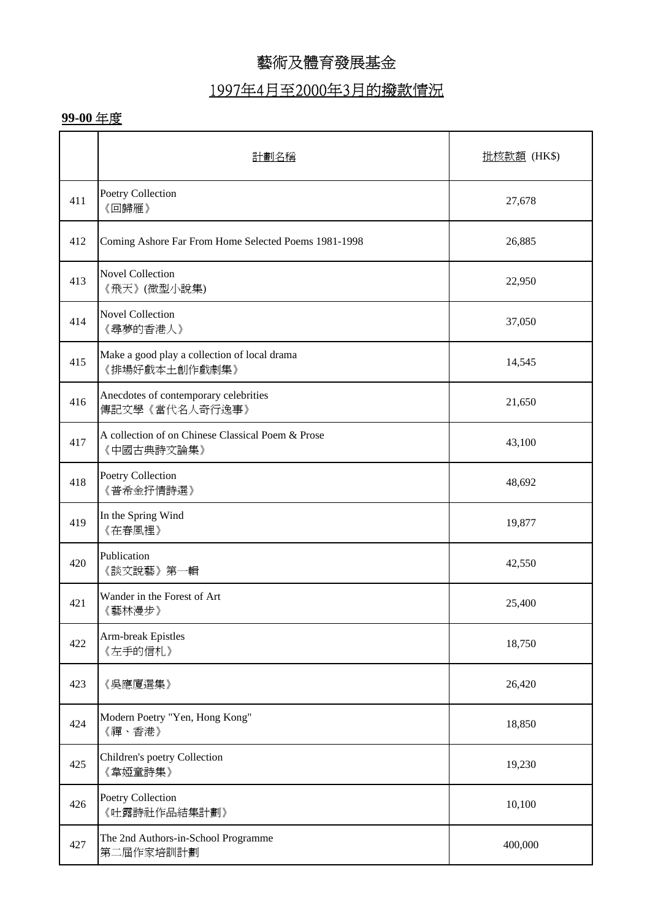# 藝術及體育發展基金

## 1997年4月至2000年3月的撥款情況

**99-00** 年度

| | 計劃名稱 | 批核款額 (HK$) |
|---|---|---|
| 411 | Poetry Collection<br>《回歸雁》 | 27,678 |
| 412 | Coming Ashore Far From Home Selected Poems 1981-1998 | 26,885 |
| 413 | Novel Collection<br>《飛天》(微型小說集) | 22,950 |
| 414 | Novel Collection<br>《尋夢的香港人》 | 37,050 |
| 415 | Make a good play a collection of local drama<br>《排場好戲本土創作戲劇集》 | 14,545 |
| 416 | Anecdotes of contemporary celebrities<br>傳記文學《當代名人奇行逸事》 | 21,650 |
| 417 | A collection of on Chinese Classical Poem & Prose<br>《中國古典詩文論集》 | 43,100 |
| 418 | Poetry Collection<br>《普希金抒情詩選》 | 48,692 |
| 419 | In the Spring Wind<br>《在春風裡》 | 19,877 |
| 420 | Publication<br>《談文說藝》第一輯 | 42,550 |
| 421 | Wander in the Forest of Art<br>《藝林漫步》 | 25,400 |
| 422 | Arm-break Epistles<br>《左手的信札》 | 18,750 |
| 423 | 《吳應厦選集》 | 26,420 |
| 424 | Modern Poetry "Yen, Hong Kong"<br>《禪、香港》 | 18,850 |
| 425 | Children's poetry Collection<br>《韋婭童詩集》 | 19,230 |
| 426 | Poetry Collection<br>《吐露詩社作品結集計劃》 | 10,100 |
| 427 | The 2nd Authors-in-School Programme<br>第二屆作家培訓計劃 | 400,000 |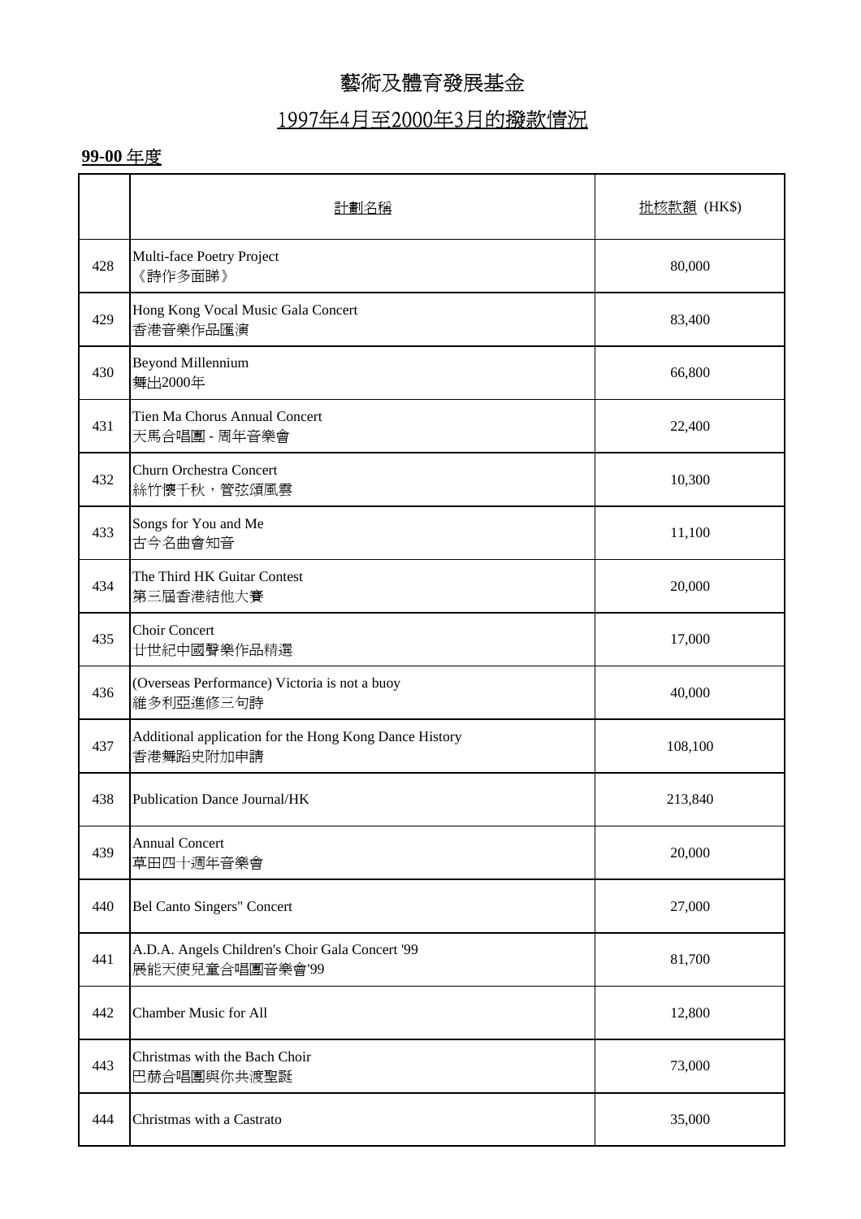# 藝術及體育發展基金

## 1997年4月至2000年3月的撥款情況

**99-00** 年度

| | 計劃名稱 | 批核款額 (HK$) |
|---|---|---|
| 428 | Multi-face Poetry Project<br>《詩作多面睇》 | 80,000 |
| 429 | Hong Kong Vocal Music Gala Concert<br>香港音樂作品匯演 | 83,400 |
| 430 | Beyond Millennium<br>舞出2000年 | 66,800 |
| 431 | Tien Ma Chorus Annual Concert<br>天馬合唱團 - 周年音樂會 | 22,400 |
| 432 | Churn Orchestra Concert<br>絲竹懷千秋，管弦頌風雲 | 10,300 |
| 433 | Songs for You and Me<br>古今名曲會知音 | 11,100 |
| 434 | The Third HK Guitar Contest<br>第三屆香港結他大賽 | 20,000 |
| 435 | Choir Concert<br>廿世紀中國聲樂作品精選 | 17,000 |
| 436 | (Overseas Performance) Victoria is not a buoy<br>維多利亞進修三句詩 | 40,000 |
| 437 | Additional application for the Hong Kong Dance History<br>香港舞蹈史附加申請 | 108,100 |
| 438 | Publication Dance Journal/HK | 213,840 |
| 439 | Annual Concert<br>草田四十週年音樂會 | 20,000 |
| 440 | Bel Canto Singers" Concert | 27,000 |
| 441 | A.D.A. Angels Children's Choir Gala Concert '99<br>展能天使兒童合唱團音樂會'99 | 81,700 |
| 442 | Chamber Music for All | 12,800 |
| 443 | Christmas with the Bach Choir<br>巴赫合唱團與你共渡聖誕 | 73,000 |
| 444 | Christmas with a Castrato | 35,000 |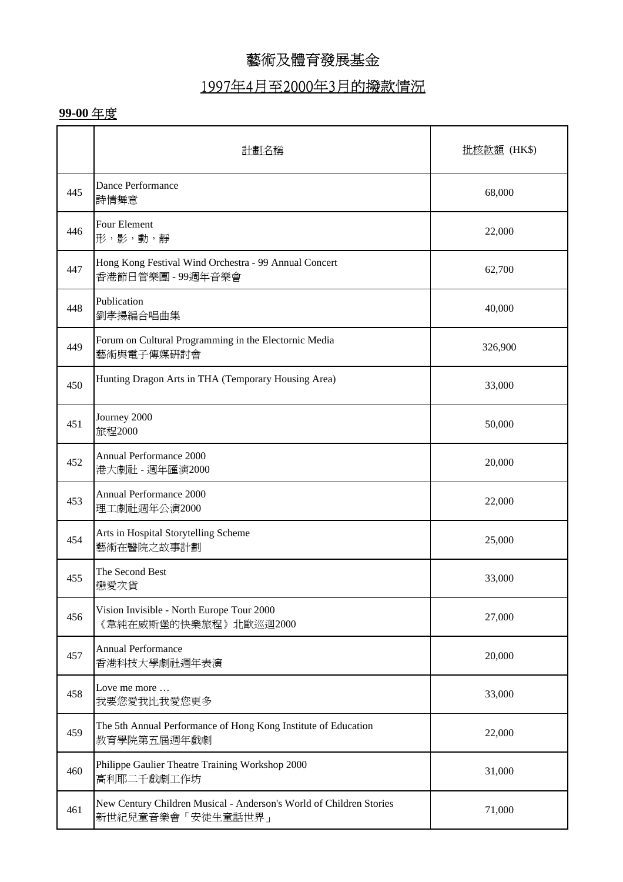# 藝術及體育發展基金

## 1997年4月至2000年3月的撥款情況

**99-00** 年度

| | 計劃名稱 | 批核款額 (HK$) |
|---|---|---|
| 445 | Dance Performance<br>詩情舞意 | 68,000 |
| 446 | Four Element<br>形，影，動，靜 | 22,000 |
| 447 | Hong Kong Festival Wind Orchestra - 99 Annual Concert<br>香港節日管樂團 - 99週年音樂會 | 62,700 |
| 448 | Publication<br>劉孝揚編合唱曲集 | 40,000 |
| 449 | Forum on Cultural Programming in the Electornic Media<br>藝術與電子傳媒研討會 | 326,900 |
| 450 | Hunting Dragon Arts in THA (Temporary Housing Area) | 33,000 |
| 451 | Journey 2000<br>旅程2000 | 50,000 |
| 452 | Annual Performance 2000<br>港大劇社 - 週年匯演2000 | 20,000 |
| 453 | Annual Performance 2000<br>理工劇社週年公演2000 | 22,000 |
| 454 | Arts in Hospital Storytelling Scheme<br>藝術在醫院之故事計劃 | 25,000 |
| 455 | The Second Best<br>戀愛次貨 | 33,000 |
| 456 | Vision Invisible - North Europe Tour 2000<br>《韋純在威斯堡的快樂旅程》北歐巡迴2000 | 27,000 |
| 457 | Annual Performance<br>香港科技大學劇社週年表演 | 20,000 |
| 458 | Love me more …<br>我要您愛我比我愛您更多 | 33,000 |
| 459 | The 5th Annual Performance of Hong Kong Institute of Education<br>教育學院第五屆週年戲劇 | 22,000 |
| 460 | Philippe Gaulier Theatre Training Workshop 2000<br>高利耶二千戲劇工作坊 | 31,000 |
| 461 | New Century Children Musical - Anderson's World of Children Stories<br>新世紀兒童音樂會「安徒生童話世界」 | 71,000 |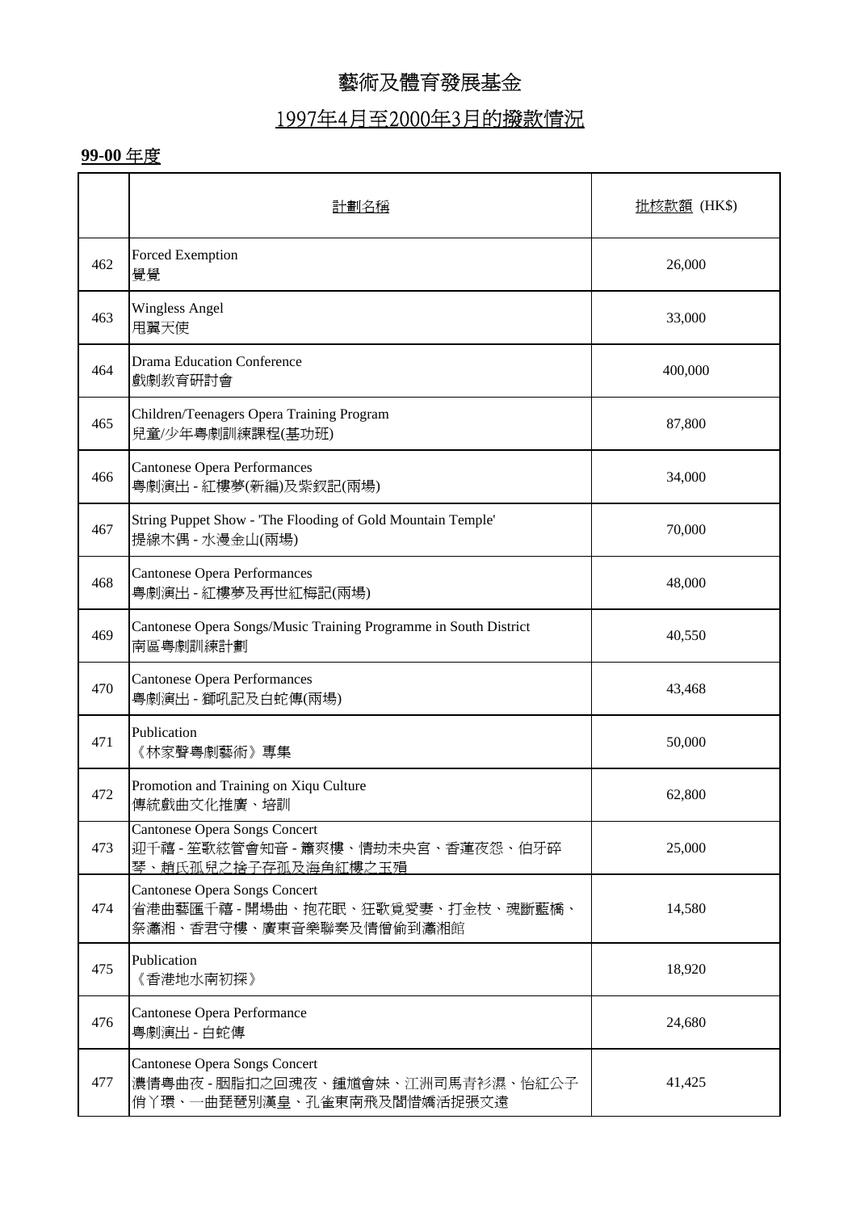# 藝術及體育發展基金

## 1997年4月至2000年3月的撥款情況

**99-00** 年度

| | 計劃名稱 | 批核款額 (HK$) |
|---|---|---|
| 462 | Forced Exemption<br>覺覺 | 26,000 |
| 463 | Wingless Angel<br>甩翼天使 | 33,000 |
| 464 | Drama Education Conference<br>戲劇教育研討會 | 400,000 |
| 465 | Children/Teenagers Opera Training Program<br>兒童/少年粵劇訓練課程(基功班) | 87,800 |
| 466 | Cantonese Opera Performances<br>粵劇演出 - 紅樓夢(新編)及紫釵記(兩場) | 34,000 |
| 467 | String Puppet Show - 'The Flooding of Gold Mountain Temple'<br>提線木偶 - 水漫金山(兩場) | 70,000 |
| 468 | Cantonese Opera Performances<br>粵劇演出 - 紅樓夢及再世紅梅記(兩場) | 48,000 |
| 469 | Cantonese Opera Songs/Music Training Programme in South District<br>南區粵劇訓練計劃 | 40,550 |
| 470 | Cantonese Opera Performances<br>粵劇演出 - 獅吼記及白蛇傳(兩場) | 43,468 |
| 471 | Publication<br>《林家聲粵劇藝術》專集 | 50,000 |
| 472 | Promotion and Training on Xiqu Culture<br>傳統戲曲文化推廣、培訓 | 62,800 |
| 473 | Cantonese Opera Songs Concert<br>迎千禧 - 笙歌絃管會知音 - 簫爽樓、情劫未央宮、香蓮夜怨、伯牙碎琴、趙氏孤兒之捨子存孤及海角紅樓之玉殞 | 25,000 |
| 474 | Cantonese Opera Songs Concert<br>省港曲藝匯千禧 - 開場曲、抱花眠、狂歌覓愛妻、打金枝、魂斷藍橋、祭瀟湘、香君守樓、廣東音樂聯奏及情僧偷到瀟湘館 | 14,580 |
| 475 | Publication<br>《香港地水南初探》 | 18,920 |
| 476 | Cantonese Opera Performance<br>粵劇演出 - 白蛇傳 | 24,680 |
| 477 | Cantonese Opera Songs Concert<br>濃情粵曲夜 - 胭脂扣之回魂夜、鍾馗會妹、江洲司馬青衫濕、怡紅公子俏丫環、一曲琵琶別漢皇、孔雀東南飛及閨憎嬌活捉張文遠 | 41,425 |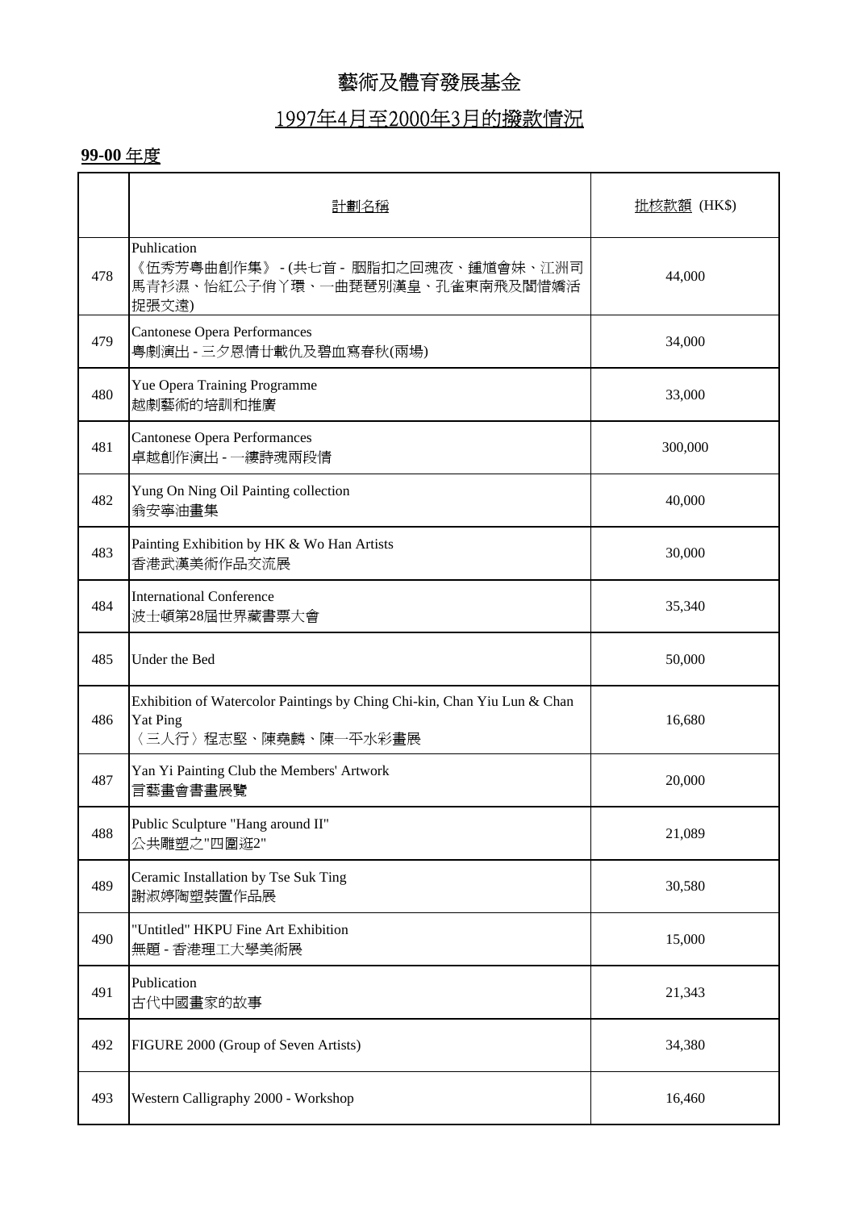# 藝術及體育發展基金

## 1997年4月至2000年3月的撥款情況

**99-00** 年度

| | 計劃名稱 | 批核款額 (HK$) |
|---|---|---|
| 478 | Puhlication<br>《伍秀芳粵曲創作集》 - (共七首 - 胭脂扣之回魂夜、鍾馗會妹、江洲司馬青衫濕、怡紅公子俏丫環、一曲琵琶別漢皇、孔雀東南飛及閻惜嬌活捉張文遠) | 44,000 |
| 479 | Cantonese Opera Performances<br>粵劇演出 - 三夕恩情廿載仇及碧血寫春秋(兩場) | 34,000 |
| 480 | Yue Opera Training Programme<br>越劇藝術的培訓和推廣 | 33,000 |
| 481 | Cantonese Opera Performances<br>卓越創作演出 - 一縷詩魂兩段情 | 300,000 |
| 482 | Yung On Ning Oil Painting collection<br>翁安寧油畫集 | 40,000 |
| 483 | Painting Exhibition by HK & Wo Han Artists<br>香港武漢美術作品交流展 | 30,000 |
| 484 | International Conference<br>波士頓第28屆世界藏書票大會 | 35,340 |
| 485 | Under the Bed | 50,000 |
| 486 | Exhibition of Watercolor Paintings by Ching Chi-kin, Chan Yiu Lun & Chan Yat Ping<br>〈三人行〉程志堅、陳堯麟、陳一平水彩畫展 | 16,680 |
| 487 | Yan Yi Painting Club the Members' Artwork<br>言藝畫會書畫展覽 | 20,000 |
| 488 | Public Sculpture "Hang around II"<br>公共雕塑之"四圍逛2" | 21,089 |
| 489 | Ceramic Installation by Tse Suk Ting<br>謝淑婷陶塑裝置作品展 | 30,580 |
| 490 | "Untitled" HKPU Fine Art Exhibition<br>無題 - 香港理工大學美術展 | 15,000 |
| 491 | Publication<br>古代中國畫家的故事 | 21,343 |
| 492 | FIGURE 2000 (Group of Seven Artists) | 34,380 |
| 493 | Western Calligraphy 2000 - Workshop | 16,460 |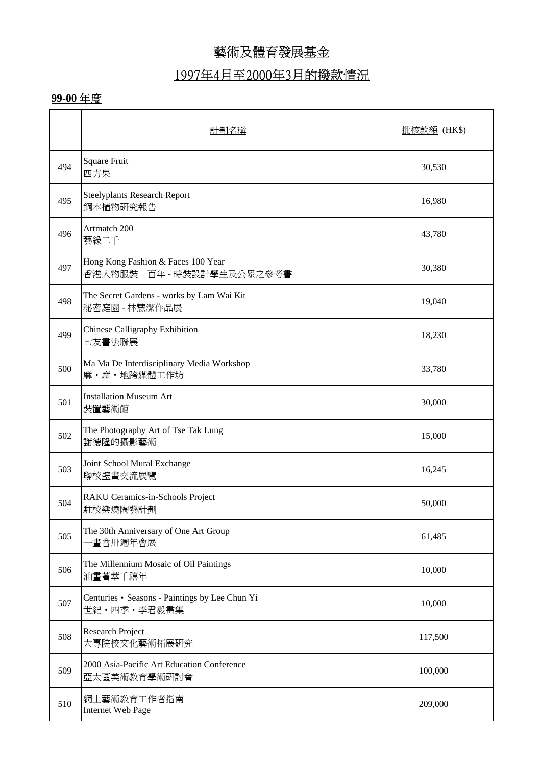# 藝術及體育發展基金

## 1997年4月至2000年3月的撥款情況

**99-00** 年度

| | 計劃名稱 | 批核款額 (HK$) |
|---|---|---|
| 494 | Square Fruit<br>四方果 | 30,530 |
| 495 | Steelyplants Research Report<br>鋼本植物研究報告 | 16,980 |
| 496 | Artmatch 200<br>藝緣二千 | 43,780 |
| 497 | Hong Kong Fashion & Faces 100 Year<br>香港人物服裝一百年 - 時裝設計學生及公眾之參考書 | 30,380 |
| 498 | The Secret Gardens - works by Lam Wai Kit<br>秘密庭園 - 林慧潔作品展 | 19,040 |
| 499 | Chinese Calligraphy Exhibition<br>七友書法聯展 | 18,230 |
| 500 | Ma Ma De Interdisciplinary Media Workshop<br>麻・麻・地跨媒體工作坊 | 33,780 |
| 501 | Installation Museum Art<br>裝置藝術館 | 30,000 |
| 502 | The Photography Art of Tse Tak Lung<br>謝德隆的攝影藝術 | 15,000 |
| 503 | Joint School Mural Exchange<br>聯校壁畫交流展覽 | 16,245 |
| 504 | RAKU Ceramics-in-Schools Project<br>駐校樂燒陶藝計劃 | 50,000 |
| 505 | The 30th Anniversary of One Art Group<br>一畫會卅週年會展 | 61,485 |
| 506 | The Millennium Mosaic of Oil Paintings<br>油畫薈萃千禧年 | 10,000 |
| 507 | Centuries・Seasons - Paintings by Lee Chun Yi<br>世紀・四季・李君毅畫集 | 10,000 |
| 508 | Research Project<br>大專院校文化藝術拓展研究 | 117,500 |
| 509 | 2000 Asia-Pacific Art Education Conference<br>亞太區美術教育學術研討會 | 100,000 |
| 510 | 網上藝術教育工作者指南<br>Internet Web Page | 209,000 |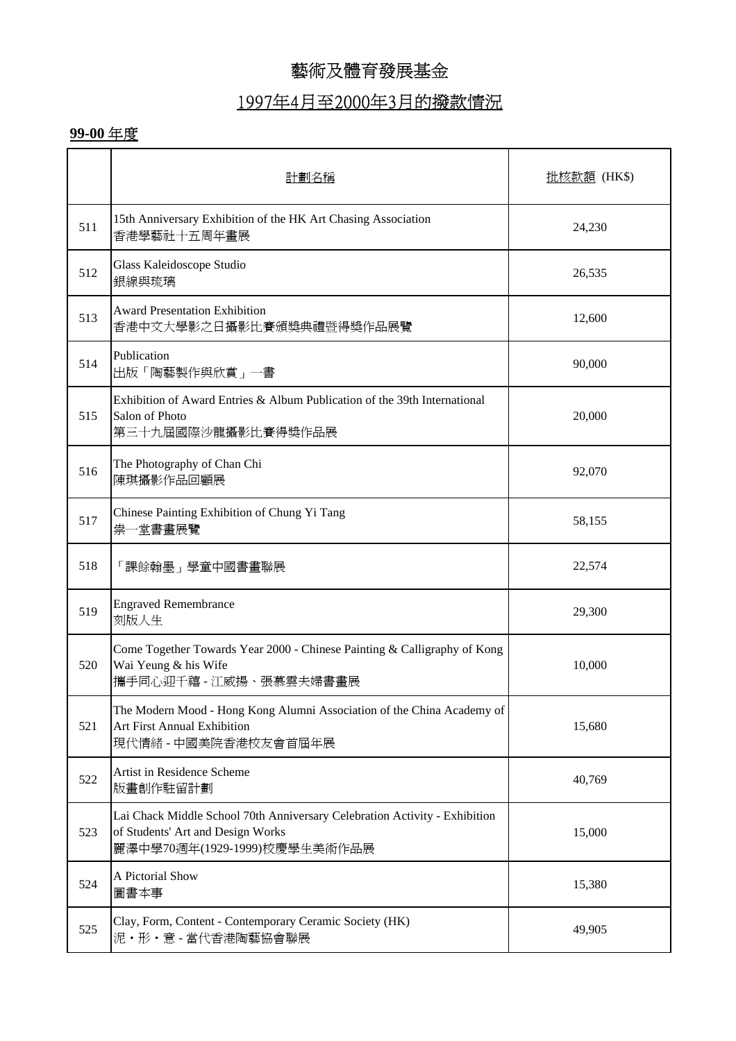# 藝術及體育發展基金

## 1997年4月至2000年3月的撥款情況

**99-00** 年度

| | 計劃名稱 | 批核款額 (HK$) |
|---|---|---|
| 511 | 15th Anniversary Exhibition of the HK Art Chasing Association<br>香港學藝社十五周年畫展 | 24,230 |
| 512 | Glass Kaleidoscope Studio<br>銀線與琉璃 | 26,535 |
| 513 | Award Presentation Exhibition<br>香港中文大學影之日攝影比賽頒獎典禮暨得獎作品展覽 | 12,600 |
| 514 | Publication<br>出版「陶藝製作與欣賞」一書 | 90,000 |
| 515 | Exhibition of Award Entries & Album Publication of the 39th International Salon of Photo<br>第三十九屆國際沙龍攝影比賽得獎作品展 | 20,000 |
| 516 | The Photography of Chan Chi<br>陳琪攝影作品回顧展 | 92,070 |
| 517 | Chinese Painting Exhibition of Chung Yi Tang<br>崇一堂書畫展覽 | 58,155 |
| 518 | 「課餘翰墨」學童中國書畫聯展 | 22,574 |
| 519 | Engraved Remembrance<br>刻版人生 | 29,300 |
| 520 | Come Together Towards Year 2000 - Chinese Painting & Calligraphy of Kong Wai Yeung & his Wife<br>攜手同心迎千禧 - 江威揚、張慕雲夫婦書畫展 | 10,000 |
| 521 | The Modern Mood - Hong Kong Alumni Association of the China Academy of Art First Annual Exhibition<br>現代情緒 - 中國美院香港校友會首屆年展 | 15,680 |
| 522 | Artist in Residence Scheme<br>版畫創作駐留計劃 | 40,769 |
| 523 | Lai Chack Middle School 70th Anniversary Celebration Activity - Exhibition of Students' Art and Design Works<br>麗澤中學70週年(1929-1999)校慶學生美術作品展 | 15,000 |
| 524 | A Pictorial Show<br>圖書本事 | 15,380 |
| 525 | Clay, Form, Content - Contemporary Ceramic Society (HK)<br>泥・形・意 - 當代香港陶藝協會聯展 | 49,905 |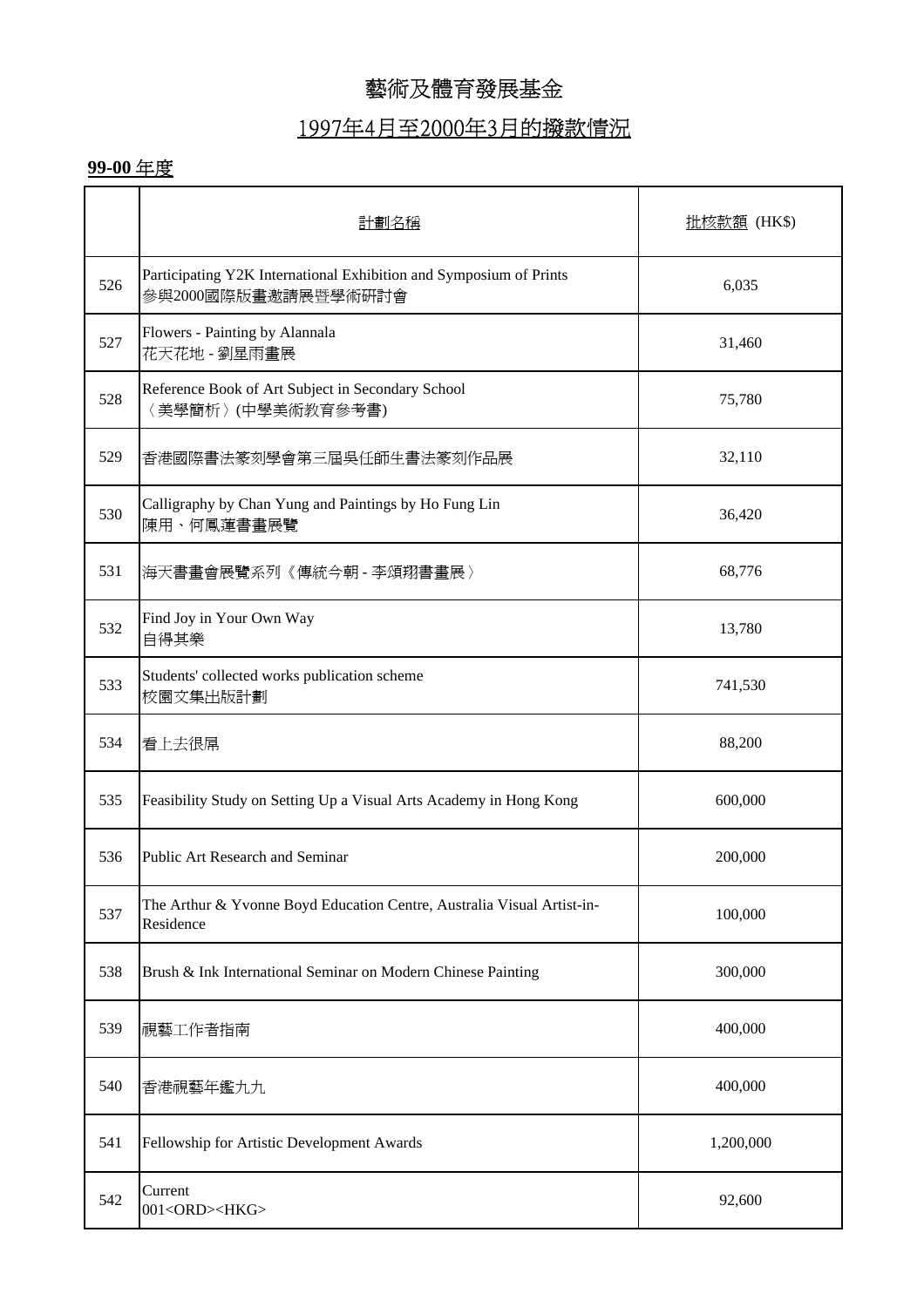# 藝術及體育發展基金

## 1997年4月至2000年3月的撥款情況

**99-00** 年度

| | 計劃名稱 | 批核款額 (HK$) |
|---|---|---|
| 526 | Participating Y2K International Exhibition and Symposium of Prints<br>參與2000國際版畫邀請展暨學術研討會 | 6,035 |
| 527 | Flowers - Painting by Alannala<br>花天花地 - 劉星雨畫展 | 31,460 |
| 528 | Reference Book of Art Subject in Secondary School<br>〈美學簡析〉(中學美術教育參考書) | 75,780 |
| 529 | 香港國際書法篆刻學會第三屆吳任師生書法篆刻作品展 | 32,110 |
| 530 | Calligraphy by Chan Yung and Paintings by Ho Fung Lin<br>陳用、何鳳蓮書畫展覽 | 36,420 |
| 531 | 海天書畫會展覽系列《傳統今朝 - 李頌翔書畫展〉 | 68,776 |
| 532 | Find Joy in Your Own Way<br>自得其樂 | 13,780 |
| 533 | Students' collected works publication scheme<br>校園文集出版計劃 | 741,530 |
| 534 | 看上去很屌 | 88,200 |
| 535 | Feasibility Study on Setting Up a Visual Arts Academy in Hong Kong | 600,000 |
| 536 | Public Art Research and Seminar | 200,000 |
| 537 | The Arthur & Yvonne Boyd Education Centre, Australia Visual Artist-in-Residence | 100,000 |
| 538 | Brush & Ink International Seminar on Modern Chinese Painting | 300,000 |
| 539 | 視藝工作者指南 | 400,000 |
| 540 | 香港視藝年鑑九九 | 400,000 |
| 541 | Fellowship for Artistic Development Awards | 1,200,000 |
| 542 | Current<br>001<ORD><HKG> | 92,600 |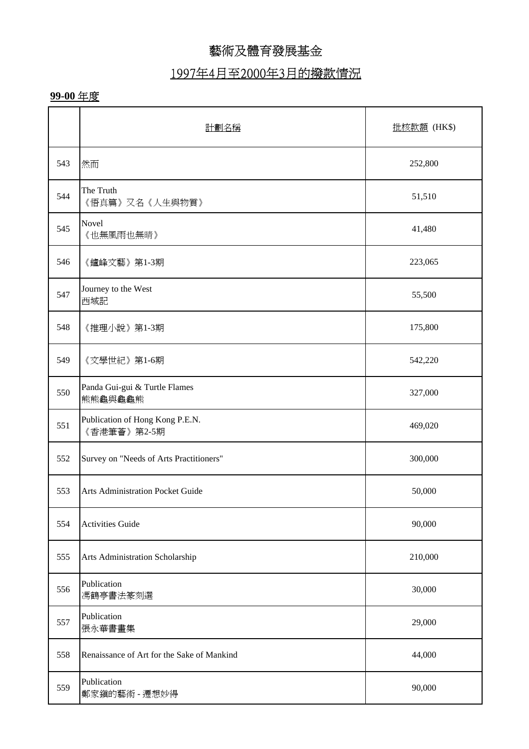# 藝術及體育發展基金

## 1997年4月至2000年3月的撥款情況

**99-00** 年度

| | 計劃名稱 | 批核款額 (HK$) |
|---|---|---|
| 543 | 然而 | 252,800 |
| 544 | The Truth<br>《悟真篇》又名《人生與物質》 | 51,510 |
| 545 | Novel<br>《也無風雨也無晴》 | 41,480 |
| 546 | 《鑪峰文藝》第1-3期 | 223,065 |
| 547 | Journey to the West<br>西域記 | 55,500 |
| 548 | 《推理小說》第1-3期 | 175,800 |
| 549 | 《文學世紀》第1-6期 | 542,220 |
| 550 | Panda Gui-gui & Turtle Flames<br>熊熊龜與龜龜熊 | 327,000 |
| 551 | Publication of Hong Kong P.E.N.<br>《香港筆薈》第2-5期 | 469,020 |
| 552 | Survey on "Needs of Arts Practitioners" | 300,000 |
| 553 | Arts Administration Pocket Guide | 50,000 |
| 554 | Activities Guide | 90,000 |
| 555 | Arts Administration Scholarship | 210,000 |
| 556 | Publication<br>馮鶴亭書法篆刻選 | 30,000 |
| 557 | Publication<br>張永華書畫集 | 29,000 |
| 558 | Renaissance of Art for the Sake of Mankind | 44,000 |
| 559 | Publication<br>鄺家鎮的藝術 - 遷想妙得 | 90,000 |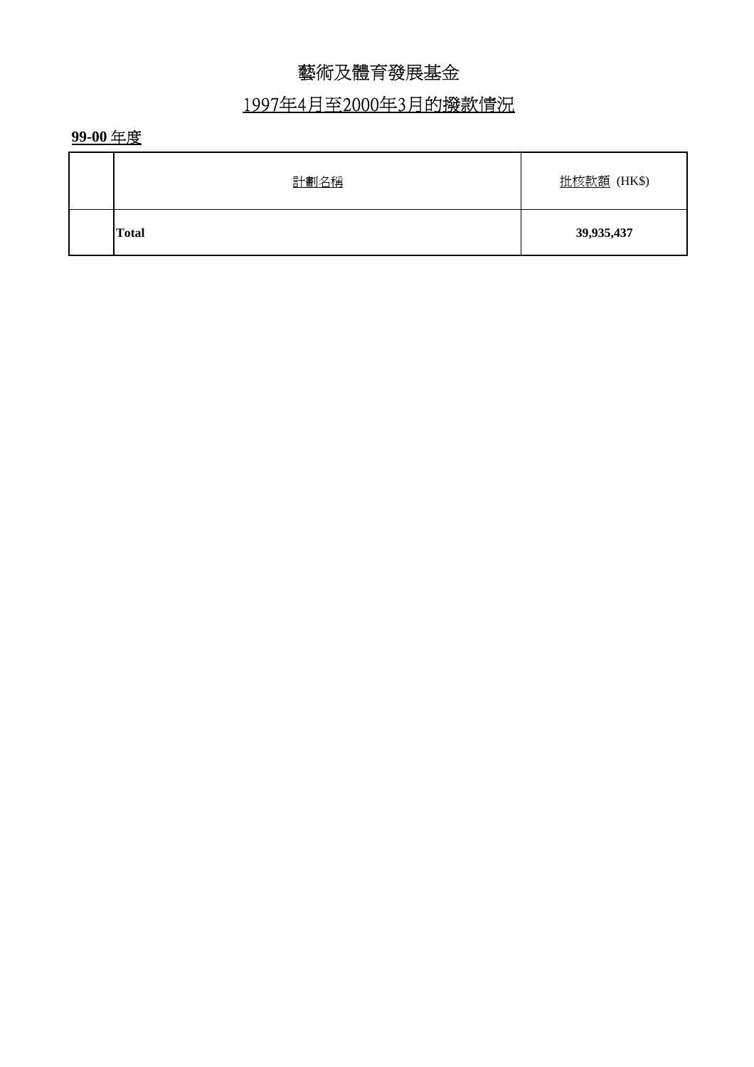# 藝術及體育發展基金

## 1997年4月至2000年3月的撥款情況

**99-00** 年度

| | 計劃名稱 | 批核款額 (HK$) |
|---|---|---|
| | **Total** | **39,935,437** |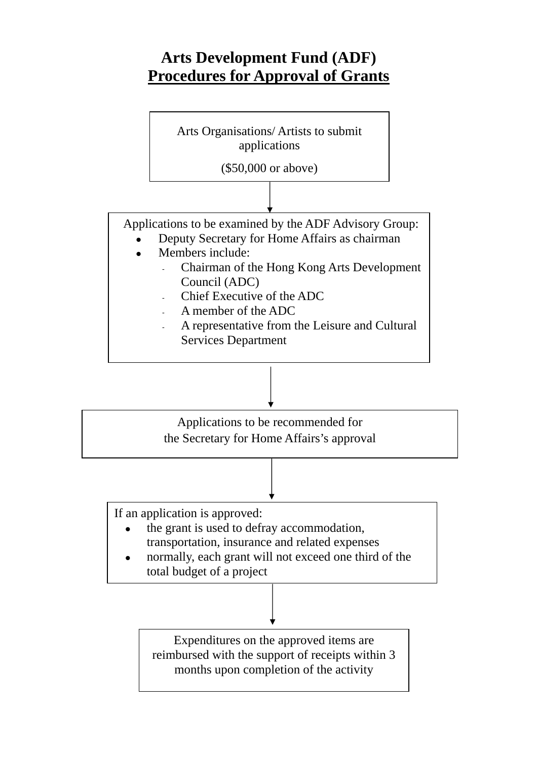# Arts Development Fund (ADF)

## Procedures for Approval of Grants

Arts Organisations/ Artists to submit applications

($50,000 or above)

↓

Applications to be examined by the ADF Advisory Group:

- Deputy Secretary for Home Affairs as chairman
- Members include:
  - Chairman of the Hong Kong Arts Development Council (ADC)
  - Chief Executive of the ADC
  - A member of the ADC
  - A representative from the Leisure and Cultural Services Department

↓

Applications to be recommended for the Secretary for Home Affairs's approval

↓

If an application is approved:

- the grant is used to defray accommodation, transportation, insurance and related expenses
- normally, each grant will not exceed one third of the total budget of a project

↓

Expenditures on the approved items are reimbursed with the support of receipts within 3 months upon completion of the activity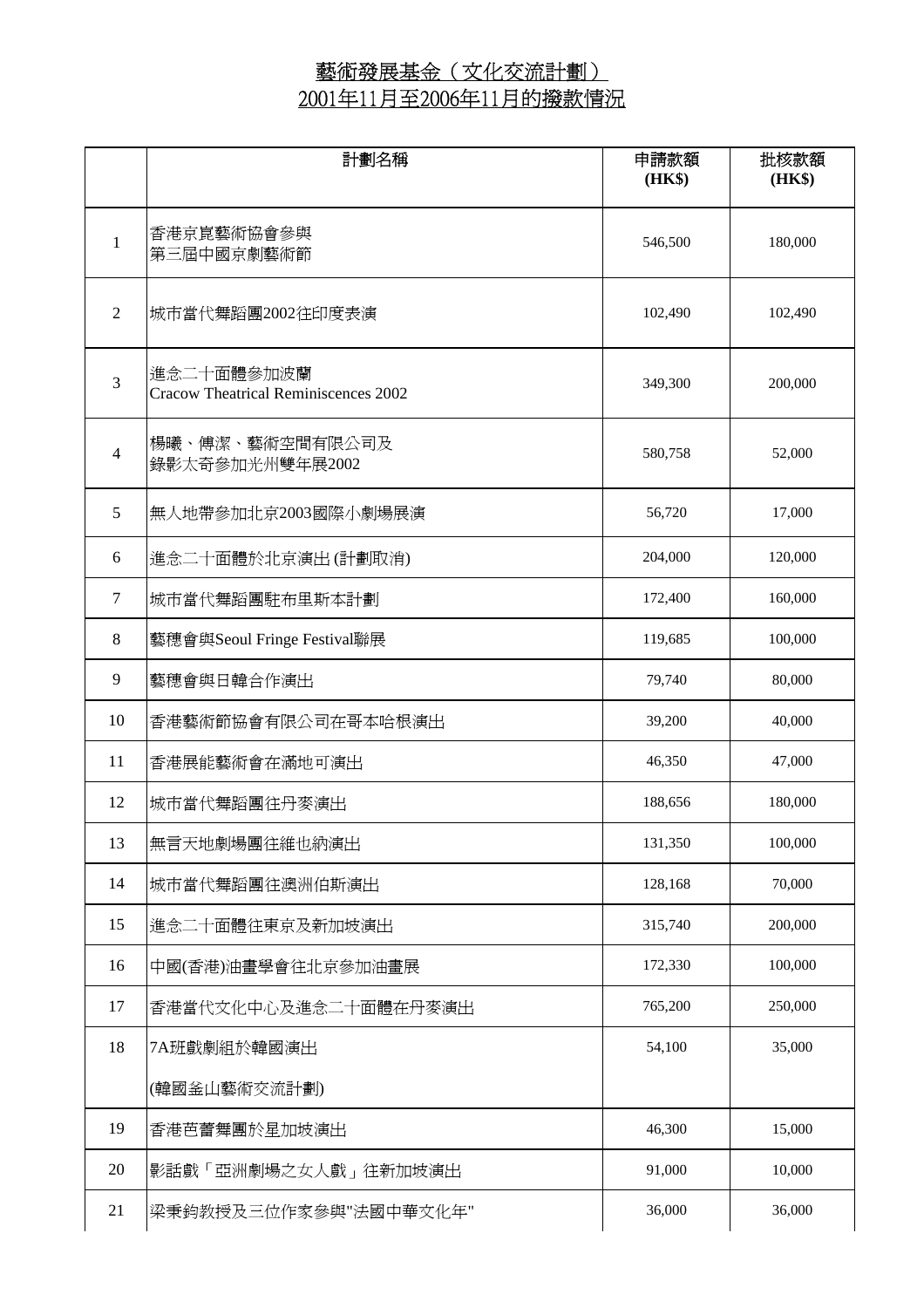# 藝術發展基金（文化交流計劃）
# 2001年11月至2006年11月的撥款情況

| | 計劃名稱 | 申請款額 (HK$) | 批核款額 (HK$) |
|---|---|---|---|
| 1 | 香港京崑藝術協會參與<br>第三屆中國京劇藝術節 | 546,500 | 180,000 |
| 2 | 城市當代舞蹈團2002往印度表演 | 102,490 | 102,490 |
| 3 | 進念二十面體參加波蘭<br>Cracow Theatrical Reminiscences 2002 | 349,300 | 200,000 |
| 4 | 楊曦、傅潔、藝術空間有限公司及<br>錄影太奇參加光州雙年展2002 | 580,758 | 52,000 |
| 5 | 無人地帶參加北京2003國際小劇場展演 | 56,720 | 17,000 |
| 6 | 進念二十面體於北京演出 (計劃取消) | 204,000 | 120,000 |
| 7 | 城市當代舞蹈團駐布里斯本計劃 | 172,400 | 160,000 |
| 8 | 藝穗會與Seoul Fringe Festival聯展 | 119,685 | 100,000 |
| 9 | 藝穗會與日韓合作演出 | 79,740 | 80,000 |
| 10 | 香港藝術節協會有限公司在哥本哈根演出 | 39,200 | 40,000 |
| 11 | 香港展能藝術會在滿地可演出 | 46,350 | 47,000 |
| 12 | 城市當代舞蹈團往丹麥演出 | 188,656 | 180,000 |
| 13 | 無言天地劇場團往維也納演出 | 131,350 | 100,000 |
| 14 | 城市當代舞蹈團往澳洲伯斯演出 | 128,168 | 70,000 |
| 15 | 進念二十面體往東京及新加坡演出 | 315,740 | 200,000 |
| 16 | 中國(香港)油畫學會往北京參加油畫展 | 172,330 | 100,000 |
| 17 | 香港當代文化中心及進念二十面體在丹麥演出 | 765,200 | 250,000 |
| 18 | 7A班戲劇組於韓國演出<br>(韓國釜山藝術交流計劃) | 54,100 | 35,000 |
| 19 | 香港芭蕾舞團於星加坡演出 | 46,300 | 15,000 |
| 20 | 影話戲「亞洲劇場之女人戲」往新加坡演出 | 91,000 | 10,000 |
| 21 | 梁秉鈞教授及三位作家參與"法國中華文化年" | 36,000 | 36,000 |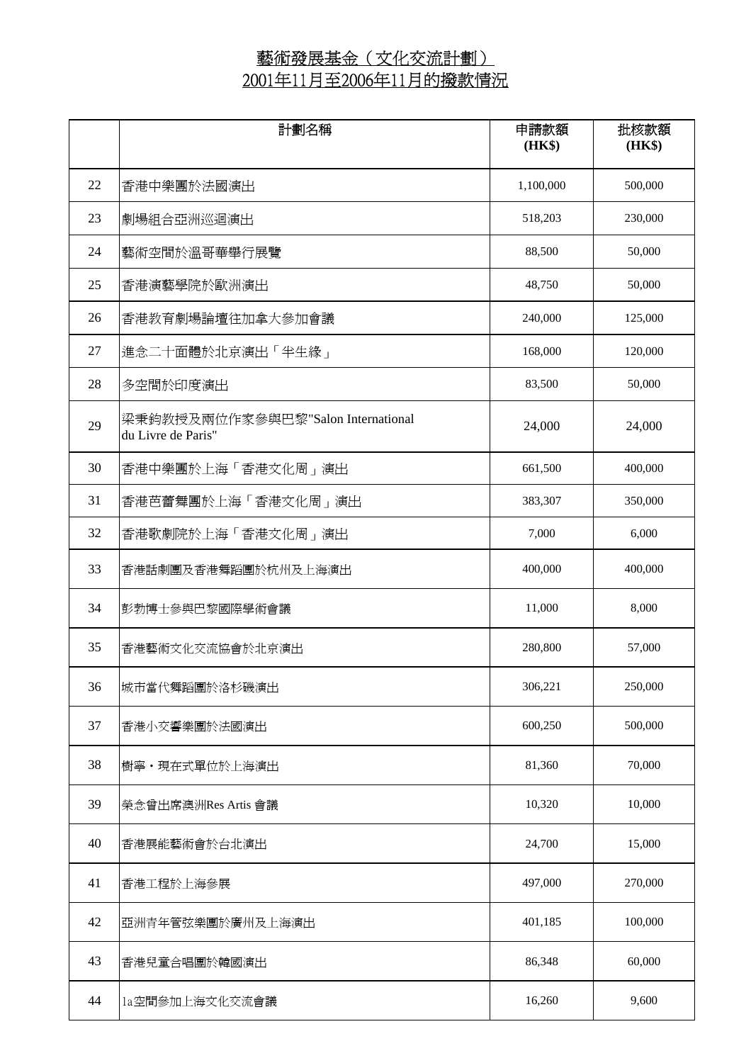# 藝術發展基金（文化交流計劃）
# 2001年11月至2006年11月的撥款情況

| | 計劃名稱 | 申請款額 (HK$) | 批核款額 (HK$) |
|---|---|---|---|
| 22 | 香港中樂團於法國演出 | 1,100,000 | 500,000 |
| 23 | 劇場組合亞洲巡迴演出 | 518,203 | 230,000 |
| 24 | 藝術空間於溫哥華舉行展覽 | 88,500 | 50,000 |
| 25 | 香港演藝學院於歐洲演出 | 48,750 | 50,000 |
| 26 | 香港教育劇場論壇往加拿大參加會議 | 240,000 | 125,000 |
| 27 | 進念二十面體於北京演出「半生緣」 | 168,000 | 120,000 |
| 28 | 多空間於印度演出 | 83,500 | 50,000 |
| 29 | 梁秉鈞教授及兩位作家參與巴黎"Salon International du Livre de Paris" | 24,000 | 24,000 |
| 30 | 香港中樂團於上海「香港文化周」演出 | 661,500 | 400,000 |
| 31 | 香港芭蕾舞團於上海「香港文化周」演出 | 383,307 | 350,000 |
| 32 | 香港歌劇院於上海「香港文化周」演出 | 7,000 | 6,000 |
| 33 | 香港話劇團及香港舞蹈團於杭州及上海演出 | 400,000 | 400,000 |
| 34 | 彭勃博士參與巴黎國際學術會議 | 11,000 | 8,000 |
| 35 | 香港藝術文化交流協會於北京演出 | 280,800 | 57,000 |
| 36 | 城市當代舞蹈團於洛杉磯演出 | 306,221 | 250,000 |
| 37 | 香港小交響樂團於法國演出 | 600,250 | 500,000 |
| 38 | 樹寧・現在式單位於上海演出 | 81,360 | 70,000 |
| 39 | 榮念曾出席澳洲Res Artis 會議 | 10,320 | 10,000 |
| 40 | 香港展能藝術會於台北演出 | 24,700 | 15,000 |
| 41 | 香港工程於上海參展 | 497,000 | 270,000 |
| 42 | 亞洲青年管弦樂團於廣州及上海演出 | 401,185 | 100,000 |
| 43 | 香港兒童合唱團於韓國演出 | 86,348 | 60,000 |
| 44 | 1a空間參加上海文化交流會議 | 16,260 | 9,600 |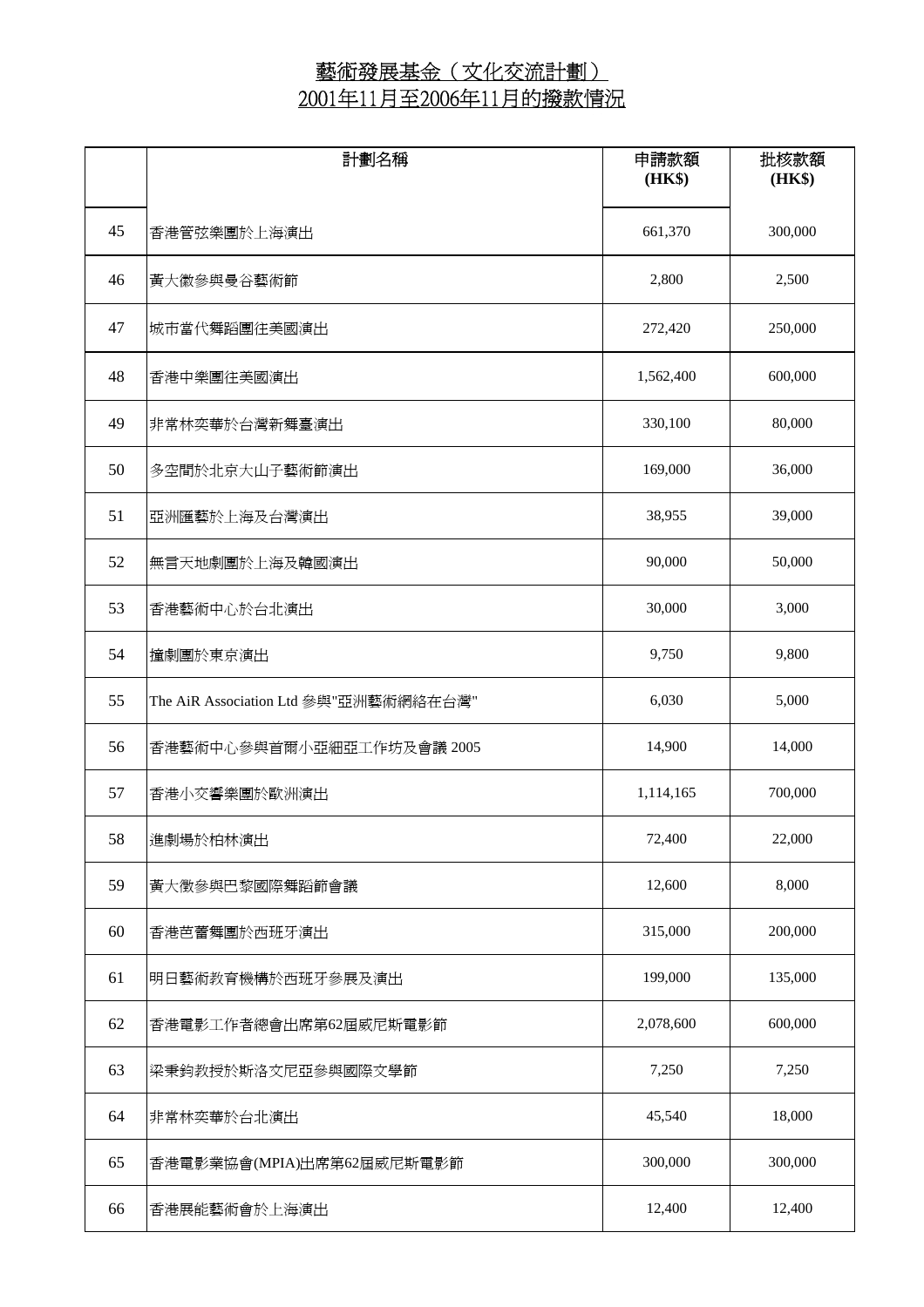# 藝術發展基金（文化交流計劃）
# 2001年11月至2006年11月的撥款情況

| | 計劃名稱 | 申請款額 (HK$) | 批核款額 (HK$) |
|---|---|---|---|
| 45 | 香港管弦樂團於上海演出 | 661,370 | 300,000 |
| 46 | 黃大徽參與曼谷藝術節 | 2,800 | 2,500 |
| 47 | 城市當代舞蹈團往美國演出 | 272,420 | 250,000 |
| 48 | 香港中樂團往美國演出 | 1,562,400 | 600,000 |
| 49 | 非常林奕華於台灣新舞臺演出 | 330,100 | 80,000 |
| 50 | 多空間於北京大山子藝術節演出 | 169,000 | 36,000 |
| 51 | 亞洲匯藝於上海及台灣演出 | 38,955 | 39,000 |
| 52 | 無言天地劇團於上海及韓國演出 | 90,000 | 50,000 |
| 53 | 香港藝術中心於台北演出 | 30,000 | 3,000 |
| 54 | 撞劇團於東京演出 | 9,750 | 9,800 |
| 55 | The AiR Association Ltd 參與"亞洲藝術網絡在台灣" | 6,030 | 5,000 |
| 56 | 香港藝術中心參與首爾小亞細亞工作坊及會議 2005 | 14,900 | 14,000 |
| 57 | 香港小交響樂團於歐洲演出 | 1,114,165 | 700,000 |
| 58 | 進劇場於柏林演出 | 72,400 | 22,000 |
| 59 | 黃大徽參與巴黎國際舞蹈節會議 | 12,600 | 8,000 |
| 60 | 香港芭蕾舞團於西班牙演出 | 315,000 | 200,000 |
| 61 | 明日藝術教育機構於西班牙參展及演出 | 199,000 | 135,000 |
| 62 | 香港電影工作者總會出席第62屆威尼斯電影節 | 2,078,600 | 600,000 |
| 63 | 梁秉鈞教授於斯洛文尼亞參與國際文學節 | 7,250 | 7,250 |
| 64 | 非常林奕華於台北演出 | 45,540 | 18,000 |
| 65 | 香港電影業協會(MPIA)出席第62屆威尼斯電影節 | 300,000 | 300,000 |
| 66 | 香港展能藝術會於上海演出 | 12,400 | 12,400 |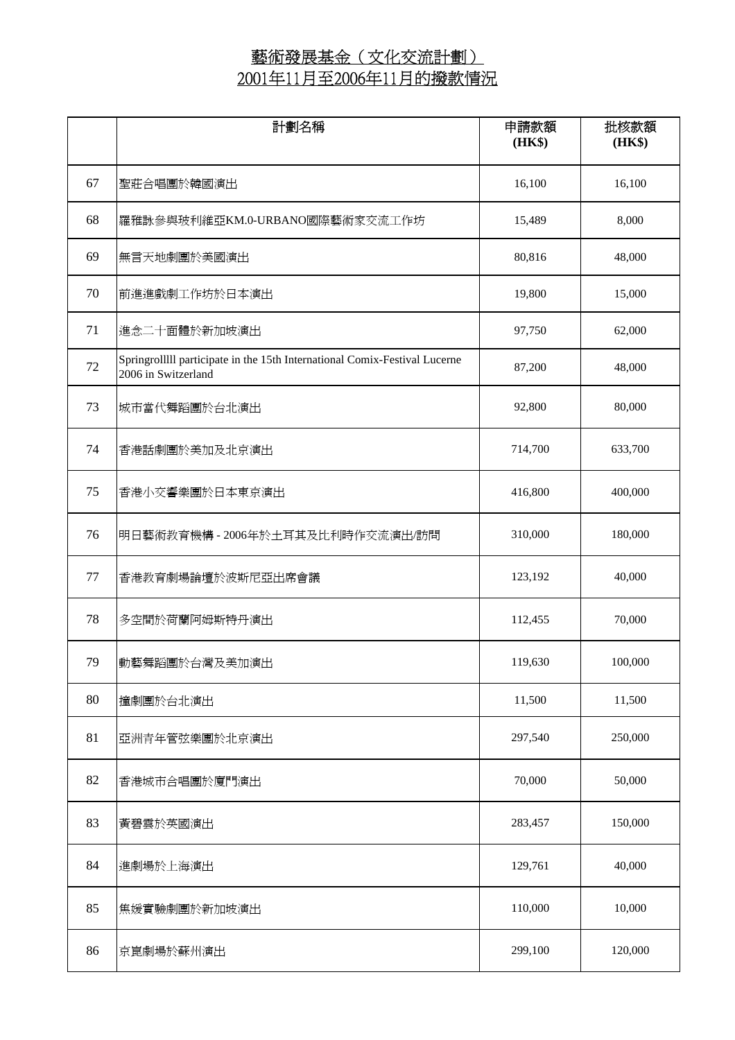# 藝術發展基金（文化交流計劃）
# 2001年11月至2006年11月的撥款情況

| | 計劃名稱 | 申請款額 (HK$) | 批核款額 (HK$) |
|---|---|---|---|
| 67 | 聖莊合唱團於韓國演出 | 16,100 | 16,100 |
| 68 | 羅稚詠參與玻利維亞KM.0-URBANO國際藝術家交流工作坊 | 15,489 | 8,000 |
| 69 | 無言天地劇團於美國演出 | 80,816 | 48,000 |
| 70 | 前進進戲劇工作坊於日本演出 | 19,800 | 15,000 |
| 71 | 進念二十面體於新加坡演出 | 97,750 | 62,000 |
| 72 | Springrolllll participate in the 15th International Comix-Festival Lucerne 2006 in Switzerland | 87,200 | 48,000 |
| 73 | 城市當代舞蹈團於台北演出 | 92,800 | 80,000 |
| 74 | 香港話劇團於美加及北京演出 | 714,700 | 633,700 |
| 75 | 香港小交響樂團於日本東京演出 | 416,800 | 400,000 |
| 76 | 明日藝術教育機構 - 2006年於土耳其及比利時作交流演出/訪問 | 310,000 | 180,000 |
| 77 | 香港教育劇場論壇於波斯尼亞出席會議 | 123,192 | 40,000 |
| 78 | 多空間於荷蘭阿姆斯特丹演出 | 112,455 | 70,000 |
| 79 | 動藝舞蹈團於台灣及美加演出 | 119,630 | 100,000 |
| 80 | 撞劇團於台北演出 | 11,500 | 11,500 |
| 81 | 亞洲青年管弦樂團於北京演出 | 297,540 | 250,000 |
| 82 | 香港城市合唱團於廈門演出 | 70,000 | 50,000 |
| 83 | 黃碧雲於英國演出 | 283,457 | 150,000 |
| 84 | 進劇場於上海演出 | 129,761 | 40,000 |
| 85 | 焦媛實驗劇團於新加坡演出 | 110,000 | 10,000 |
| 86 | 京崑劇場於蘇州演出 | 299,100 | 120,000 |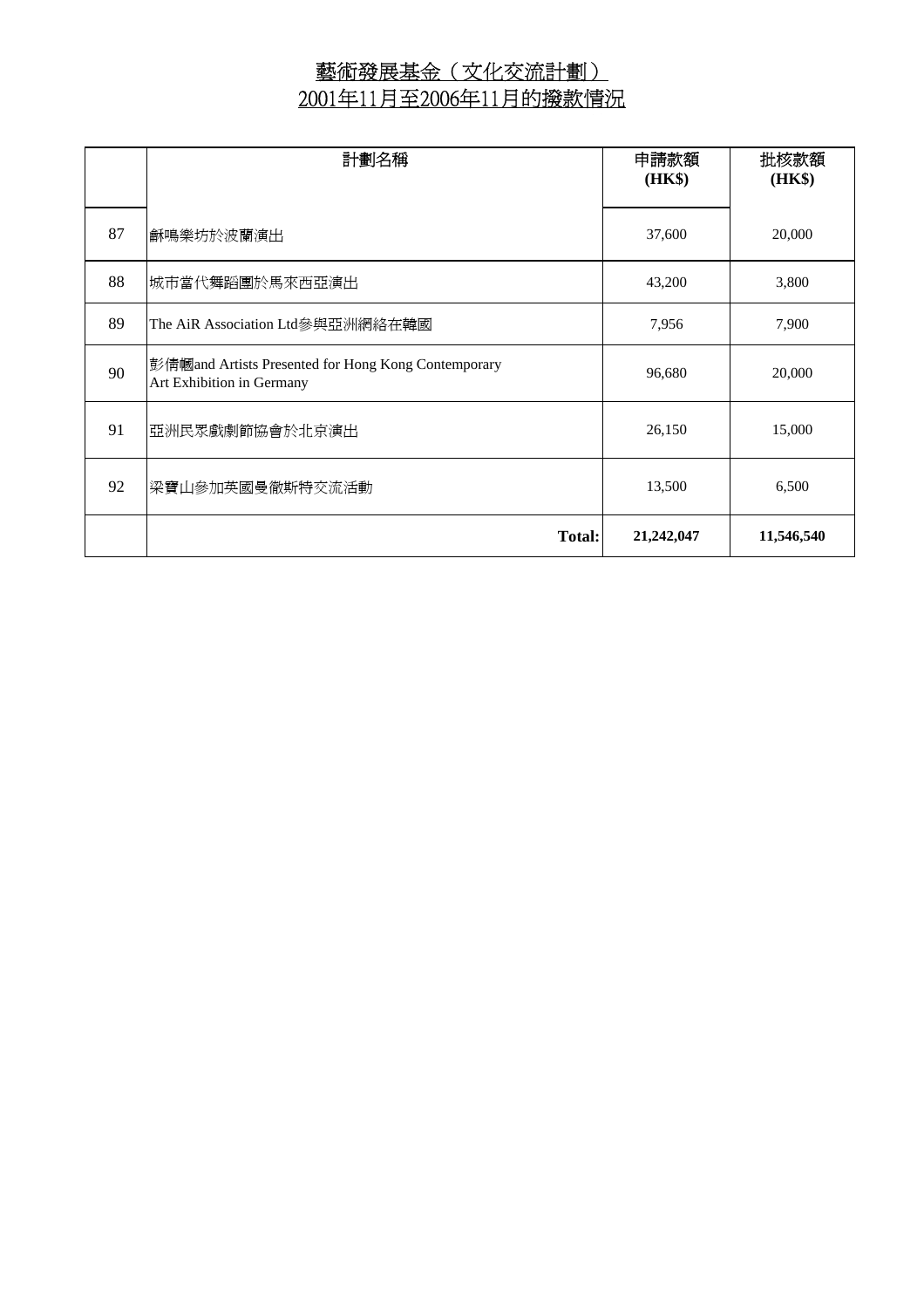# 藝術發展基金（文化交流計劃）
# 2001年11月至2006年11月的撥款情況

| | 計劃名稱 | 申請款額 (HK$) | 批核款額 (HK$) |
|---|---|---|---|
| 87 | 龢鳴樂坊於波蘭演出 | 37,600 | 20,000 |
| 88 | 城市當代舞蹈團於馬來西亞演出 | 43,200 | 3,800 |
| 89 | The AiR Association Ltd參與亞洲網絡在韓國 | 7,956 | 7,900 |
| 90 | 彭倩幗and Artists Presented for Hong Kong Contemporary Art Exhibition in Germany | 96,680 | 20,000 |
| 91 | 亞洲民眾戲劇節協會於北京演出 | 26,150 | 15,000 |
| 92 | 梁寶山參加英國曼徹斯特交流活動 | 13,500 | 6,500 |
| | **Total:** | **21,242,047** | **11,546,540** |